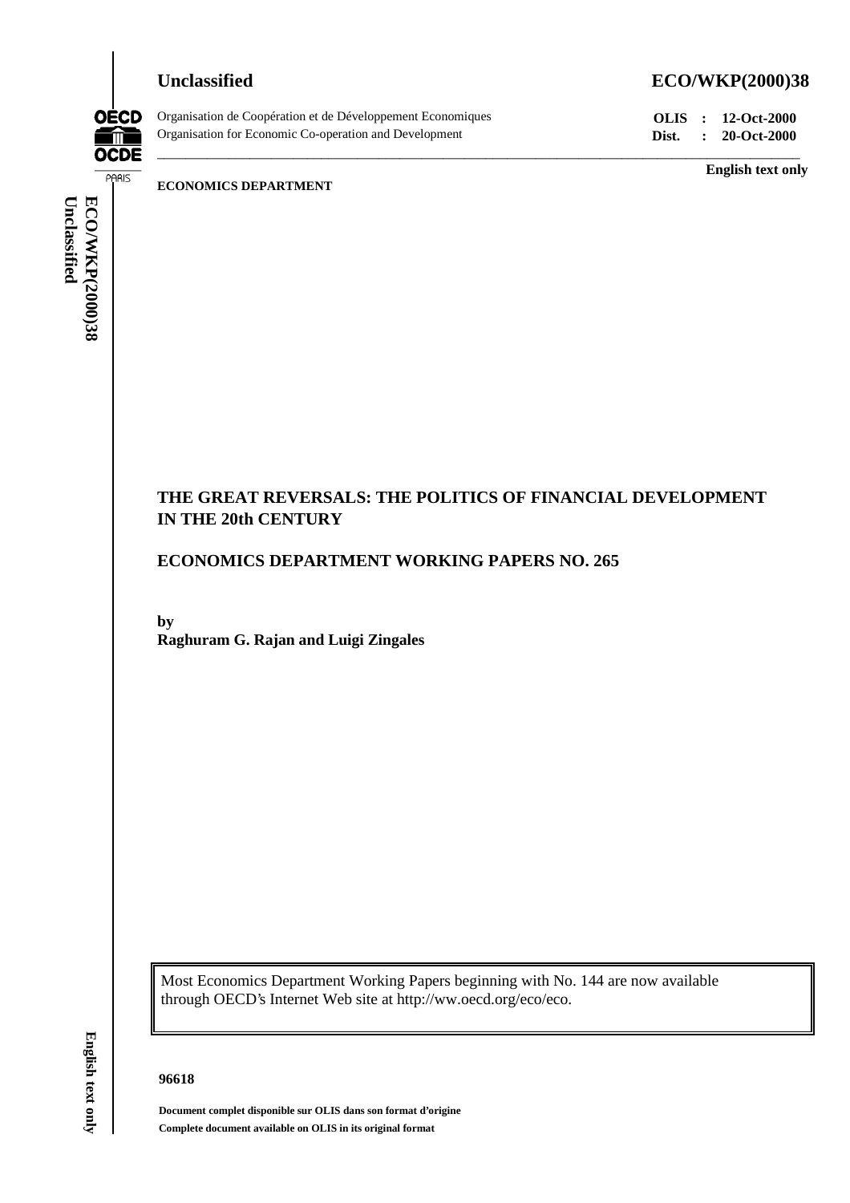**Unclassified** **ECO/WKP(2000)38**

Organisation de Coopération et de Développement Economiques
Organisation for Economic Co-operation and Development

**OLIS : 12-Oct-2000**
**Dist. : 20-Oct-2000**

**English text only**

**ECONOMICS DEPARTMENT**

# THE GREAT REVERSALS: THE POLITICS OF FINANCIAL DEVELOPMENT IN THE 20th CENTURY

## ECONOMICS DEPARTMENT WORKING PAPERS NO. 265

**by**
**Raghuram G. Rajan and Luigi Zingales**

Most Economics Department Working Papers beginning with No. 144 are now available through OECD's Internet Web site at http://ww.oecd.org/eco/eco.

**96618**

**Document complet disponible sur OLIS dans son format d'origine**
**Complete document available on OLIS in its original format**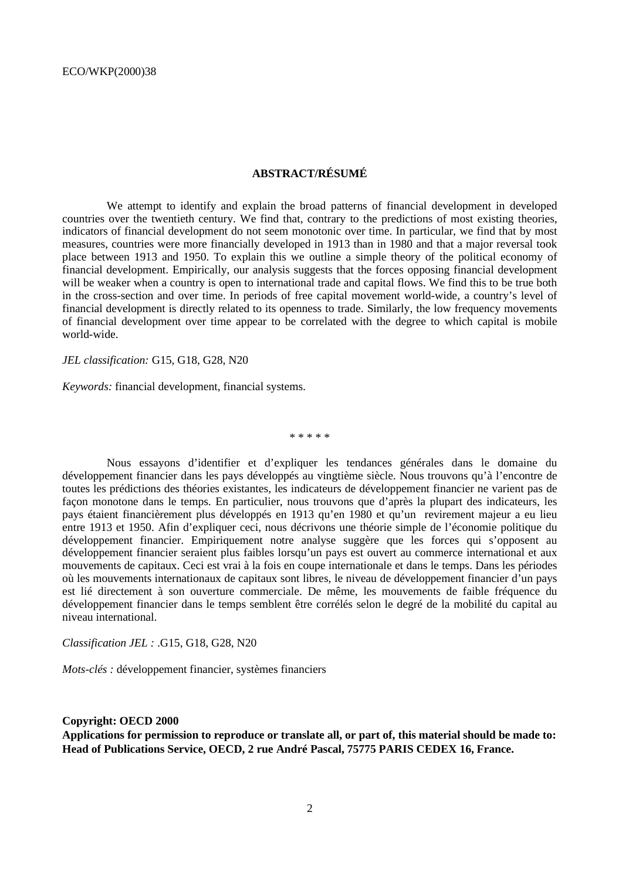## ABSTRACT/RÉSUMÉ

We attempt to identify and explain the broad patterns of financial development in developed countries over the twentieth century. We find that, contrary to the predictions of most existing theories, indicators of financial development do not seem monotonic over time. In particular, we find that by most measures, countries were more financially developed in 1913 than in 1980 and that a major reversal took place between 1913 and 1950. To explain this we outline a simple theory of the political economy of financial development. Empirically, our analysis suggests that the forces opposing financial development will be weaker when a country is open to international trade and capital flows. We find this to be true both in the cross-section and over time. In periods of free capital movement world-wide, a country's level of financial development is directly related to its openness to trade. Similarly, the low frequency movements of financial development over time appear to be correlated with the degree to which capital is mobile world-wide.

*JEL classification:* G15, G18, G28, N20

*Keywords:* financial development, financial systems.

\* \* \* \* \*

Nous essayons d'identifier et d'expliquer les tendances générales dans le domaine du développement financier dans les pays développés au vingtième siècle. Nous trouvons qu'à l'encontre de toutes les prédictions des théories existantes, les indicateurs de développement financier ne varient pas de façon monotone dans le temps. En particulier, nous trouvons que d'après la plupart des indicateurs, les pays étaient financièrement plus développés en 1913 qu'en 1980 et qu'un revirement majeur a eu lieu entre 1913 et 1950. Afin d'expliquer ceci, nous décrivons une théorie simple de l'économie politique du développement financier. Empiriquement notre analyse suggère que les forces qui s'opposent au développement financier seraient plus faibles lorsqu'un pays est ouvert au commerce international et aux mouvements de capitaux. Ceci est vrai à la fois en coupe internationale et dans le temps. Dans les périodes où les mouvements internationaux de capitaux sont libres, le niveau de développement financier d'un pays est lié directement à son ouverture commerciale. De même, les mouvements de faible fréquence du développement financier dans le temps semblent être corrélés selon le degré de la mobilité du capital au niveau international.

*Classification JEL :* .G15, G18, G28, N20

*Mots-clés :* développement financier, systèmes financiers

**Copyright: OECD 2000**
**Applications for permission to reproduce or translate all, or part of, this material should be made to: Head of Publications Service, OECD, 2 rue André Pascal, 75775 PARIS CEDEX 16, France.**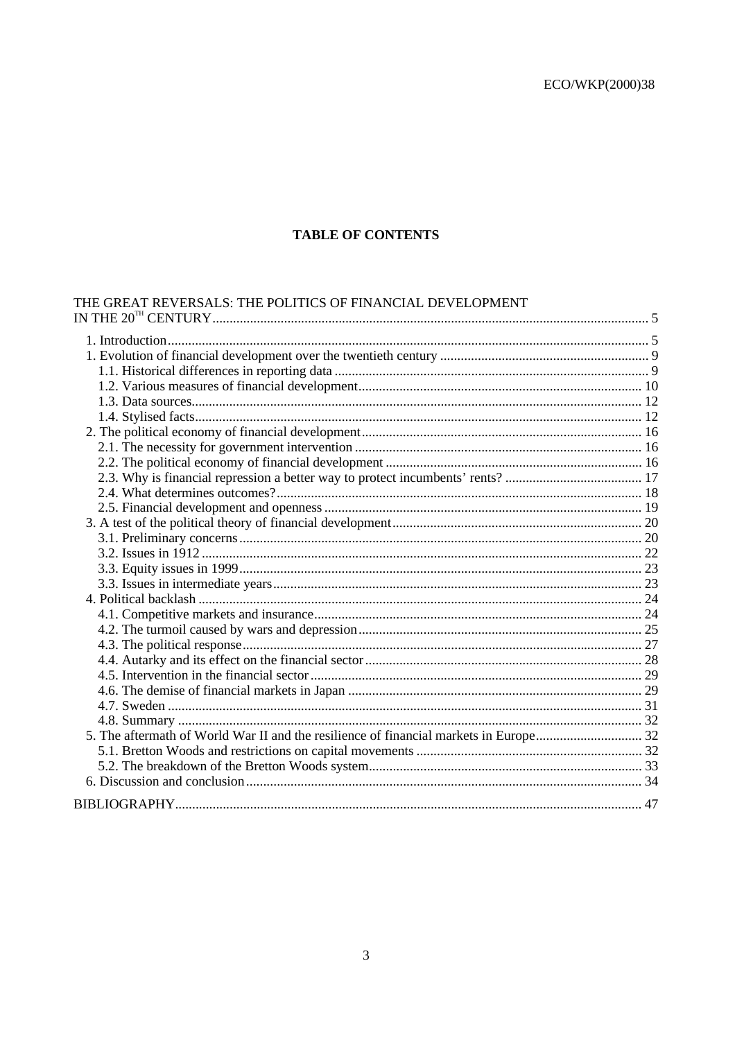**TABLE OF CONTENTS**

THE GREAT REVERSALS: THE POLITICS OF FINANCIAL DEVELOPMENT IN THE 20TH CENTURY ........ 5

- 1. Introduction ........ 5
- 1. Evolution of financial development over the twentieth century ........ 9
  - 1.1. Historical differences in reporting data ........ 9
  - 1.2. Various measures of financial development ........ 10
  - 1.3. Data sources ........ 12
  - 1.4. Stylised facts ........ 12
- 2. The political economy of financial development ........ 16
  - 2.1. The necessity for government intervention ........ 16
  - 2.2. The political economy of financial development ........ 16
  - 2.3. Why is financial repression a better way to protect incumbents' rents? ........ 17
  - 2.4. What determines outcomes? ........ 18
  - 2.5. Financial development and openness ........ 19
- 3. A test of the political theory of financial development ........ 20
  - 3.1. Preliminary concerns ........ 20
  - 3.2. Issues in 1912 ........ 22
  - 3.3. Equity issues in 1999 ........ 23
  - 3.3. Issues in intermediate years ........ 23
- 4. Political backlash ........ 24
  - 4.1. Competitive markets and insurance ........ 24
  - 4.2. The turmoil caused by wars and depression ........ 25
  - 4.3. The political response ........ 27
  - 4.4. Autarky and its effect on the financial sector ........ 28
  - 4.5. Intervention in the financial sector ........ 29
  - 4.6. The demise of financial markets in Japan ........ 29
  - 4.7. Sweden ........ 31
  - 4.8. Summary ........ 32
- 5. The aftermath of World War II and the resilience of financial markets in Europe ........ 32
  - 5.1. Bretton Woods and restrictions on capital movements ........ 32
  - 5.2. The breakdown of the Bretton Woods system ........ 33
- 6. Discussion and conclusion ........ 34

BIBLIOGRAPHY ........ 47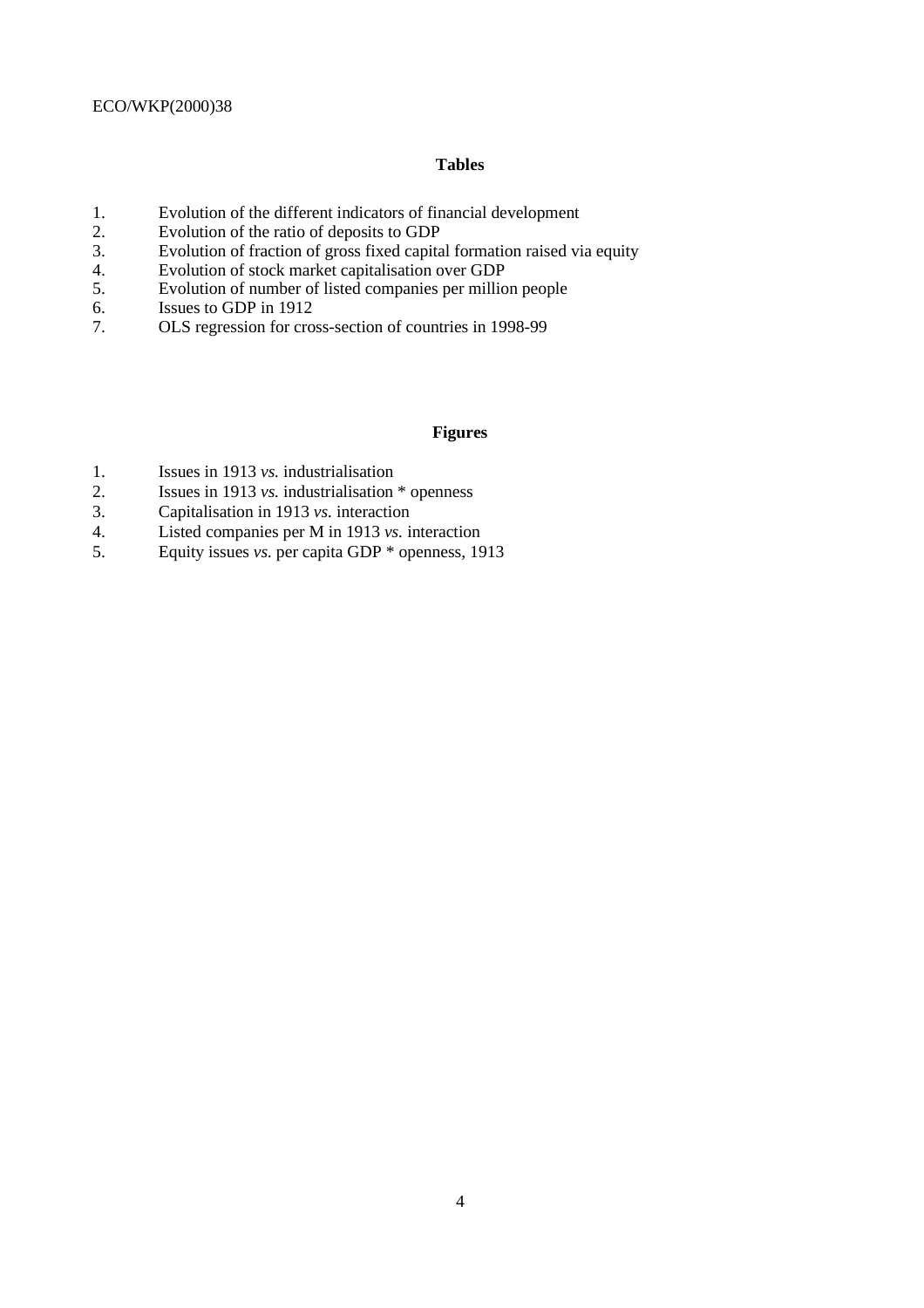## Tables

1. Evolution of the different indicators of financial development
2. Evolution of the ratio of deposits to GDP
3. Evolution of fraction of gross fixed capital formation raised via equity
4. Evolution of stock market capitalisation over GDP
5. Evolution of number of listed companies per million people
6. Issues to GDP in 1912
7. OLS regression for cross-section of countries in 1998-99

## Figures

1. Issues in 1913 *vs.* industrialisation
2. Issues in 1913 *vs.* industrialisation * openness
3. Capitalisation in 1913 *vs.* interaction
4. Listed companies per M in 1913 *vs.* interaction
5. Equity issues *vs.* per capita GDP * openness, 1913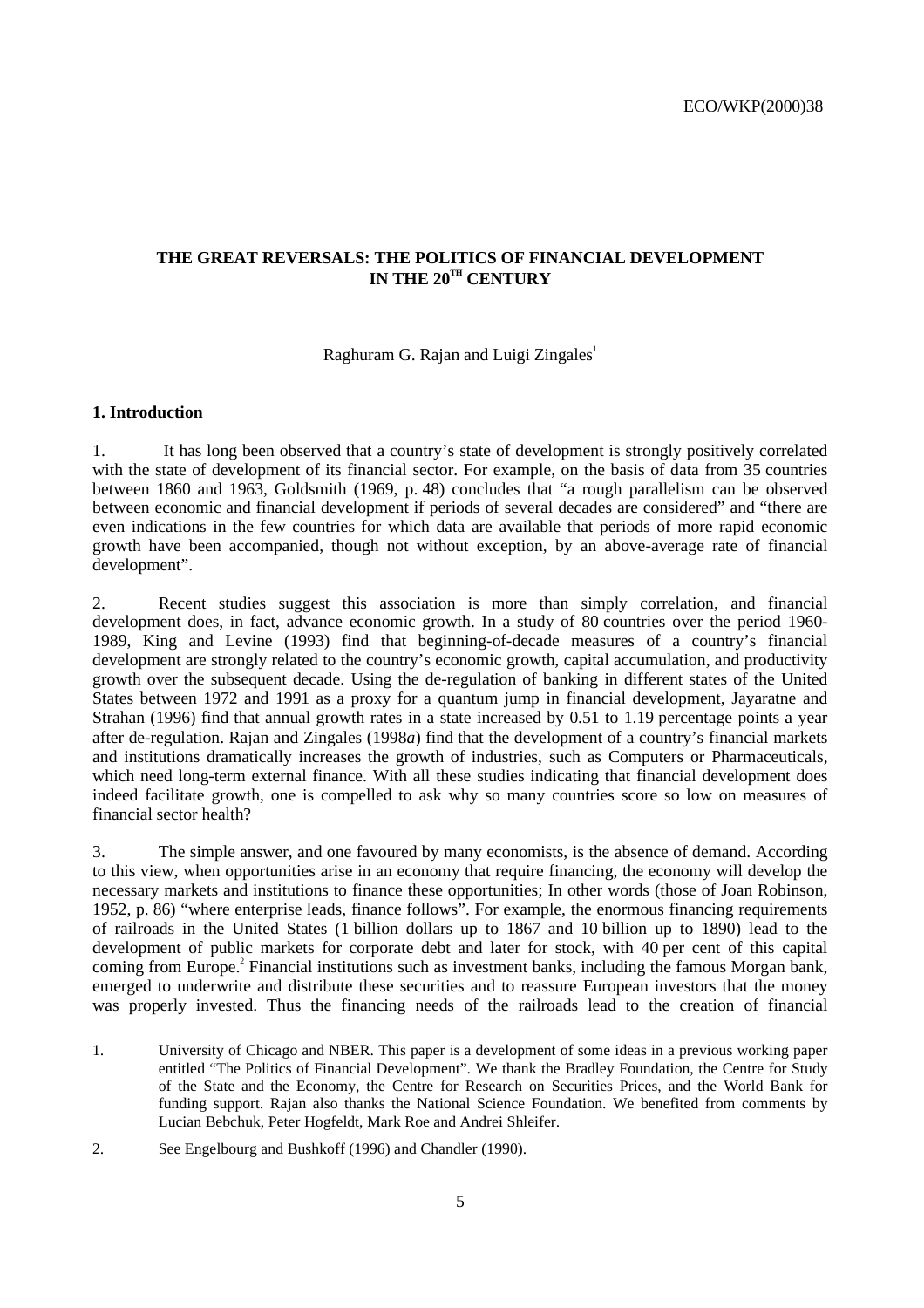# THE GREAT REVERSALS: THE POLITICS OF FINANCIAL DEVELOPMENT IN THE 20TH CENTURY

Raghuram G. Rajan and Luigi Zingales[1]

## 1. Introduction

1. It has long been observed that a country's state of development is strongly positively correlated with the state of development of its financial sector. For example, on the basis of data from 35 countries between 1860 and 1963, Goldsmith (1969, p. 48) concludes that "a rough parallelism can be observed between economic and financial development if periods of several decades are considered" and "there are even indications in the few countries for which data are available that periods of more rapid economic growth have been accompanied, though not without exception, by an above-average rate of financial development".

2. Recent studies suggest this association is more than simply correlation, and financial development does, in fact, advance economic growth. In a study of 80 countries over the period 1960-1989, King and Levine (1993) find that beginning-of-decade measures of a country's financial development are strongly related to the country's economic growth, capital accumulation, and productivity growth over the subsequent decade. Using the de-regulation of banking in different states of the United States between 1972 and 1991 as a proxy for a quantum jump in financial development, Jayaratne and Strahan (1996) find that annual growth rates in a state increased by 0.51 to 1.19 percentage points a year after de-regulation. Rajan and Zingales (1998*a*) find that the development of a country's financial markets and institutions dramatically increases the growth of industries, such as Computers or Pharmaceuticals, which need long-term external finance. With all these studies indicating that financial development does indeed facilitate growth, one is compelled to ask why so many countries score so low on measures of financial sector health?

3. The simple answer, and one favoured by many economists, is the absence of demand. According to this view, when opportunities arise in an economy that require financing, the economy will develop the necessary markets and institutions to finance these opportunities; In other words (those of Joan Robinson, 1952, p. 86) "where enterprise leads, finance follows". For example, the enormous financing requirements of railroads in the United States (1 billion dollars up to 1867 and 10 billion up to 1890) lead to the development of public markets for corporate debt and later for stock, with 40 per cent of this capital coming from Europe.[2] Financial institutions such as investment banks, including the famous Morgan bank, emerged to underwrite and distribute these securities and to reassure European investors that the money was properly invested. Thus the financing needs of the railroads lead to the creation of financial

---

1. University of Chicago and NBER. This paper is a development of some ideas in a previous working paper entitled "The Politics of Financial Development". We thank the Bradley Foundation, the Centre for Study of the State and the Economy, the Centre for Research on Securities Prices, and the World Bank for funding support. Rajan also thanks the National Science Foundation. We benefited from comments by Lucian Bebchuk, Peter Hogfeldt, Mark Roe and Andrei Shleifer.

2. See Engelbourg and Bushkoff (1996) and Chandler (1990).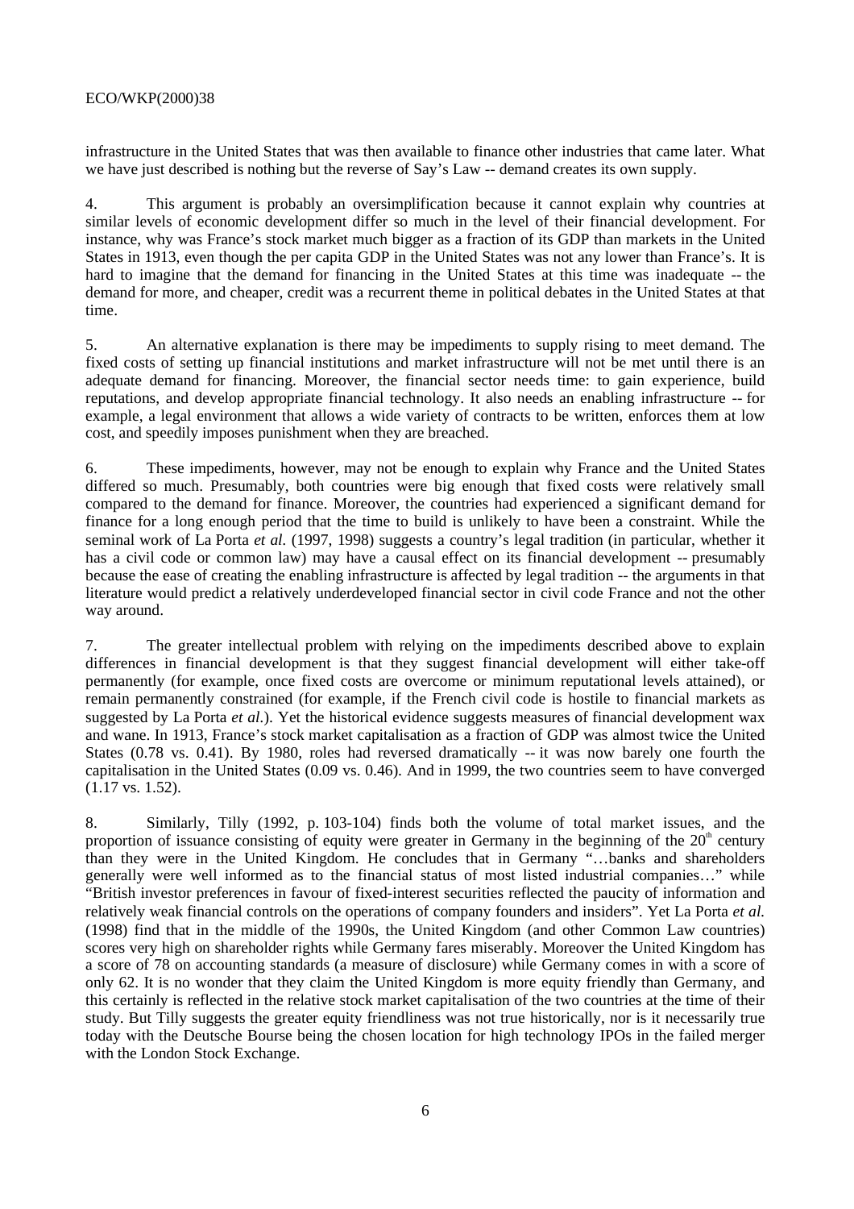infrastructure in the United States that was then available to finance other industries that came later. What we have just described is nothing but the reverse of Say's Law -- demand creates its own supply.

4. This argument is probably an oversimplification because it cannot explain why countries at similar levels of economic development differ so much in the level of their financial development. For instance, why was France's stock market much bigger as a fraction of its GDP than markets in the United States in 1913, even though the per capita GDP in the United States was not any lower than France's. It is hard to imagine that the demand for financing in the United States at this time was inadequate -- the demand for more, and cheaper, credit was a recurrent theme in political debates in the United States at that time.

5. An alternative explanation is there may be impediments to supply rising to meet demand. The fixed costs of setting up financial institutions and market infrastructure will not be met until there is an adequate demand for financing. Moreover, the financial sector needs time: to gain experience, build reputations, and develop appropriate financial technology. It also needs an enabling infrastructure -- for example, a legal environment that allows a wide variety of contracts to be written, enforces them at low cost, and speedily imposes punishment when they are breached.

6. These impediments, however, may not be enough to explain why France and the United States differed so much. Presumably, both countries were big enough that fixed costs were relatively small compared to the demand for finance. Moreover, the countries had experienced a significant demand for finance for a long enough period that the time to build is unlikely to have been a constraint. While the seminal work of La Porta *et al.* (1997, 1998) suggests a country's legal tradition (in particular, whether it has a civil code or common law) may have a causal effect on its financial development -- presumably because the ease of creating the enabling infrastructure is affected by legal tradition -- the arguments in that literature would predict a relatively underdeveloped financial sector in civil code France and not the other way around.

7. The greater intellectual problem with relying on the impediments described above to explain differences in financial development is that they suggest financial development will either take-off permanently (for example, once fixed costs are overcome or minimum reputational levels attained), or remain permanently constrained (for example, if the French civil code is hostile to financial markets as suggested by La Porta *et al.*). Yet the historical evidence suggests measures of financial development wax and wane. In 1913, France's stock market capitalisation as a fraction of GDP was almost twice the United States (0.78 vs. 0.41). By 1980, roles had reversed dramatically -- it was now barely one fourth the capitalisation in the United States (0.09 vs. 0.46). And in 1999, the two countries seem to have converged (1.17 vs. 1.52).

8. Similarly, Tilly (1992, p. 103-104) finds both the volume of total market issues, and the proportion of issuance consisting of equity were greater in Germany in the beginning of the 20th century than they were in the United Kingdom. He concludes that in Germany "…banks and shareholders generally were well informed as to the financial status of most listed industrial companies…" while "British investor preferences in favour of fixed-interest securities reflected the paucity of information and relatively weak financial controls on the operations of company founders and insiders". Yet La Porta *et al.* (1998) find that in the middle of the 1990s, the United Kingdom (and other Common Law countries) scores very high on shareholder rights while Germany fares miserably. Moreover the United Kingdom has a score of 78 on accounting standards (a measure of disclosure) while Germany comes in with a score of only 62. It is no wonder that they claim the United Kingdom is more equity friendly than Germany, and this certainly is reflected in the relative stock market capitalisation of the two countries at the time of their study. But Tilly suggests the greater equity friendliness was not true historically, nor is it necessarily true today with the Deutsche Bourse being the chosen location for high technology IPOs in the failed merger with the London Stock Exchange.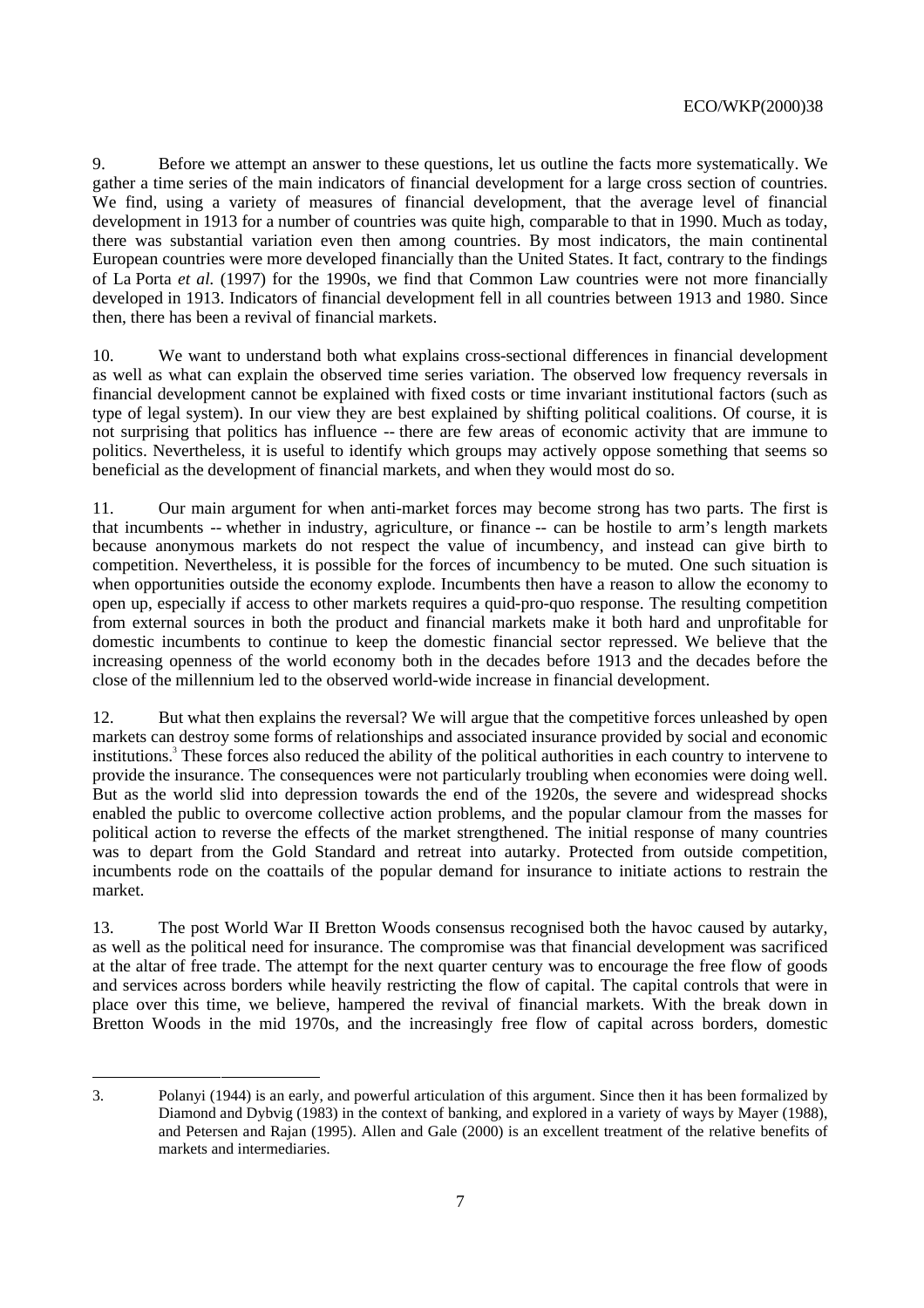9. Before we attempt an answer to these questions, let us outline the facts more systematically. We gather a time series of the main indicators of financial development for a large cross section of countries. We find, using a variety of measures of financial development, that the average level of financial development in 1913 for a number of countries was quite high, comparable to that in 1990. Much as today, there was substantial variation even then among countries. By most indicators, the main continental European countries were more developed financially than the United States. It fact, contrary to the findings of La Porta *et al.* (1997) for the 1990s, we find that Common Law countries were not more financially developed in 1913. Indicators of financial development fell in all countries between 1913 and 1980. Since then, there has been a revival of financial markets.

10. We want to understand both what explains cross-sectional differences in financial development as well as what can explain the observed time series variation. The observed low frequency reversals in financial development cannot be explained with fixed costs or time invariant institutional factors (such as type of legal system). In our view they are best explained by shifting political coalitions. Of course, it is not surprising that politics has influence -- there are few areas of economic activity that are immune to politics. Nevertheless, it is useful to identify which groups may actively oppose something that seems so beneficial as the development of financial markets, and when they would most do so.

11. Our main argument for when anti-market forces may become strong has two parts. The first is that incumbents -- whether in industry, agriculture, or finance -- can be hostile to arm's length markets because anonymous markets do not respect the value of incumbency, and instead can give birth to competition. Nevertheless, it is possible for the forces of incumbency to be muted. One such situation is when opportunities outside the economy explode. Incumbents then have a reason to allow the economy to open up, especially if access to other markets requires a quid-pro-quo response. The resulting competition from external sources in both the product and financial markets make it both hard and unprofitable for domestic incumbents to continue to keep the domestic financial sector repressed. We believe that the increasing openness of the world economy both in the decades before 1913 and the decades before the close of the millennium led to the observed world-wide increase in financial development.

12. But what then explains the reversal? We will argue that the competitive forces unleashed by open markets can destroy some forms of relationships and associated insurance provided by social and economic institutions.[3] These forces also reduced the ability of the political authorities in each country to intervene to provide the insurance. The consequences were not particularly troubling when economies were doing well. But as the world slid into depression towards the end of the 1920s, the severe and widespread shocks enabled the public to overcome collective action problems, and the popular clamour from the masses for political action to reverse the effects of the market strengthened. The initial response of many countries was to depart from the Gold Standard and retreat into autarky. Protected from outside competition, incumbents rode on the coattails of the popular demand for insurance to initiate actions to restrain the market.

13. The post World War II Bretton Woods consensus recognised both the havoc caused by autarky, as well as the political need for insurance. The compromise was that financial development was sacrificed at the altar of free trade. The attempt for the next quarter century was to encourage the free flow of goods and services across borders while heavily restricting the flow of capital. The capital controls that were in place over this time, we believe, hampered the revival of financial markets. With the break down in Bretton Woods in the mid 1970s, and the increasingly free flow of capital across borders, domestic

3. Polanyi (1944) is an early, and powerful articulation of this argument. Since then it has been formalized by Diamond and Dybvig (1983) in the context of banking, and explored in a variety of ways by Mayer (1988), and Petersen and Rajan (1995). Allen and Gale (2000) is an excellent treatment of the relative benefits of markets and intermediaries.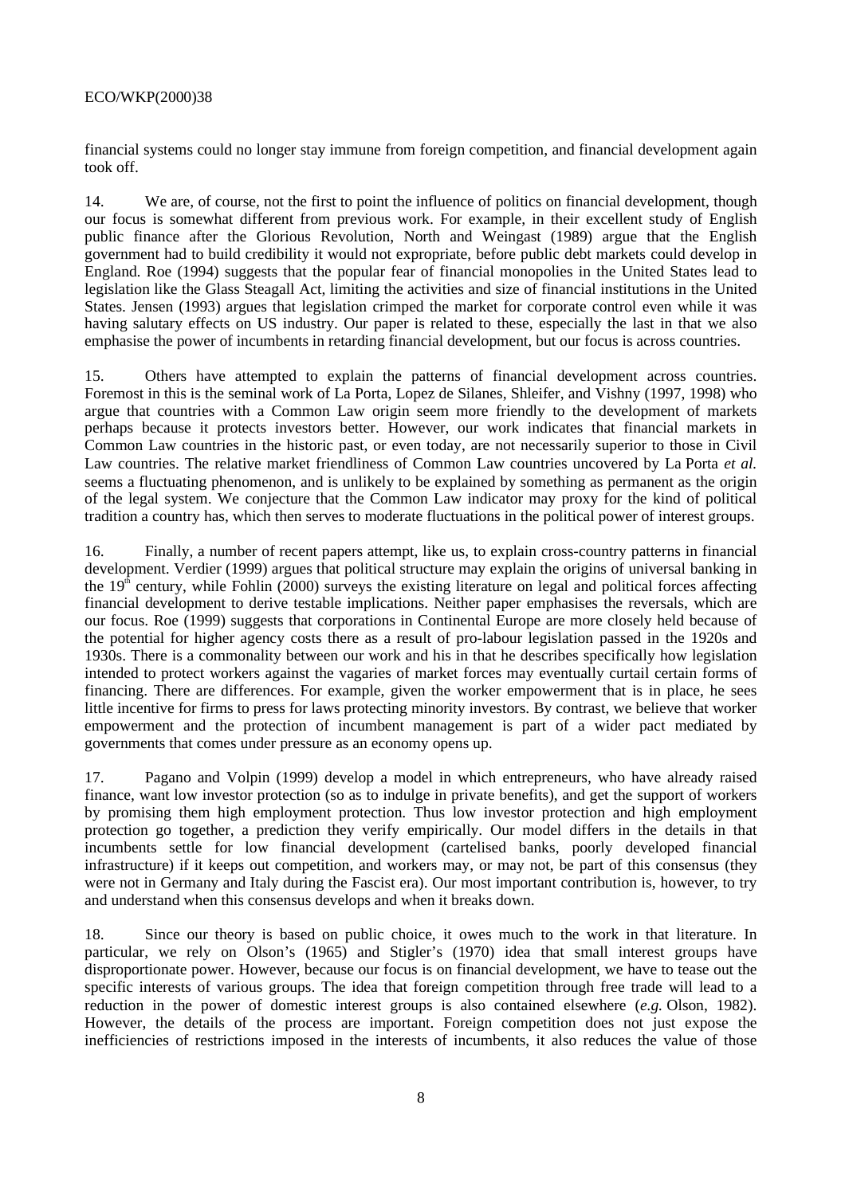financial systems could no longer stay immune from foreign competition, and financial development again took off.

14. We are, of course, not the first to point the influence of politics on financial development, though our focus is somewhat different from previous work. For example, in their excellent study of English public finance after the Glorious Revolution, North and Weingast (1989) argue that the English government had to build credibility it would not expropriate, before public debt markets could develop in England. Roe (1994) suggests that the popular fear of financial monopolies in the United States lead to legislation like the Glass Steagall Act, limiting the activities and size of financial institutions in the United States. Jensen (1993) argues that legislation crimped the market for corporate control even while it was having salutary effects on US industry. Our paper is related to these, especially the last in that we also emphasise the power of incumbents in retarding financial development, but our focus is across countries.

15. Others have attempted to explain the patterns of financial development across countries. Foremost in this is the seminal work of La Porta, Lopez de Silanes, Shleifer, and Vishny (1997, 1998) who argue that countries with a Common Law origin seem more friendly to the development of markets perhaps because it protects investors better. However, our work indicates that financial markets in Common Law countries in the historic past, or even today, are not necessarily superior to those in Civil Law countries. The relative market friendliness of Common Law countries uncovered by La Porta *et al.* seems a fluctuating phenomenon, and is unlikely to be explained by something as permanent as the origin of the legal system. We conjecture that the Common Law indicator may proxy for the kind of political tradition a country has, which then serves to moderate fluctuations in the political power of interest groups.

16. Finally, a number of recent papers attempt, like us, to explain cross-country patterns in financial development. Verdier (1999) argues that political structure may explain the origins of universal banking in the 19th century, while Fohlin (2000) surveys the existing literature on legal and political forces affecting financial development to derive testable implications. Neither paper emphasises the reversals, which are our focus. Roe (1999) suggests that corporations in Continental Europe are more closely held because of the potential for higher agency costs there as a result of pro-labour legislation passed in the 1920s and 1930s. There is a commonality between our work and his in that he describes specifically how legislation intended to protect workers against the vagaries of market forces may eventually curtail certain forms of financing. There are differences. For example, given the worker empowerment that is in place, he sees little incentive for firms to press for laws protecting minority investors. By contrast, we believe that worker empowerment and the protection of incumbent management is part of a wider pact mediated by governments that comes under pressure as an economy opens up.

17. Pagano and Volpin (1999) develop a model in which entrepreneurs, who have already raised finance, want low investor protection (so as to indulge in private benefits), and get the support of workers by promising them high employment protection. Thus low investor protection and high employment protection go together, a prediction they verify empirically. Our model differs in the details in that incumbents settle for low financial development (cartelised banks, poorly developed financial infrastructure) if it keeps out competition, and workers may, or may not, be part of this consensus (they were not in Germany and Italy during the Fascist era). Our most important contribution is, however, to try and understand when this consensus develops and when it breaks down.

18. Since our theory is based on public choice, it owes much to the work in that literature. In particular, we rely on Olson's (1965) and Stigler's (1970) idea that small interest groups have disproportionate power. However, because our focus is on financial development, we have to tease out the specific interests of various groups. The idea that foreign competition through free trade will lead to a reduction in the power of domestic interest groups is also contained elsewhere (*e.g.* Olson, 1982). However, the details of the process are important. Foreign competition does not just expose the inefficiencies of restrictions imposed in the interests of incumbents, it also reduces the value of those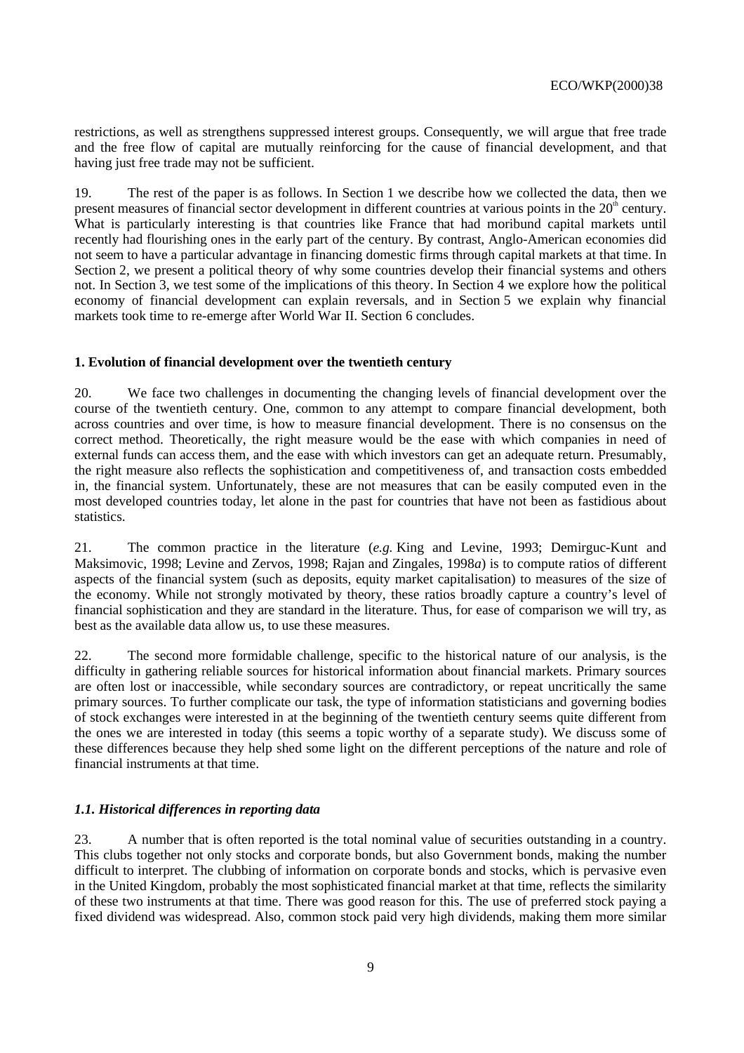restrictions, as well as strengthens suppressed interest groups. Consequently, we will argue that free trade and the free flow of capital are mutually reinforcing for the cause of financial development, and that having just free trade may not be sufficient.

19. The rest of the paper is as follows. In Section 1 we describe how we collected the data, then we present measures of financial sector development in different countries at various points in the $20^{th}$ century. What is particularly interesting is that countries like France that had moribund capital markets until recently had flourishing ones in the early part of the century. By contrast, Anglo-American economies did not seem to have a particular advantage in financing domestic firms through capital markets at that time. In Section 2, we present a political theory of why some countries develop their financial systems and others not. In Section 3, we test some of the implications of this theory. In Section 4 we explore how the political economy of financial development can explain reversals, and in Section 5 we explain why financial markets took time to re-emerge after World War II. Section 6 concludes.

### 1. Evolution of financial development over the twentieth century

20. We face two challenges in documenting the changing levels of financial development over the course of the twentieth century. One, common to any attempt to compare financial development, both across countries and over time, is how to measure financial development. There is no consensus on the correct method. Theoretically, the right measure would be the ease with which companies in need of external funds can access them, and the ease with which investors can get an adequate return. Presumably, the right measure also reflects the sophistication and competitiveness of, and transaction costs embedded in, the financial system. Unfortunately, these are not measures that can be easily computed even in the most developed countries today, let alone in the past for countries that have not been as fastidious about statistics.

21. The common practice in the literature (*e.g.* King and Levine, 1993; Demirguc-Kunt and Maksimovic, 1998; Levine and Zervos, 1998; Rajan and Zingales, 1998*a*) is to compute ratios of different aspects of the financial system (such as deposits, equity market capitalisation) to measures of the size of the economy. While not strongly motivated by theory, these ratios broadly capture a country's level of financial sophistication and they are standard in the literature. Thus, for ease of comparison we will try, as best as the available data allow us, to use these measures.

22. The second more formidable challenge, specific to the historical nature of our analysis, is the difficulty in gathering reliable sources for historical information about financial markets. Primary sources are often lost or inaccessible, while secondary sources are contradictory, or repeat uncritically the same primary sources. To further complicate our task, the type of information statisticians and governing bodies of stock exchanges were interested in at the beginning of the twentieth century seems quite different from the ones we are interested in today (this seems a topic worthy of a separate study). We discuss some of these differences because they help shed some light on the different perceptions of the nature and role of financial instruments at that time.

#### *1.1. Historical differences in reporting data*

23. A number that is often reported is the total nominal value of securities outstanding in a country. This clubs together not only stocks and corporate bonds, but also Government bonds, making the number difficult to interpret. The clubbing of information on corporate bonds and stocks, which is pervasive even in the United Kingdom, probably the most sophisticated financial market at that time, reflects the similarity of these two instruments at that time. There was good reason for this. The use of preferred stock paying a fixed dividend was widespread. Also, common stock paid very high dividends, making them more similar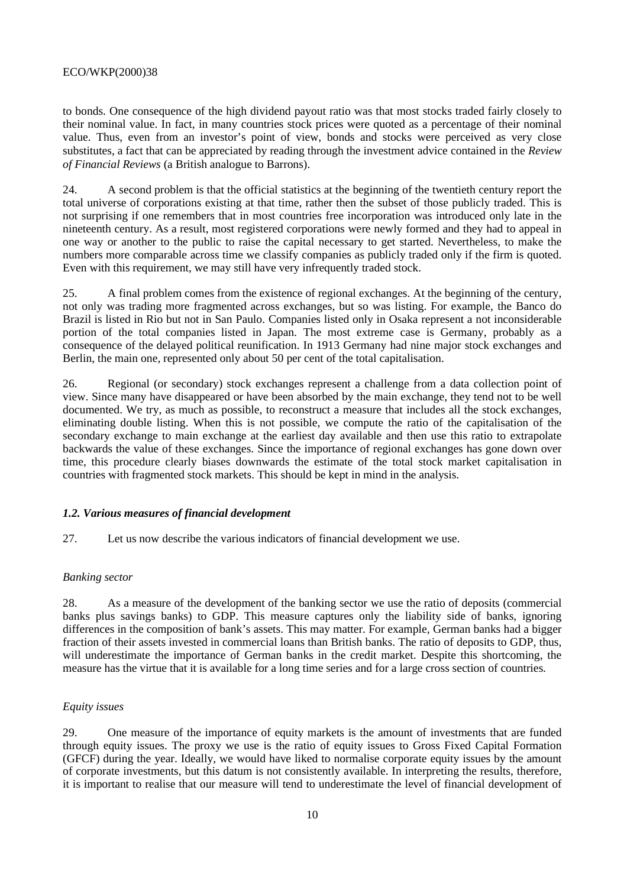to bonds. One consequence of the high dividend payout ratio was that most stocks traded fairly closely to their nominal value. In fact, in many countries stock prices were quoted as a percentage of their nominal value. Thus, even from an investor's point of view, bonds and stocks were perceived as very close substitutes, a fact that can be appreciated by reading through the investment advice contained in the *Review of Financial Reviews* (a British analogue to Barrons).

24. A second problem is that the official statistics at the beginning of the twentieth century report the total universe of corporations existing at that time, rather then the subset of those publicly traded. This is not surprising if one remembers that in most countries free incorporation was introduced only late in the nineteenth century. As a result, most registered corporations were newly formed and they had to appeal in one way or another to the public to raise the capital necessary to get started. Nevertheless, to make the numbers more comparable across time we classify companies as publicly traded only if the firm is quoted. Even with this requirement, we may still have very infrequently traded stock.

25. A final problem comes from the existence of regional exchanges. At the beginning of the century, not only was trading more fragmented across exchanges, but so was listing. For example, the Banco do Brazil is listed in Rio but not in San Paulo. Companies listed only in Osaka represent a not inconsiderable portion of the total companies listed in Japan. The most extreme case is Germany, probably as a consequence of the delayed political reunification. In 1913 Germany had nine major stock exchanges and Berlin, the main one, represented only about 50 per cent of the total capitalisation.

26. Regional (or secondary) stock exchanges represent a challenge from a data collection point of view. Since many have disappeared or have been absorbed by the main exchange, they tend not to be well documented. We try, as much as possible, to reconstruct a measure that includes all the stock exchanges, eliminating double listing. When this is not possible, we compute the ratio of the capitalisation of the secondary exchange to main exchange at the earliest day available and then use this ratio to extrapolate backwards the value of these exchanges. Since the importance of regional exchanges has gone down over time, this procedure clearly biases downwards the estimate of the total stock market capitalisation in countries with fragmented stock markets. This should be kept in mind in the analysis.

### *1.2. Various measures of financial development*

27. Let us now describe the various indicators of financial development we use.

#### *Banking sector*

28. As a measure of the development of the banking sector we use the ratio of deposits (commercial banks plus savings banks) to GDP. This measure captures only the liability side of banks, ignoring differences in the composition of bank's assets. This may matter. For example, German banks had a bigger fraction of their assets invested in commercial loans than British banks. The ratio of deposits to GDP, thus, will underestimate the importance of German banks in the credit market. Despite this shortcoming, the measure has the virtue that it is available for a long time series and for a large cross section of countries.

#### *Equity issues*

29. One measure of the importance of equity markets is the amount of investments that are funded through equity issues. The proxy we use is the ratio of equity issues to Gross Fixed Capital Formation (GFCF) during the year. Ideally, we would have liked to normalise corporate equity issues by the amount of corporate investments, but this datum is not consistently available. In interpreting the results, therefore, it is important to realise that our measure will tend to underestimate the level of financial development of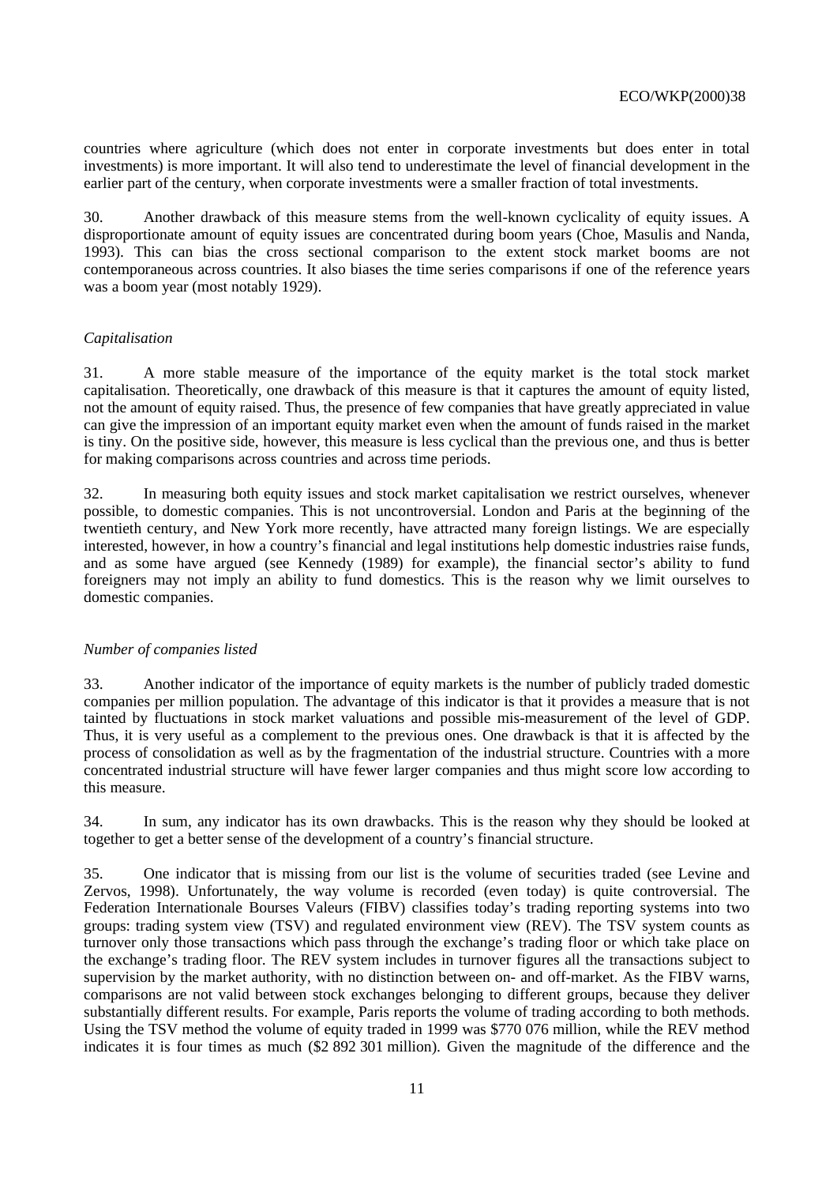countries where agriculture (which does not enter in corporate investments but does enter in total investments) is more important. It will also tend to underestimate the level of financial development in the earlier part of the century, when corporate investments were a smaller fraction of total investments.

30. Another drawback of this measure stems from the well-known cyclicality of equity issues. A disproportionate amount of equity issues are concentrated during boom years (Choe, Masulis and Nanda, 1993). This can bias the cross sectional comparison to the extent stock market booms are not contemporaneous across countries. It also biases the time series comparisons if one of the reference years was a boom year (most notably 1929).

*Capitalisation*

31. A more stable measure of the importance of the equity market is the total stock market capitalisation. Theoretically, one drawback of this measure is that it captures the amount of equity listed, not the amount of equity raised. Thus, the presence of few companies that have greatly appreciated in value can give the impression of an important equity market even when the amount of funds raised in the market is tiny. On the positive side, however, this measure is less cyclical than the previous one, and thus is better for making comparisons across countries and across time periods.

32. In measuring both equity issues and stock market capitalisation we restrict ourselves, whenever possible, to domestic companies. This is not uncontroversial. London and Paris at the beginning of the twentieth century, and New York more recently, have attracted many foreign listings. We are especially interested, however, in how a country's financial and legal institutions help domestic industries raise funds, and as some have argued (see Kennedy (1989) for example), the financial sector's ability to fund foreigners may not imply an ability to fund domestics. This is the reason why we limit ourselves to domestic companies.

*Number of companies listed*

33. Another indicator of the importance of equity markets is the number of publicly traded domestic companies per million population. The advantage of this indicator is that it provides a measure that is not tainted by fluctuations in stock market valuations and possible mis-measurement of the level of GDP. Thus, it is very useful as a complement to the previous ones. One drawback is that it is affected by the process of consolidation as well as by the fragmentation of the industrial structure. Countries with a more concentrated industrial structure will have fewer larger companies and thus might score low according to this measure.

34. In sum, any indicator has its own drawbacks. This is the reason why they should be looked at together to get a better sense of the development of a country's financial structure.

35. One indicator that is missing from our list is the volume of securities traded (see Levine and Zervos, 1998). Unfortunately, the way volume is recorded (even today) is quite controversial. The Federation Internationale Bourses Valeurs (FIBV) classifies today's trading reporting systems into two groups: trading system view (TSV) and regulated environment view (REV). The TSV system counts as turnover only those transactions which pass through the exchange's trading floor or which take place on the exchange's trading floor. The REV system includes in turnover figures all the transactions subject to supervision by the market authority, with no distinction between on- and off-market. As the FIBV warns, comparisons are not valid between stock exchanges belonging to different groups, because they deliver substantially different results. For example, Paris reports the volume of trading according to both methods. Using the TSV method the volume of equity traded in 1999 was $770 076 million, while the REV method indicates it is four times as much ($2 892 301 million). Given the magnitude of the difference and the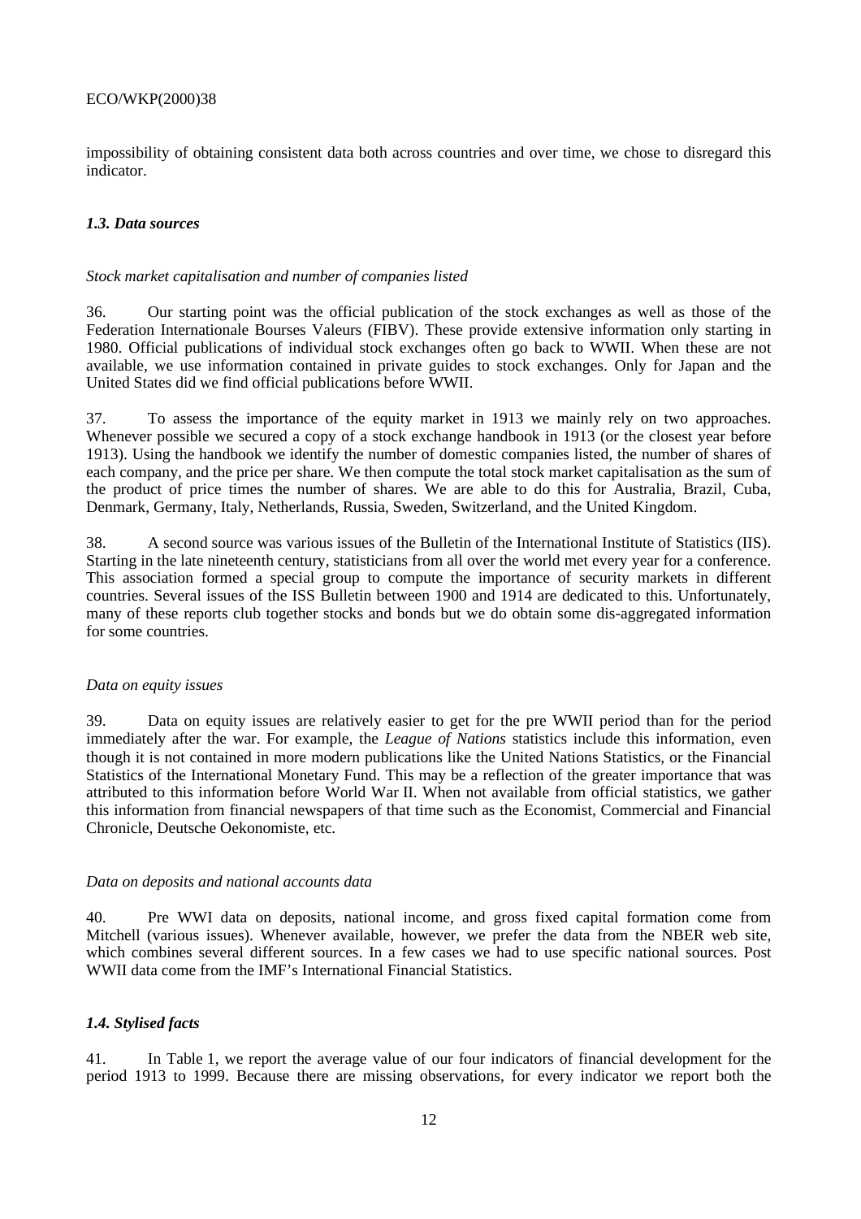impossibility of obtaining consistent data both across countries and over time, we chose to disregard this indicator.

### *1.3. Data sources*

*Stock market capitalisation and number of companies listed*

36. Our starting point was the official publication of the stock exchanges as well as those of the Federation Internationale Bourses Valeurs (FIBV). These provide extensive information only starting in 1980. Official publications of individual stock exchanges often go back to WWII. When these are not available, we use information contained in private guides to stock exchanges. Only for Japan and the United States did we find official publications before WWII.

37. To assess the importance of the equity market in 1913 we mainly rely on two approaches. Whenever possible we secured a copy of a stock exchange handbook in 1913 (or the closest year before 1913). Using the handbook we identify the number of domestic companies listed, the number of shares of each company, and the price per share. We then compute the total stock market capitalisation as the sum of the product of price times the number of shares. We are able to do this for Australia, Brazil, Cuba, Denmark, Germany, Italy, Netherlands, Russia, Sweden, Switzerland, and the United Kingdom.

38. A second source was various issues of the Bulletin of the International Institute of Statistics (IIS). Starting in the late nineteenth century, statisticians from all over the world met every year for a conference. This association formed a special group to compute the importance of security markets in different countries. Several issues of the ISS Bulletin between 1900 and 1914 are dedicated to this. Unfortunately, many of these reports club together stocks and bonds but we do obtain some dis-aggregated information for some countries.

*Data on equity issues*

39. Data on equity issues are relatively easier to get for the pre WWII period than for the period immediately after the war. For example, the *League of Nations* statistics include this information, even though it is not contained in more modern publications like the United Nations Statistics, or the Financial Statistics of the International Monetary Fund. This may be a reflection of the greater importance that was attributed to this information before World War II. When not available from official statistics, we gather this information from financial newspapers of that time such as the Economist, Commercial and Financial Chronicle, Deutsche Oekonomiste, etc.

*Data on deposits and national accounts data*

40. Pre WWI data on deposits, national income, and gross fixed capital formation come from Mitchell (various issues). Whenever available, however, we prefer the data from the NBER web site, which combines several different sources. In a few cases we had to use specific national sources. Post WWII data come from the IMF's International Financial Statistics.

### *1.4. Stylised facts*

41. In Table 1, we report the average value of our four indicators of financial development for the period 1913 to 1999. Because there are missing observations, for every indicator we report both the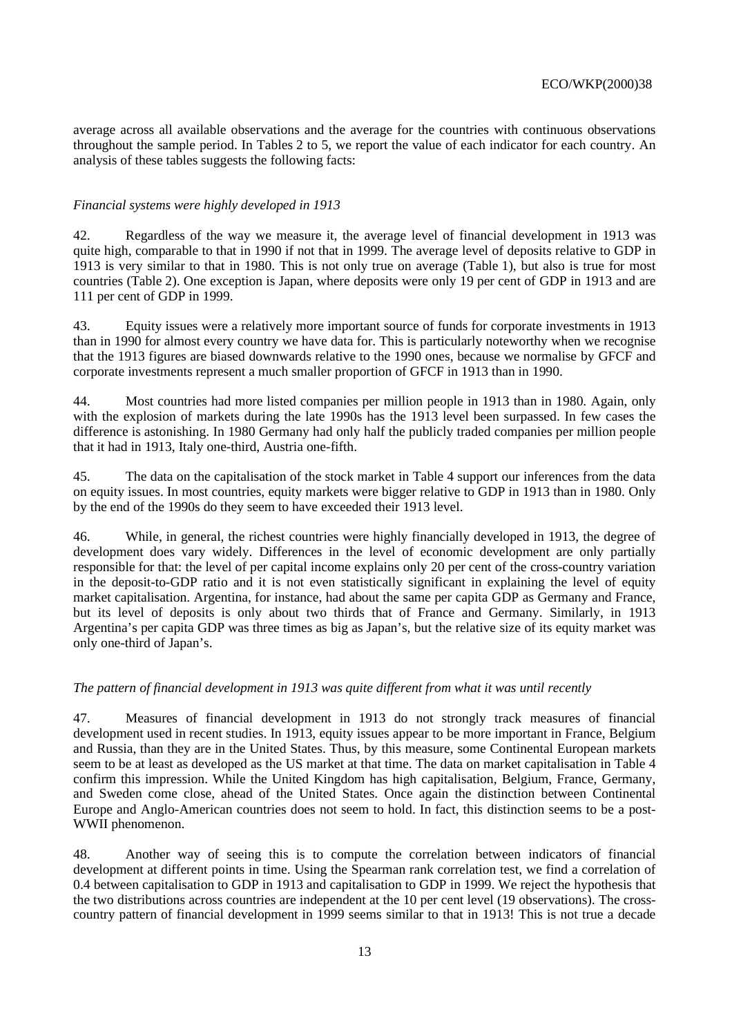average across all available observations and the average for the countries with continuous observations throughout the sample period. In Tables 2 to 5, we report the value of each indicator for each country. An analysis of these tables suggests the following facts:

*Financial systems were highly developed in 1913*

42. Regardless of the way we measure it, the average level of financial development in 1913 was quite high, comparable to that in 1990 if not that in 1999. The average level of deposits relative to GDP in 1913 is very similar to that in 1980. This is not only true on average (Table 1), but also is true for most countries (Table 2). One exception is Japan, where deposits were only 19 per cent of GDP in 1913 and are 111 per cent of GDP in 1999.

43. Equity issues were a relatively more important source of funds for corporate investments in 1913 than in 1990 for almost every country we have data for. This is particularly noteworthy when we recognise that the 1913 figures are biased downwards relative to the 1990 ones, because we normalise by GFCF and corporate investments represent a much smaller proportion of GFCF in 1913 than in 1990.

44. Most countries had more listed companies per million people in 1913 than in 1980. Again, only with the explosion of markets during the late 1990s has the 1913 level been surpassed. In few cases the difference is astonishing. In 1980 Germany had only half the publicly traded companies per million people that it had in 1913, Italy one-third, Austria one-fifth.

45. The data on the capitalisation of the stock market in Table 4 support our inferences from the data on equity issues. In most countries, equity markets were bigger relative to GDP in 1913 than in 1980. Only by the end of the 1990s do they seem to have exceeded their 1913 level.

46. While, in general, the richest countries were highly financially developed in 1913, the degree of development does vary widely. Differences in the level of economic development are only partially responsible for that: the level of per capital income explains only 20 per cent of the cross-country variation in the deposit-to-GDP ratio and it is not even statistically significant in explaining the level of equity market capitalisation. Argentina, for instance, had about the same per capita GDP as Germany and France, but its level of deposits is only about two thirds that of France and Germany. Similarly, in 1913 Argentina's per capita GDP was three times as big as Japan's, but the relative size of its equity market was only one-third of Japan's.

*The pattern of financial development in 1913 was quite different from what it was until recently*

47. Measures of financial development in 1913 do not strongly track measures of financial development used in recent studies. In 1913, equity issues appear to be more important in France, Belgium and Russia, than they are in the United States. Thus, by this measure, some Continental European markets seem to be at least as developed as the US market at that time. The data on market capitalisation in Table 4 confirm this impression. While the United Kingdom has high capitalisation, Belgium, France, Germany, and Sweden come close, ahead of the United States. Once again the distinction between Continental Europe and Anglo-American countries does not seem to hold. In fact, this distinction seems to be a post-WWII phenomenon.

48. Another way of seeing this is to compute the correlation between indicators of financial development at different points in time. Using the Spearman rank correlation test, we find a correlation of 0.4 between capitalisation to GDP in 1913 and capitalisation to GDP in 1999. We reject the hypothesis that the two distributions across countries are independent at the 10 per cent level (19 observations). The cross-country pattern of financial development in 1999 seems similar to that in 1913! This is not true a decade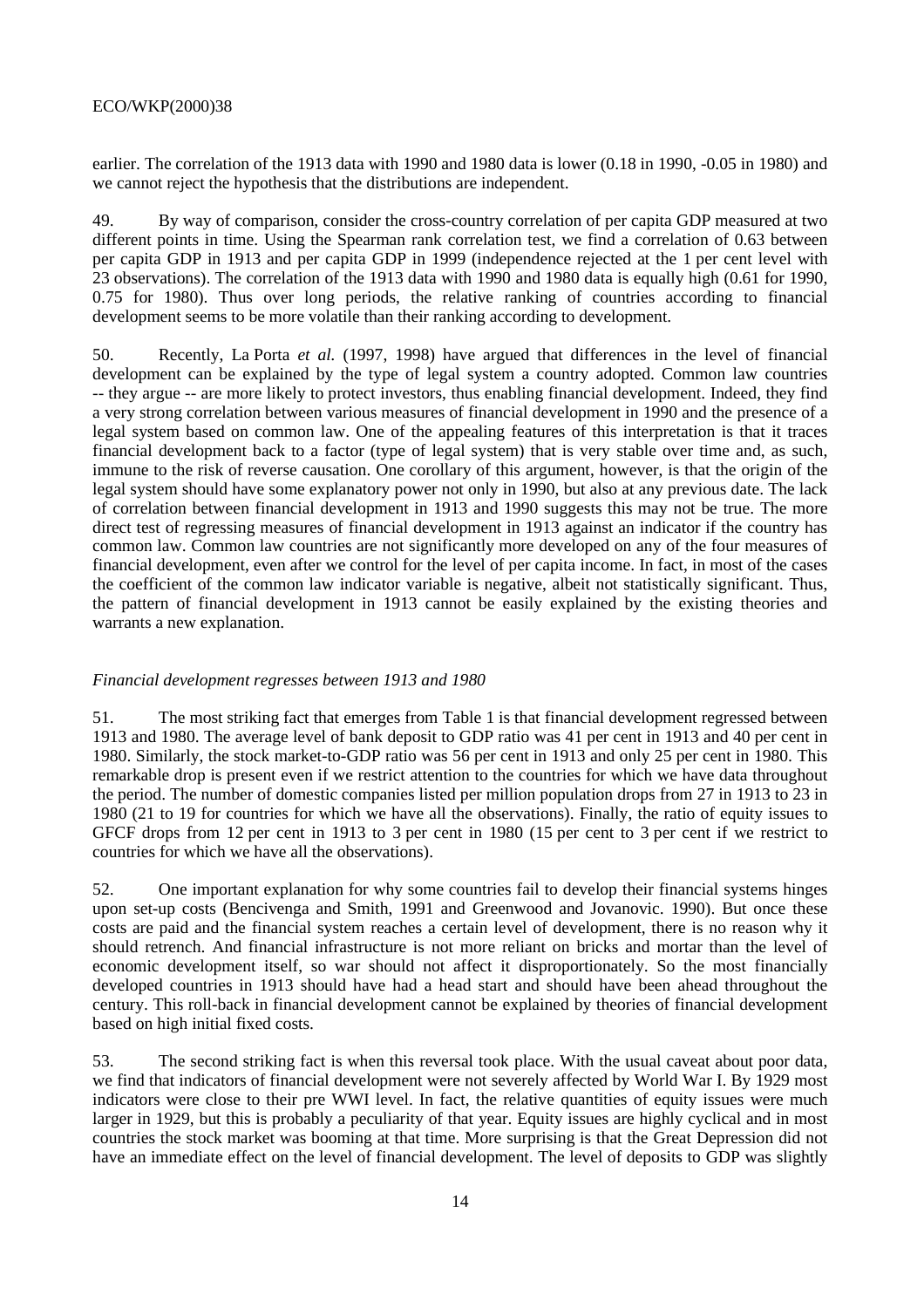earlier. The correlation of the 1913 data with 1990 and 1980 data is lower (0.18 in 1990, -0.05 in 1980) and we cannot reject the hypothesis that the distributions are independent.

49. By way of comparison, consider the cross-country correlation of per capita GDP measured at two different points in time. Using the Spearman rank correlation test, we find a correlation of 0.63 between per capita GDP in 1913 and per capita GDP in 1999 (independence rejected at the 1 per cent level with 23 observations). The correlation of the 1913 data with 1990 and 1980 data is equally high (0.61 for 1990, 0.75 for 1980). Thus over long periods, the relative ranking of countries according to financial development seems to be more volatile than their ranking according to development.

50. Recently, La Porta *et al.* (1997, 1998) have argued that differences in the level of financial development can be explained by the type of legal system a country adopted. Common law countries -- they argue -- are more likely to protect investors, thus enabling financial development. Indeed, they find a very strong correlation between various measures of financial development in 1990 and the presence of a legal system based on common law. One of the appealing features of this interpretation is that it traces financial development back to a factor (type of legal system) that is very stable over time and, as such, immune to the risk of reverse causation. One corollary of this argument, however, is that the origin of the legal system should have some explanatory power not only in 1990, but also at any previous date. The lack of correlation between financial development in 1913 and 1990 suggests this may not be true. The more direct test of regressing measures of financial development in 1913 against an indicator if the country has common law. Common law countries are not significantly more developed on any of the four measures of financial development, even after we control for the level of per capita income. In fact, in most of the cases the coefficient of the common law indicator variable is negative, albeit not statistically significant. Thus, the pattern of financial development in 1913 cannot be easily explained by the existing theories and warrants a new explanation.

*Financial development regresses between 1913 and 1980*

51. The most striking fact that emerges from Table 1 is that financial development regressed between 1913 and 1980. The average level of bank deposit to GDP ratio was 41 per cent in 1913 and 40 per cent in 1980. Similarly, the stock market-to-GDP ratio was 56 per cent in 1913 and only 25 per cent in 1980. This remarkable drop is present even if we restrict attention to the countries for which we have data throughout the period. The number of domestic companies listed per million population drops from 27 in 1913 to 23 in 1980 (21 to 19 for countries for which we have all the observations). Finally, the ratio of equity issues to GFCF drops from 12 per cent in 1913 to 3 per cent in 1980 (15 per cent to 3 per cent if we restrict to countries for which we have all the observations).

52. One important explanation for why some countries fail to develop their financial systems hinges upon set-up costs (Bencivenga and Smith, 1991 and Greenwood and Jovanovic. 1990). But once these costs are paid and the financial system reaches a certain level of development, there is no reason why it should retrench. And financial infrastructure is not more reliant on bricks and mortar than the level of economic development itself, so war should not affect it disproportionately. So the most financially developed countries in 1913 should have had a head start and should have been ahead throughout the century. This roll-back in financial development cannot be explained by theories of financial development based on high initial fixed costs.

53. The second striking fact is when this reversal took place. With the usual caveat about poor data, we find that indicators of financial development were not severely affected by World War I. By 1929 most indicators were close to their pre WWI level. In fact, the relative quantities of equity issues were much larger in 1929, but this is probably a peculiarity of that year. Equity issues are highly cyclical and in most countries the stock market was booming at that time. More surprising is that the Great Depression did not have an immediate effect on the level of financial development. The level of deposits to GDP was slightly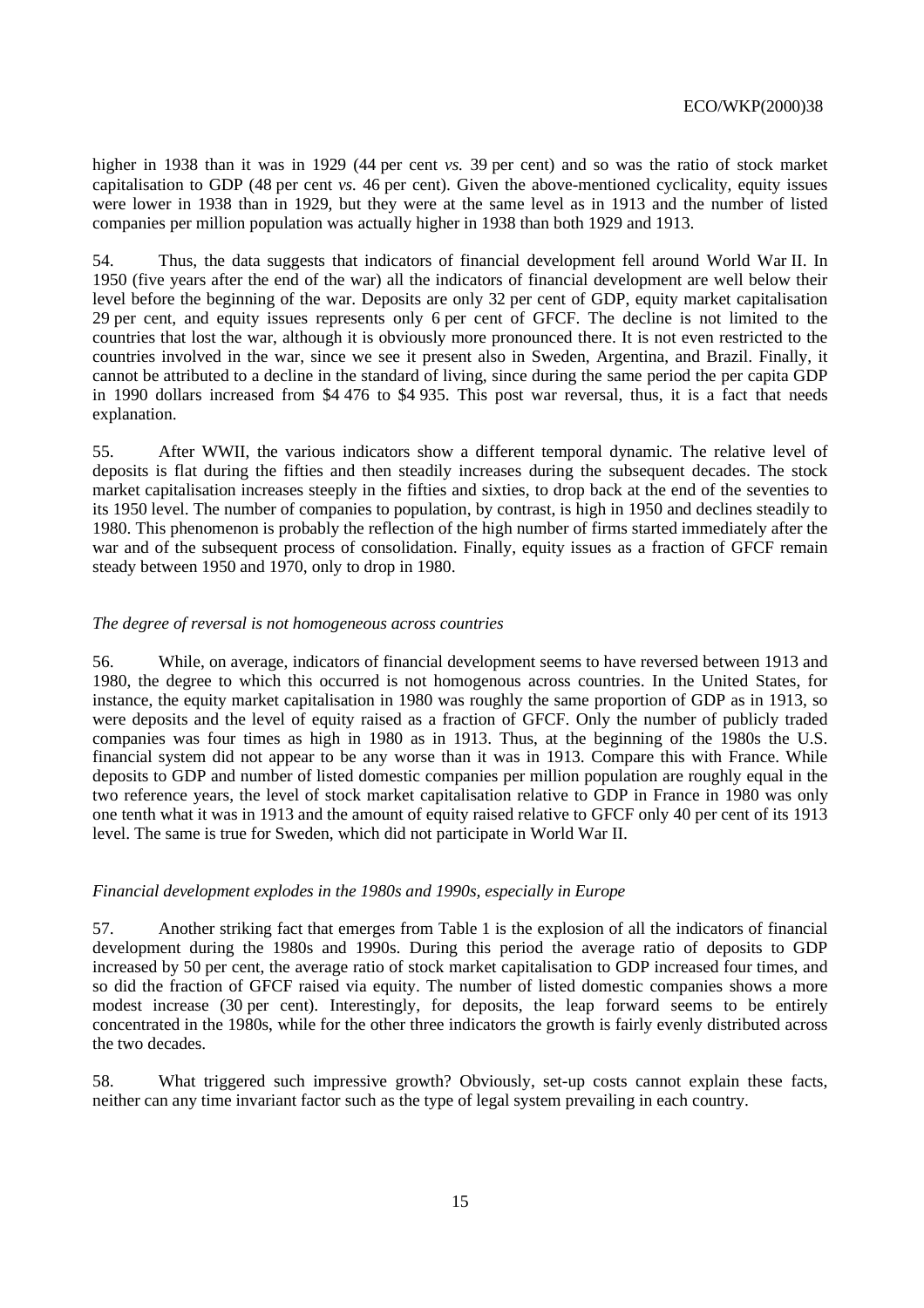higher in 1938 than it was in 1929 (44 per cent *vs.* 39 per cent) and so was the ratio of stock market capitalisation to GDP (48 per cent *vs.* 46 per cent). Given the above-mentioned cyclicality, equity issues were lower in 1938 than in 1929, but they were at the same level as in 1913 and the number of listed companies per million population was actually higher in 1938 than both 1929 and 1913.

54. Thus, the data suggests that indicators of financial development fell around World War II. In 1950 (five years after the end of the war) all the indicators of financial development are well below their level before the beginning of the war. Deposits are only 32 per cent of GDP, equity market capitalisation 29 per cent, and equity issues represents only 6 per cent of GFCF. The decline is not limited to the countries that lost the war, although it is obviously more pronounced there. It is not even restricted to the countries involved in the war, since we see it present also in Sweden, Argentina, and Brazil. Finally, it cannot be attributed to a decline in the standard of living, since during the same period the per capita GDP in 1990 dollars increased from $4 476 to $4 935. This post war reversal, thus, it is a fact that needs explanation.

55. After WWII, the various indicators show a different temporal dynamic. The relative level of deposits is flat during the fifties and then steadily increases during the subsequent decades. The stock market capitalisation increases steeply in the fifties and sixties, to drop back at the end of the seventies to its 1950 level. The number of companies to population, by contrast, is high in 1950 and declines steadily to 1980. This phenomenon is probably the reflection of the high number of firms started immediately after the war and of the subsequent process of consolidation. Finally, equity issues as a fraction of GFCF remain steady between 1950 and 1970, only to drop in 1980.

*The degree of reversal is not homogeneous across countries*

56. While, on average, indicators of financial development seems to have reversed between 1913 and 1980, the degree to which this occurred is not homogenous across countries. In the United States, for instance, the equity market capitalisation in 1980 was roughly the same proportion of GDP as in 1913, so were deposits and the level of equity raised as a fraction of GFCF. Only the number of publicly traded companies was four times as high in 1980 as in 1913. Thus, at the beginning of the 1980s the U.S. financial system did not appear to be any worse than it was in 1913. Compare this with France. While deposits to GDP and number of listed domestic companies per million population are roughly equal in the two reference years, the level of stock market capitalisation relative to GDP in France in 1980 was only one tenth what it was in 1913 and the amount of equity raised relative to GFCF only 40 per cent of its 1913 level. The same is true for Sweden, which did not participate in World War II.

*Financial development explodes in the 1980s and 1990s, especially in Europe*

57. Another striking fact that emerges from Table 1 is the explosion of all the indicators of financial development during the 1980s and 1990s. During this period the average ratio of deposits to GDP increased by 50 per cent, the average ratio of stock market capitalisation to GDP increased four times, and so did the fraction of GFCF raised via equity. The number of listed domestic companies shows a more modest increase (30 per cent). Interestingly, for deposits, the leap forward seems to be entirely concentrated in the 1980s, while for the other three indicators the growth is fairly evenly distributed across the two decades.

58. What triggered such impressive growth? Obviously, set-up costs cannot explain these facts, neither can any time invariant factor such as the type of legal system prevailing in each country.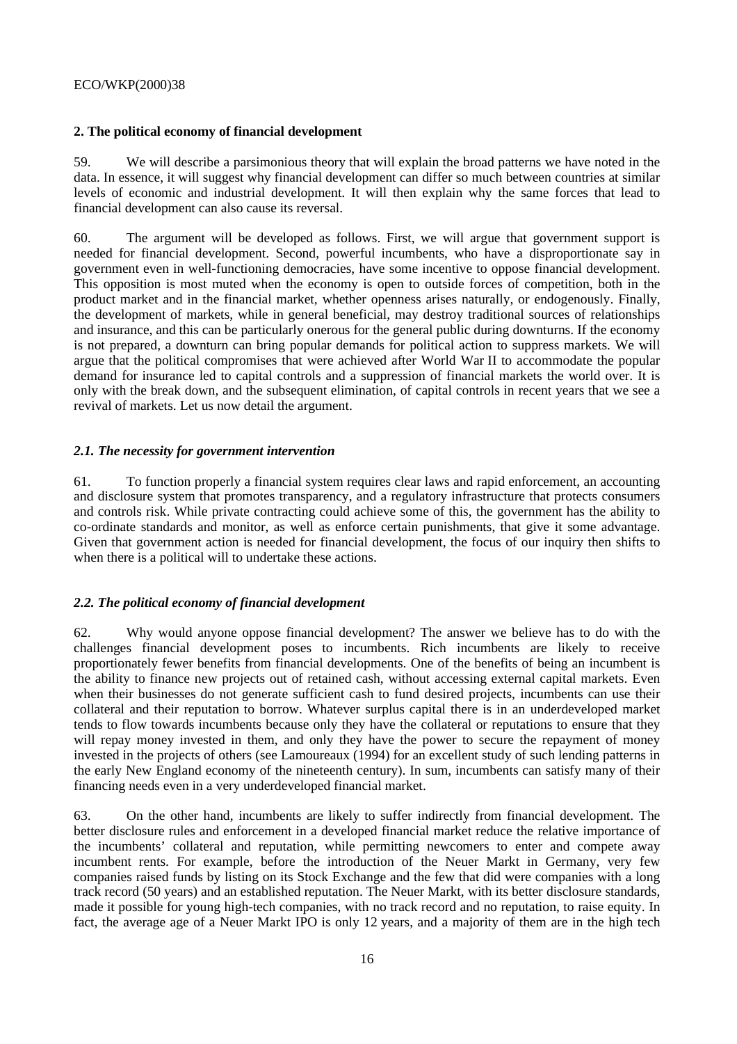## 2. The political economy of financial development

59. We will describe a parsimonious theory that will explain the broad patterns we have noted in the data. In essence, it will suggest why financial development can differ so much between countries at similar levels of economic and industrial development. It will then explain why the same forces that lead to financial development can also cause its reversal.

60. The argument will be developed as follows. First, we will argue that government support is needed for financial development. Second, powerful incumbents, who have a disproportionate say in government even in well-functioning democracies, have some incentive to oppose financial development. This opposition is most muted when the economy is open to outside forces of competition, both in the product market and in the financial market, whether openness arises naturally, or endogenously. Finally, the development of markets, while in general beneficial, may destroy traditional sources of relationships and insurance, and this can be particularly onerous for the general public during downturns. If the economy is not prepared, a downturn can bring popular demands for political action to suppress markets. We will argue that the political compromises that were achieved after World War II to accommodate the popular demand for insurance led to capital controls and a suppression of financial markets the world over. It is only with the break down, and the subsequent elimination, of capital controls in recent years that we see a revival of markets. Let us now detail the argument.

### *2.1. The necessity for government intervention*

61. To function properly a financial system requires clear laws and rapid enforcement, an accounting and disclosure system that promotes transparency, and a regulatory infrastructure that protects consumers and controls risk. While private contracting could achieve some of this, the government has the ability to co-ordinate standards and monitor, as well as enforce certain punishments, that give it some advantage. Given that government action is needed for financial development, the focus of our inquiry then shifts to when there is a political will to undertake these actions.

### *2.2. The political economy of financial development*

62. Why would anyone oppose financial development? The answer we believe has to do with the challenges financial development poses to incumbents. Rich incumbents are likely to receive proportionately fewer benefits from financial developments. One of the benefits of being an incumbent is the ability to finance new projects out of retained cash, without accessing external capital markets. Even when their businesses do not generate sufficient cash to fund desired projects, incumbents can use their collateral and their reputation to borrow. Whatever surplus capital there is in an underdeveloped market tends to flow towards incumbents because only they have the collateral or reputations to ensure that they will repay money invested in them, and only they have the power to secure the repayment of money invested in the projects of others (see Lamoureaux (1994) for an excellent study of such lending patterns in the early New England economy of the nineteenth century). In sum, incumbents can satisfy many of their financing needs even in a very underdeveloped financial market.

63. On the other hand, incumbents are likely to suffer indirectly from financial development. The better disclosure rules and enforcement in a developed financial market reduce the relative importance of the incumbents' collateral and reputation, while permitting newcomers to enter and compete away incumbent rents. For example, before the introduction of the Neuer Markt in Germany, very few companies raised funds by listing on its Stock Exchange and the few that did were companies with a long track record (50 years) and an established reputation. The Neuer Markt, with its better disclosure standards, made it possible for young high-tech companies, with no track record and no reputation, to raise equity. In fact, the average age of a Neuer Markt IPO is only 12 years, and a majority of them are in the high tech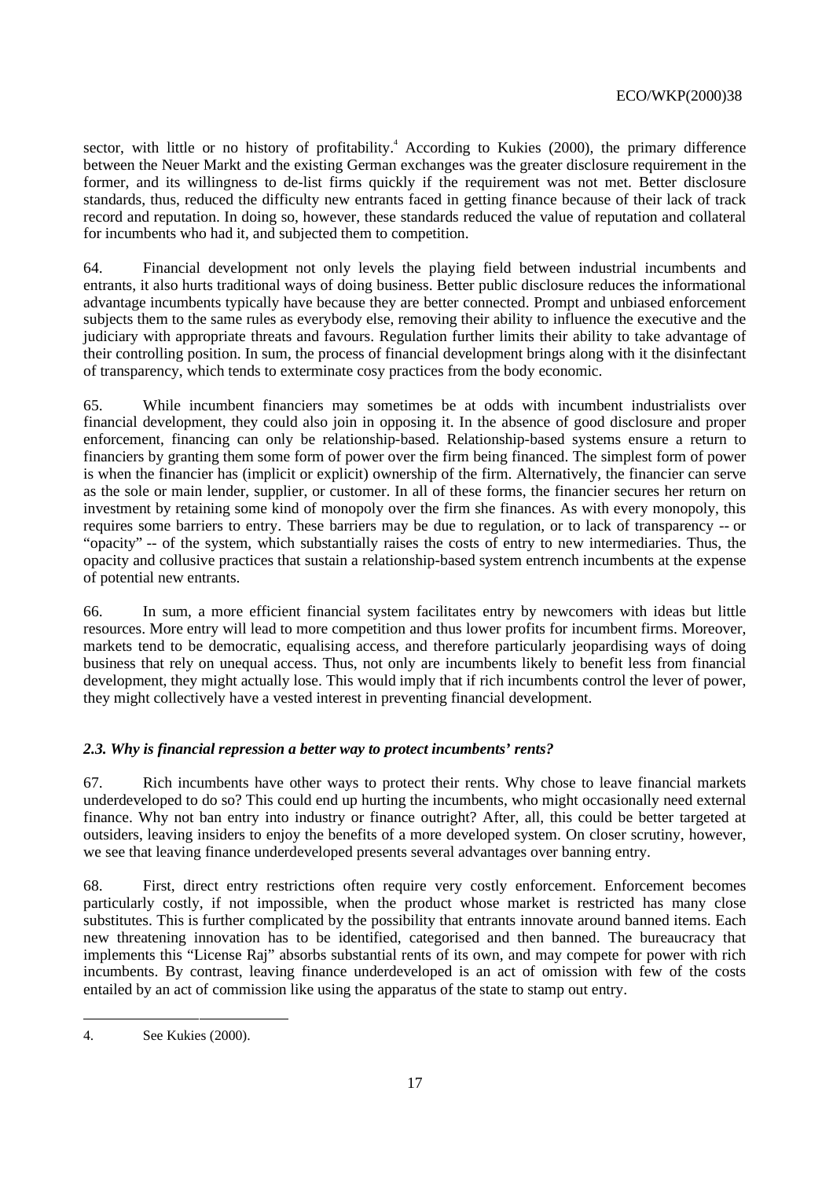sector, with little or no history of profitability.[4] According to Kukies (2000), the primary difference between the Neuer Markt and the existing German exchanges was the greater disclosure requirement in the former, and its willingness to de-list firms quickly if the requirement was not met. Better disclosure standards, thus, reduced the difficulty new entrants faced in getting finance because of their lack of track record and reputation. In doing so, however, these standards reduced the value of reputation and collateral for incumbents who had it, and subjected them to competition.

64. Financial development not only levels the playing field between industrial incumbents and entrants, it also hurts traditional ways of doing business. Better public disclosure reduces the informational advantage incumbents typically have because they are better connected. Prompt and unbiased enforcement subjects them to the same rules as everybody else, removing their ability to influence the executive and the judiciary with appropriate threats and favours. Regulation further limits their ability to take advantage of their controlling position. In sum, the process of financial development brings along with it the disinfectant of transparency, which tends to exterminate cosy practices from the body economic.

65. While incumbent financiers may sometimes be at odds with incumbent industrialists over financial development, they could also join in opposing it. In the absence of good disclosure and proper enforcement, financing can only be relationship-based. Relationship-based systems ensure a return to financiers by granting them some form of power over the firm being financed. The simplest form of power is when the financier has (implicit or explicit) ownership of the firm. Alternatively, the financier can serve as the sole or main lender, supplier, or customer. In all of these forms, the financier secures her return on investment by retaining some kind of monopoly over the firm she finances. As with every monopoly, this requires some barriers to entry. These barriers may be due to regulation, or to lack of transparency -- or "opacity" -- of the system, which substantially raises the costs of entry to new intermediaries. Thus, the opacity and collusive practices that sustain a relationship-based system entrench incumbents at the expense of potential new entrants.

66. In sum, a more efficient financial system facilitates entry by newcomers with ideas but little resources. More entry will lead to more competition and thus lower profits for incumbent firms. Moreover, markets tend to be democratic, equalising access, and therefore particularly jeopardising ways of doing business that rely on unequal access. Thus, not only are incumbents likely to benefit less from financial development, they might actually lose. This would imply that if rich incumbents control the lever of power, they might collectively have a vested interest in preventing financial development.

### *2.3. Why is financial repression a better way to protect incumbents' rents?*

67. Rich incumbents have other ways to protect their rents. Why chose to leave financial markets underdeveloped to do so? This could end up hurting the incumbents, who might occasionally need external finance. Why not ban entry into industry or finance outright? After, all, this could be better targeted at outsiders, leaving insiders to enjoy the benefits of a more developed system. On closer scrutiny, however, we see that leaving finance underdeveloped presents several advantages over banning entry.

68. First, direct entry restrictions often require very costly enforcement. Enforcement becomes particularly costly, if not impossible, when the product whose market is restricted has many close substitutes. This is further complicated by the possibility that entrants innovate around banned items. Each new threatening innovation has to be identified, categorised and then banned. The bureaucracy that implements this "License Raj" absorbs substantial rents of its own, and may compete for power with rich incumbents. By contrast, leaving finance underdeveloped is an act of omission with few of the costs entailed by an act of commission like using the apparatus of the state to stamp out entry.

---

4. See Kukies (2000).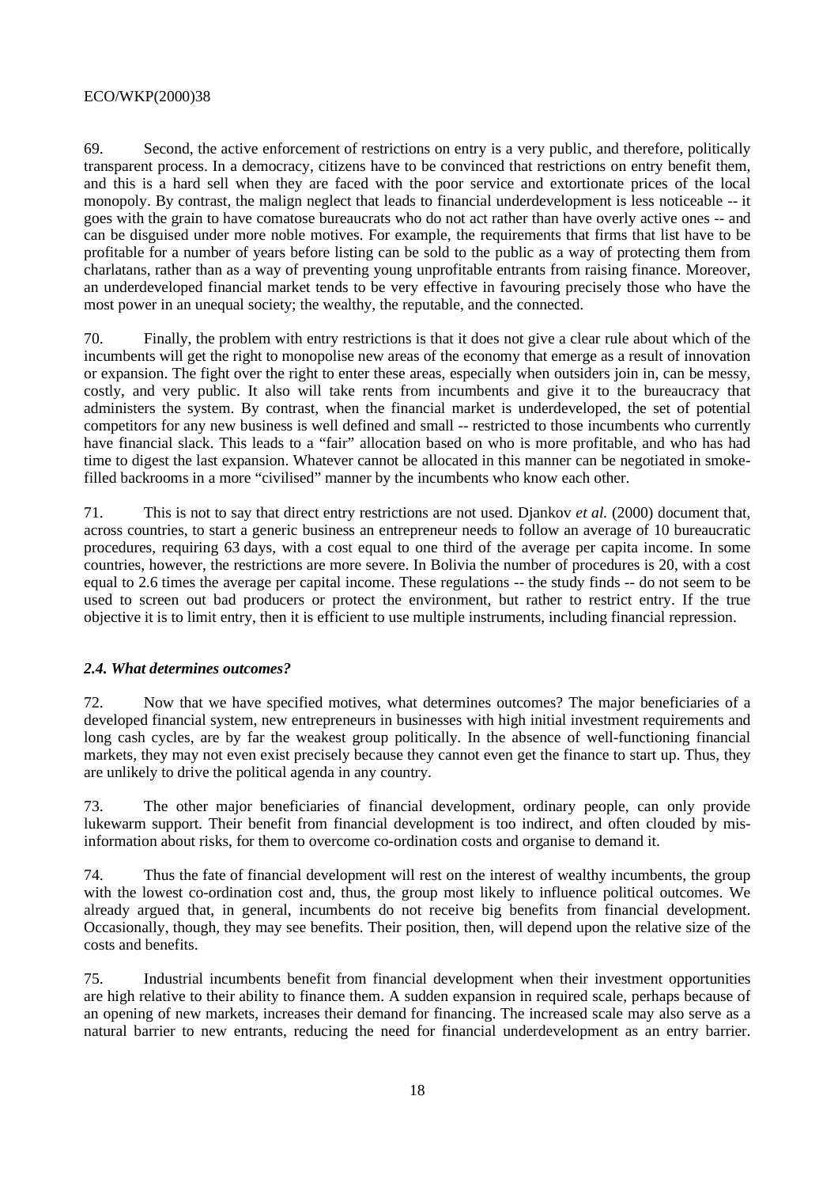69. Second, the active enforcement of restrictions on entry is a very public, and therefore, politically transparent process. In a democracy, citizens have to be convinced that restrictions on entry benefit them, and this is a hard sell when they are faced with the poor service and extortionate prices of the local monopoly. By contrast, the malign neglect that leads to financial underdevelopment is less noticeable -- it goes with the grain to have comatose bureaucrats who do not act rather than have overly active ones -- and can be disguised under more noble motives. For example, the requirements that firms that list have to be profitable for a number of years before listing can be sold to the public as a way of protecting them from charlatans, rather than as a way of preventing young unprofitable entrants from raising finance. Moreover, an underdeveloped financial market tends to be very effective in favouring precisely those who have the most power in an unequal society; the wealthy, the reputable, and the connected.

70. Finally, the problem with entry restrictions is that it does not give a clear rule about which of the incumbents will get the right to monopolise new areas of the economy that emerge as a result of innovation or expansion. The fight over the right to enter these areas, especially when outsiders join in, can be messy, costly, and very public. It also will take rents from incumbents and give it to the bureaucracy that administers the system. By contrast, when the financial market is underdeveloped, the set of potential competitors for any new business is well defined and small -- restricted to those incumbents who currently have financial slack. This leads to a "fair" allocation based on who is more profitable, and who has had time to digest the last expansion. Whatever cannot be allocated in this manner can be negotiated in smoke-filled backrooms in a more "civilised" manner by the incumbents who know each other.

71. This is not to say that direct entry restrictions are not used. Djankov *et al.* (2000) document that, across countries, to start a generic business an entrepreneur needs to follow an average of 10 bureaucratic procedures, requiring 63 days, with a cost equal to one third of the average per capita income. In some countries, however, the restrictions are more severe. In Bolivia the number of procedures is 20, with a cost equal to 2.6 times the average per capital income. These regulations -- the study finds -- do not seem to be used to screen out bad producers or protect the environment, but rather to restrict entry. If the true objective it is to limit entry, then it is efficient to use multiple instruments, including financial repression.

### *2.4. What determines outcomes?*

72. Now that we have specified motives, what determines outcomes? The major beneficiaries of a developed financial system, new entrepreneurs in businesses with high initial investment requirements and long cash cycles, are by far the weakest group politically. In the absence of well-functioning financial markets, they may not even exist precisely because they cannot even get the finance to start up. Thus, they are unlikely to drive the political agenda in any country.

73. The other major beneficiaries of financial development, ordinary people, can only provide lukewarm support. Their benefit from financial development is too indirect, and often clouded by mis-information about risks, for them to overcome co-ordination costs and organise to demand it.

74. Thus the fate of financial development will rest on the interest of wealthy incumbents, the group with the lowest co-ordination cost and, thus, the group most likely to influence political outcomes. We already argued that, in general, incumbents do not receive big benefits from financial development. Occasionally, though, they may see benefits. Their position, then, will depend upon the relative size of the costs and benefits.

75. Industrial incumbents benefit from financial development when their investment opportunities are high relative to their ability to finance them. A sudden expansion in required scale, perhaps because of an opening of new markets, increases their demand for financing. The increased scale may also serve as a natural barrier to new entrants, reducing the need for financial underdevelopment as an entry barrier.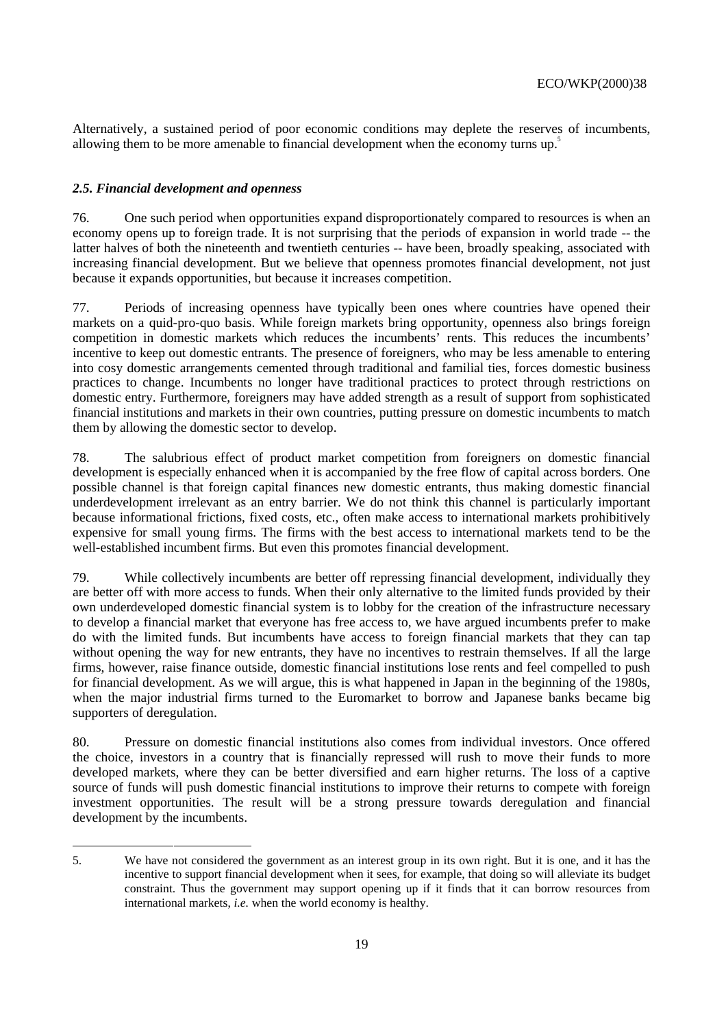Alternatively, a sustained period of poor economic conditions may deplete the reserves of incumbents, allowing them to be more amenable to financial development when the economy turns up.[5]

### *2.5. Financial development and openness*

76. One such period when opportunities expand disproportionately compared to resources is when an economy opens up to foreign trade. It is not surprising that the periods of expansion in world trade -- the latter halves of both the nineteenth and twentieth centuries -- have been, broadly speaking, associated with increasing financial development. But we believe that openness promotes financial development, not just because it expands opportunities, but because it increases competition.

77. Periods of increasing openness have typically been ones where countries have opened their markets on a quid-pro-quo basis. While foreign markets bring opportunity, openness also brings foreign competition in domestic markets which reduces the incumbents' rents. This reduces the incumbents' incentive to keep out domestic entrants. The presence of foreigners, who may be less amenable to entering into cosy domestic arrangements cemented through traditional and familial ties, forces domestic business practices to change. Incumbents no longer have traditional practices to protect through restrictions on domestic entry. Furthermore, foreigners may have added strength as a result of support from sophisticated financial institutions and markets in their own countries, putting pressure on domestic incumbents to match them by allowing the domestic sector to develop.

78. The salubrious effect of product market competition from foreigners on domestic financial development is especially enhanced when it is accompanied by the free flow of capital across borders. One possible channel is that foreign capital finances new domestic entrants, thus making domestic financial underdevelopment irrelevant as an entry barrier. We do not think this channel is particularly important because informational frictions, fixed costs, etc., often make access to international markets prohibitively expensive for small young firms. The firms with the best access to international markets tend to be the well-established incumbent firms. But even this promotes financial development.

79. While collectively incumbents are better off repressing financial development, individually they are better off with more access to funds. When their only alternative to the limited funds provided by their own underdeveloped domestic financial system is to lobby for the creation of the infrastructure necessary to develop a financial market that everyone has free access to, we have argued incumbents prefer to make do with the limited funds. But incumbents have access to foreign financial markets that they can tap without opening the way for new entrants, they have no incentives to restrain themselves. If all the large firms, however, raise finance outside, domestic financial institutions lose rents and feel compelled to push for financial development. As we will argue, this is what happened in Japan in the beginning of the 1980s, when the major industrial firms turned to the Euromarket to borrow and Japanese banks became big supporters of deregulation.

80. Pressure on domestic financial institutions also comes from individual investors. Once offered the choice, investors in a country that is financially repressed will rush to move their funds to more developed markets, where they can be better diversified and earn higher returns. The loss of a captive source of funds will push domestic financial institutions to improve their returns to compete with foreign investment opportunities. The result will be a strong pressure towards deregulation and financial development by the incumbents.

---

5. We have not considered the government as an interest group in its own right. But it is one, and it has the incentive to support financial development when it sees, for example, that doing so will alleviate its budget constraint. Thus the government may support opening up if it finds that it can borrow resources from international markets, *i.e.* when the world economy is healthy.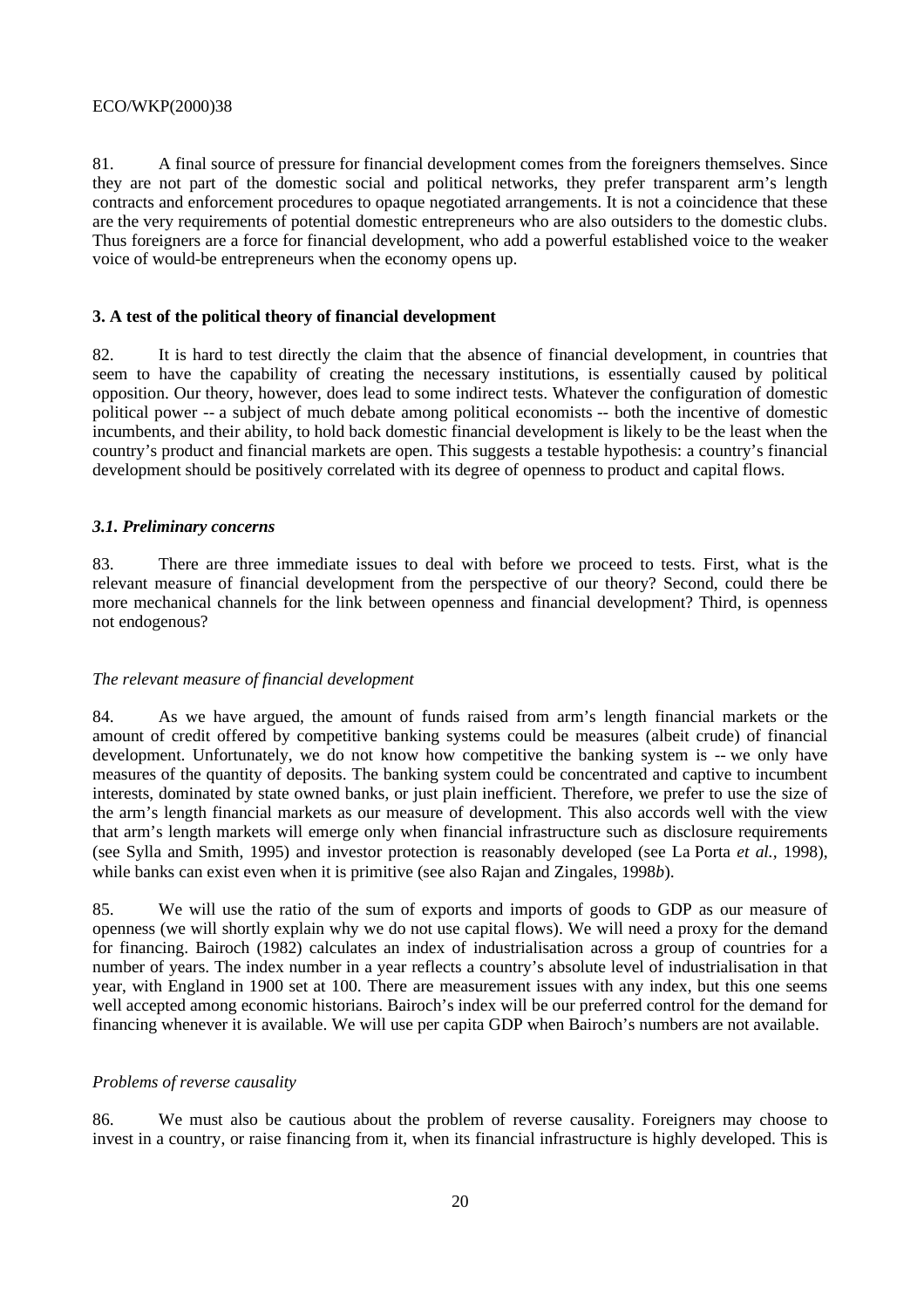81. A final source of pressure for financial development comes from the foreigners themselves. Since they are not part of the domestic social and political networks, they prefer transparent arm's length contracts and enforcement procedures to opaque negotiated arrangements. It is not a coincidence that these are the very requirements of potential domestic entrepreneurs who are also outsiders to the domestic clubs. Thus foreigners are a force for financial development, who add a powerful established voice to the weaker voice of would-be entrepreneurs when the economy opens up.

## 3. A test of the political theory of financial development

82. It is hard to test directly the claim that the absence of financial development, in countries that seem to have the capability of creating the necessary institutions, is essentially caused by political opposition. Our theory, however, does lead to some indirect tests. Whatever the configuration of domestic political power -- a subject of much debate among political economists -- both the incentive of domestic incumbents, and their ability, to hold back domestic financial development is likely to be the least when the country's product and financial markets are open. This suggests a testable hypothesis: a country's financial development should be positively correlated with its degree of openness to product and capital flows.

### *3.1. Preliminary concerns*

83. There are three immediate issues to deal with before we proceed to tests. First, what is the relevant measure of financial development from the perspective of our theory? Second, could there be more mechanical channels for the link between openness and financial development? Third, is openness not endogenous?

*The relevant measure of financial development*

84. As we have argued, the amount of funds raised from arm's length financial markets or the amount of credit offered by competitive banking systems could be measures (albeit crude) of financial development. Unfortunately, we do not know how competitive the banking system is -- we only have measures of the quantity of deposits. The banking system could be concentrated and captive to incumbent interests, dominated by state owned banks, or just plain inefficient. Therefore, we prefer to use the size of the arm's length financial markets as our measure of development. This also accords well with the view that arm's length markets will emerge only when financial infrastructure such as disclosure requirements (see Sylla and Smith, 1995) and investor protection is reasonably developed (see La Porta *et al.,* 1998), while banks can exist even when it is primitive (see also Rajan and Zingales, 1998*b*).

85. We will use the ratio of the sum of exports and imports of goods to GDP as our measure of openness (we will shortly explain why we do not use capital flows). We will need a proxy for the demand for financing. Bairoch (1982) calculates an index of industrialisation across a group of countries for a number of years. The index number in a year reflects a country's absolute level of industrialisation in that year, with England in 1900 set at 100. There are measurement issues with any index, but this one seems well accepted among economic historians. Bairoch's index will be our preferred control for the demand for financing whenever it is available. We will use per capita GDP when Bairoch's numbers are not available.

*Problems of reverse causality*

86. We must also be cautious about the problem of reverse causality. Foreigners may choose to invest in a country, or raise financing from it, when its financial infrastructure is highly developed. This is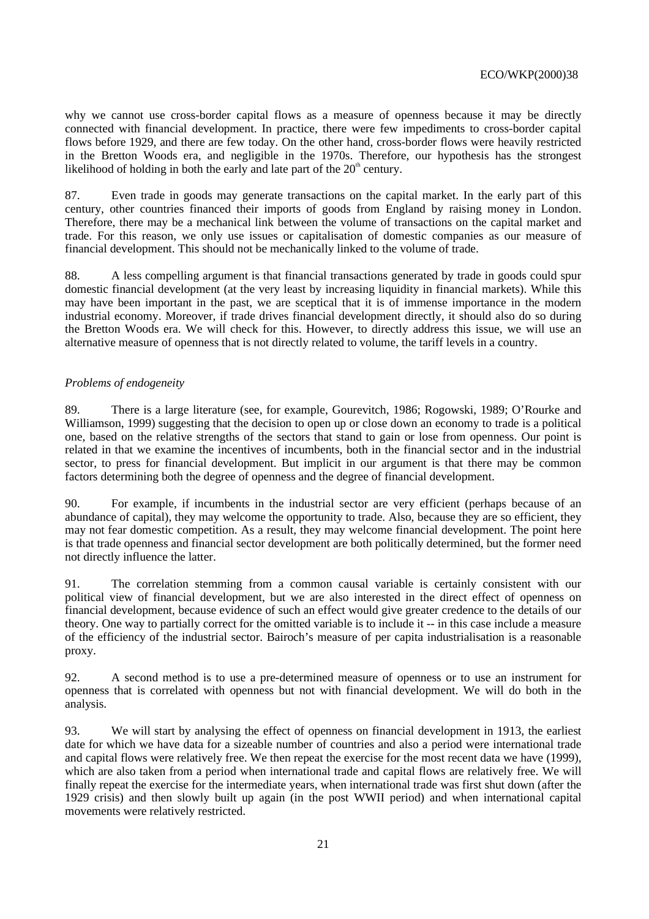why we cannot use cross-border capital flows as a measure of openness because it may be directly connected with financial development. In practice, there were few impediments to cross-border capital flows before 1929, and there are few today. On the other hand, cross-border flows were heavily restricted in the Bretton Woods era, and negligible in the 1970s. Therefore, our hypothesis has the strongest likelihood of holding in both the early and late part of the $20^{th}$ century.

87. Even trade in goods may generate transactions on the capital market. In the early part of this century, other countries financed their imports of goods from England by raising money in London. Therefore, there may be a mechanical link between the volume of transactions on the capital market and trade. For this reason, we only use issues or capitalisation of domestic companies as our measure of financial development. This should not be mechanically linked to the volume of trade.

88. A less compelling argument is that financial transactions generated by trade in goods could spur domestic financial development (at the very least by increasing liquidity in financial markets). While this may have been important in the past, we are sceptical that it is of immense importance in the modern industrial economy. Moreover, if trade drives financial development directly, it should also do so during the Bretton Woods era. We will check for this. However, to directly address this issue, we will use an alternative measure of openness that is not directly related to volume, the tariff levels in a country.

*Problems of endogeneity*

89. There is a large literature (see, for example, Gourevitch, 1986; Rogowski, 1989; O'Rourke and Williamson, 1999) suggesting that the decision to open up or close down an economy to trade is a political one, based on the relative strengths of the sectors that stand to gain or lose from openness. Our point is related in that we examine the incentives of incumbents, both in the financial sector and in the industrial sector, to press for financial development. But implicit in our argument is that there may be common factors determining both the degree of openness and the degree of financial development.

90. For example, if incumbents in the industrial sector are very efficient (perhaps because of an abundance of capital), they may welcome the opportunity to trade. Also, because they are so efficient, they may not fear domestic competition. As a result, they may welcome financial development. The point here is that trade openness and financial sector development are both politically determined, but the former need not directly influence the latter.

91. The correlation stemming from a common causal variable is certainly consistent with our political view of financial development, but we are also interested in the direct effect of openness on financial development, because evidence of such an effect would give greater credence to the details of our theory. One way to partially correct for the omitted variable is to include it -- in this case include a measure of the efficiency of the industrial sector. Bairoch's measure of per capita industrialisation is a reasonable proxy.

92. A second method is to use a pre-determined measure of openness or to use an instrument for openness that is correlated with openness but not with financial development. We will do both in the analysis.

93. We will start by analysing the effect of openness on financial development in 1913, the earliest date for which we have data for a sizeable number of countries and also a period were international trade and capital flows were relatively free. We then repeat the exercise for the most recent data we have (1999), which are also taken from a period when international trade and capital flows are relatively free. We will finally repeat the exercise for the intermediate years, when international trade was first shut down (after the 1929 crisis) and then slowly built up again (in the post WWII period) and when international capital movements were relatively restricted.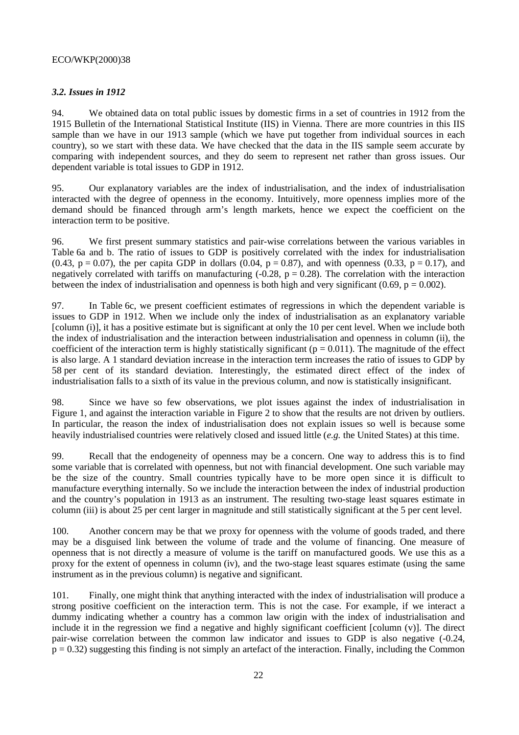### *3.2. Issues in 1912*

94. We obtained data on total public issues by domestic firms in a set of countries in 1912 from the 1915 Bulletin of the International Statistical Institute (IIS) in Vienna. There are more countries in this IIS sample than we have in our 1913 sample (which we have put together from individual sources in each country), so we start with these data. We have checked that the data in the IIS sample seem accurate by comparing with independent sources, and they do seem to represent net rather than gross issues. Our dependent variable is total issues to GDP in 1912.

95. Our explanatory variables are the index of industrialisation, and the index of industrialisation interacted with the degree of openness in the economy. Intuitively, more openness implies more of the demand should be financed through arm's length markets, hence we expect the coefficient on the interaction term to be positive.

96. We first present summary statistics and pair-wise correlations between the various variables in Table 6a and b. The ratio of issues to GDP is positively correlated with the index for industrialisation (0.43, $p = 0.07$), the per capita GDP in dollars (0.04, $p = 0.87$), and with openness (0.33, $p = 0.17$), and negatively correlated with tariffs on manufacturing (-0.28, $p = 0.28$). The correlation with the interaction between the index of industrialisation and openness is both high and very significant (0.69, $p = 0.002$).

97. In Table 6c, we present coefficient estimates of regressions in which the dependent variable is issues to GDP in 1912. When we include only the index of industrialisation as an explanatory variable [column (i)], it has a positive estimate but is significant at only the 10 per cent level. When we include both the index of industrialisation and the interaction between industrialisation and openness in column (ii), the coefficient of the interaction term is highly statistically significant ($p = 0.011$). The magnitude of the effect is also large. A 1 standard deviation increase in the interaction term increases the ratio of issues to GDP by 58 per cent of its standard deviation. Interestingly, the estimated direct effect of the index of industrialisation falls to a sixth of its value in the previous column, and now is statistically insignificant.

98. Since we have so few observations, we plot issues against the index of industrialisation in Figure 1, and against the interaction variable in Figure 2 to show that the results are not driven by outliers. In particular, the reason the index of industrialisation does not explain issues so well is because some heavily industrialised countries were relatively closed and issued little (*e.g.* the United States) at this time.

99. Recall that the endogeneity of openness may be a concern. One way to address this is to find some variable that is correlated with openness, but not with financial development. One such variable may be the size of the country. Small countries typically have to be more open since it is difficult to manufacture everything internally. So we include the interaction between the index of industrial production and the country's population in 1913 as an instrument. The resulting two-stage least squares estimate in column (iii) is about 25 per cent larger in magnitude and still statistically significant at the 5 per cent level.

100. Another concern may be that we proxy for openness with the volume of goods traded, and there may be a disguised link between the volume of trade and the volume of financing. One measure of openness that is not directly a measure of volume is the tariff on manufactured goods. We use this as a proxy for the extent of openness in column (iv), and the two-stage least squares estimate (using the same instrument as in the previous column) is negative and significant.

101. Finally, one might think that anything interacted with the index of industrialisation will produce a strong positive coefficient on the interaction term. This is not the case. For example, if we interact a dummy indicating whether a country has a common law origin with the index of industrialisation and include it in the regression we find a negative and highly significant coefficient [column (v)]. The direct pair-wise correlation between the common law indicator and issues to GDP is also negative (-0.24, $p = 0.32$) suggesting this finding is not simply an artefact of the interaction. Finally, including the Common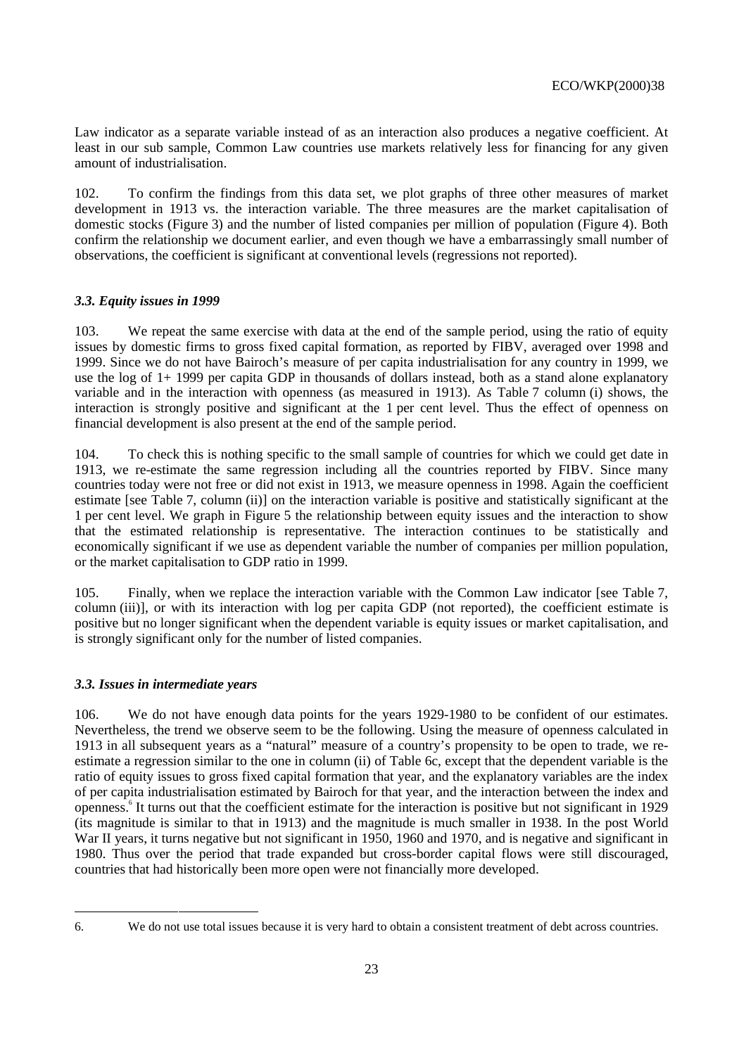Law indicator as a separate variable instead of as an interaction also produces a negative coefficient. At least in our sub sample, Common Law countries use markets relatively less for financing for any given amount of industrialisation.

102. To confirm the findings from this data set, we plot graphs of three other measures of market development in 1913 vs. the interaction variable. The three measures are the market capitalisation of domestic stocks (Figure 3) and the number of listed companies per million of population (Figure 4). Both confirm the relationship we document earlier, and even though we have a embarrassingly small number of observations, the coefficient is significant at conventional levels (regressions not reported).

### *3.3. Equity issues in 1999*

103. We repeat the same exercise with data at the end of the sample period, using the ratio of equity issues by domestic firms to gross fixed capital formation, as reported by FIBV, averaged over 1998 and 1999. Since we do not have Bairoch's measure of per capita industrialisation for any country in 1999, we use the log of 1+ 1999 per capita GDP in thousands of dollars instead, both as a stand alone explanatory variable and in the interaction with openness (as measured in 1913). As Table 7 column (i) shows, the interaction is strongly positive and significant at the 1 per cent level. Thus the effect of openness on financial development is also present at the end of the sample period.

104. To check this is nothing specific to the small sample of countries for which we could get date in 1913, we re-estimate the same regression including all the countries reported by FIBV. Since many countries today were not free or did not exist in 1913, we measure openness in 1998. Again the coefficient estimate [see Table 7, column (ii)] on the interaction variable is positive and statistically significant at the 1 per cent level. We graph in Figure 5 the relationship between equity issues and the interaction to show that the estimated relationship is representative. The interaction continues to be statistically and economically significant if we use as dependent variable the number of companies per million population, or the market capitalisation to GDP ratio in 1999.

105. Finally, when we replace the interaction variable with the Common Law indicator [see Table 7, column (iii)], or with its interaction with log per capita GDP (not reported), the coefficient estimate is positive but no longer significant when the dependent variable is equity issues or market capitalisation, and is strongly significant only for the number of listed companies.

### *3.3. Issues in intermediate years*

106. We do not have enough data points for the years 1929-1980 to be confident of our estimates. Nevertheless, the trend we observe seem to be the following. Using the measure of openness calculated in 1913 in all subsequent years as a "natural" measure of a country's propensity to be open to trade, we re-estimate a regression similar to the one in column (ii) of Table 6c, except that the dependent variable is the ratio of equity issues to gross fixed capital formation that year, and the explanatory variables are the index of per capita industrialisation estimated by Bairoch for that year, and the interaction between the index and openness.[6] It turns out that the coefficient estimate for the interaction is positive but not significant in 1929 (its magnitude is similar to that in 1913) and the magnitude is much smaller in 1938. In the post World War II years, it turns negative but not significant in 1950, 1960 and 1970, and is negative and significant in 1980. Thus over the period that trade expanded but cross-border capital flows were still discouraged, countries that had historically been more open were not financially more developed.

---

6. We do not use total issues because it is very hard to obtain a consistent treatment of debt across countries.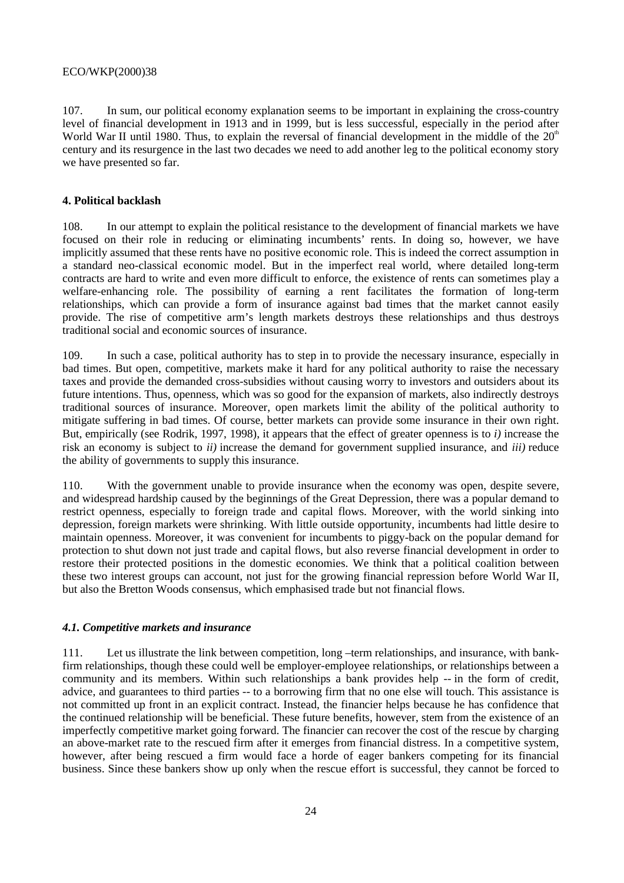107. In sum, our political economy explanation seems to be important in explaining the cross-country level of financial development in 1913 and in 1999, but is less successful, especially in the period after World War II until 1980. Thus, to explain the reversal of financial development in the middle of the 20th century and its resurgence in the last two decades we need to add another leg to the political economy story we have presented so far.

## 4. Political backlash

108. In our attempt to explain the political resistance to the development of financial markets we have focused on their role in reducing or eliminating incumbents' rents. In doing so, however, we have implicitly assumed that these rents have no positive economic role. This is indeed the correct assumption in a standard neo-classical economic model. But in the imperfect real world, where detailed long-term contracts are hard to write and even more difficult to enforce, the existence of rents can sometimes play a welfare-enhancing role. The possibility of earning a rent facilitates the formation of long-term relationships, which can provide a form of insurance against bad times that the market cannot easily provide. The rise of competitive arm's length markets destroys these relationships and thus destroys traditional social and economic sources of insurance.

109. In such a case, political authority has to step in to provide the necessary insurance, especially in bad times. But open, competitive, markets make it hard for any political authority to raise the necessary taxes and provide the demanded cross-subsidies without causing worry to investors and outsiders about its future intentions. Thus, openness, which was so good for the expansion of markets, also indirectly destroys traditional sources of insurance. Moreover, open markets limit the ability of the political authority to mitigate suffering in bad times. Of course, better markets can provide some insurance in their own right. But, empirically (see Rodrik, 1997, 1998), it appears that the effect of greater openness is to *i)* increase the risk an economy is subject to *ii)* increase the demand for government supplied insurance, and *iii)* reduce the ability of governments to supply this insurance.

110. With the government unable to provide insurance when the economy was open, despite severe, and widespread hardship caused by the beginnings of the Great Depression, there was a popular demand to restrict openness, especially to foreign trade and capital flows. Moreover, with the world sinking into depression, foreign markets were shrinking. With little outside opportunity, incumbents had little desire to maintain openness. Moreover, it was convenient for incumbents to piggy-back on the popular demand for protection to shut down not just trade and capital flows, but also reverse financial development in order to restore their protected positions in the domestic economies. We think that a political coalition between these two interest groups can account, not just for the growing financial repression before World War II, but also the Bretton Woods consensus, which emphasised trade but not financial flows.

### *4.1. Competitive markets and insurance*

111. Let us illustrate the link between competition, long –term relationships, and insurance, with bank-firm relationships, though these could well be employer-employee relationships, or relationships between a community and its members. Within such relationships a bank provides help -- in the form of credit, advice, and guarantees to third parties -- to a borrowing firm that no one else will touch. This assistance is not committed up front in an explicit contract. Instead, the financier helps because he has confidence that the continued relationship will be beneficial. These future benefits, however, stem from the existence of an imperfectly competitive market going forward. The financier can recover the cost of the rescue by charging an above-market rate to the rescued firm after it emerges from financial distress. In a competitive system, however, after being rescued a firm would face a horde of eager bankers competing for its financial business. Since these bankers show up only when the rescue effort is successful, they cannot be forced to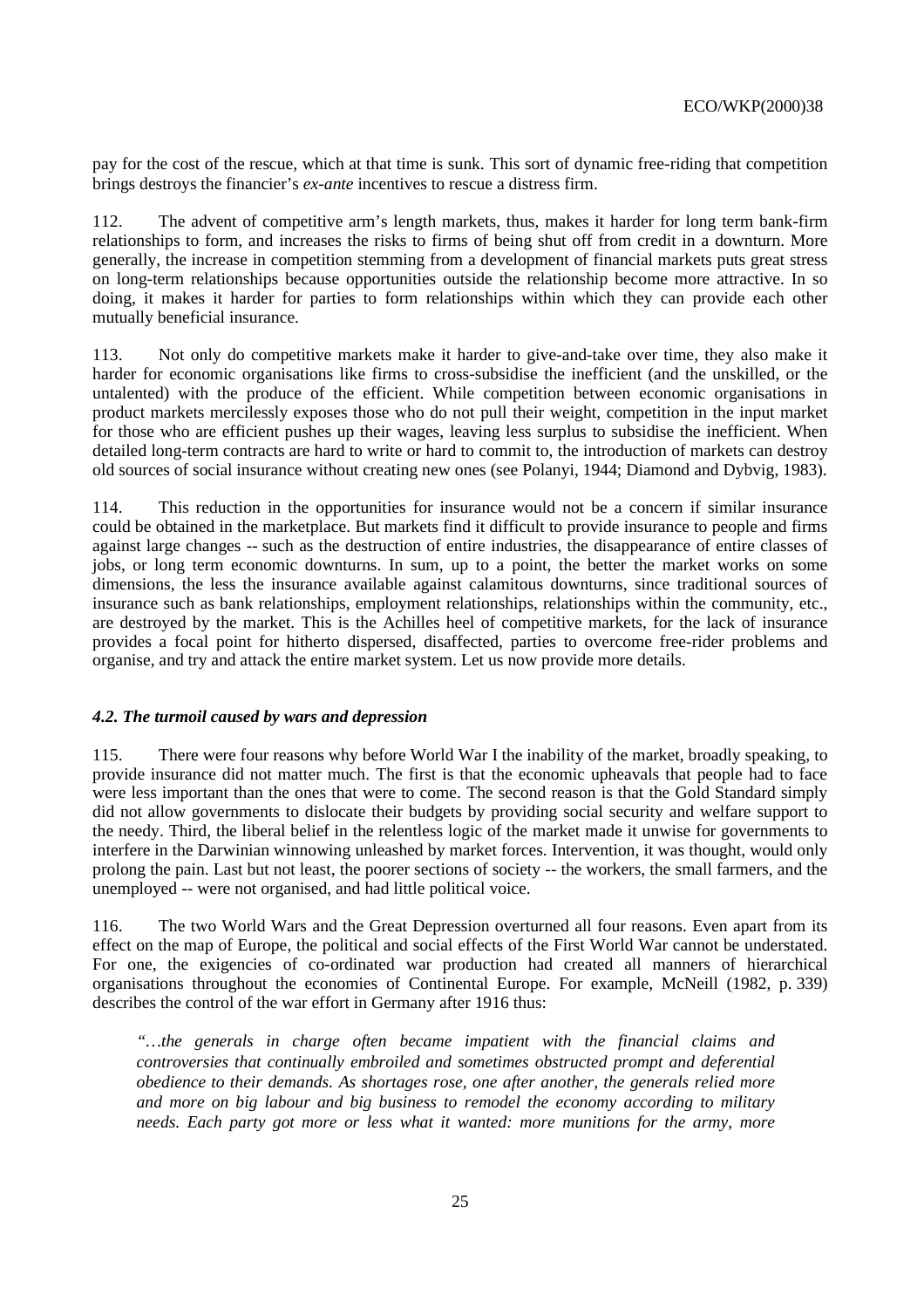pay for the cost of the rescue, which at that time is sunk. This sort of dynamic free-riding that competition brings destroys the financier's *ex-ante* incentives to rescue a distress firm.

112. The advent of competitive arm's length markets, thus, makes it harder for long term bank-firm relationships to form, and increases the risks to firms of being shut off from credit in a downturn. More generally, the increase in competition stemming from a development of financial markets puts great stress on long-term relationships because opportunities outside the relationship become more attractive. In so doing, it makes it harder for parties to form relationships within which they can provide each other mutually beneficial insurance.

113. Not only do competitive markets make it harder to give-and-take over time, they also make it harder for economic organisations like firms to cross-subsidise the inefficient (and the unskilled, or the untalented) with the produce of the efficient. While competition between economic organisations in product markets mercilessly exposes those who do not pull their weight, competition in the input market for those who are efficient pushes up their wages, leaving less surplus to subsidise the inefficient. When detailed long-term contracts are hard to write or hard to commit to, the introduction of markets can destroy old sources of social insurance without creating new ones (see Polanyi, 1944; Diamond and Dybvig, 1983).

114. This reduction in the opportunities for insurance would not be a concern if similar insurance could be obtained in the marketplace. But markets find it difficult to provide insurance to people and firms against large changes -- such as the destruction of entire industries, the disappearance of entire classes of jobs, or long term economic downturns. In sum, up to a point, the better the market works on some dimensions, the less the insurance available against calamitous downturns, since traditional sources of insurance such as bank relationships, employment relationships, relationships within the community, etc., are destroyed by the market. This is the Achilles heel of competitive markets, for the lack of insurance provides a focal point for hitherto dispersed, disaffected, parties to overcome free-rider problems and organise, and try and attack the entire market system. Let us now provide more details.

### *4.2. The turmoil caused by wars and depression*

115. There were four reasons why before World War I the inability of the market, broadly speaking, to provide insurance did not matter much. The first is that the economic upheavals that people had to face were less important than the ones that were to come. The second reason is that the Gold Standard simply did not allow governments to dislocate their budgets by providing social security and welfare support to the needy. Third, the liberal belief in the relentless logic of the market made it unwise for governments to interfere in the Darwinian winnowing unleashed by market forces. Intervention, it was thought, would only prolong the pain. Last but not least, the poorer sections of society -- the workers, the small farmers, and the unemployed -- were not organised, and had little political voice.

116. The two World Wars and the Great Depression overturned all four reasons. Even apart from its effect on the map of Europe, the political and social effects of the First World War cannot be understated. For one, the exigencies of co-ordinated war production had created all manners of hierarchical organisations throughout the economies of Continental Europe. For example, McNeill (1982, p. 339) describes the control of the war effort in Germany after 1916 thus:

> *"…the generals in charge often became impatient with the financial claims and controversies that continually embroiled and sometimes obstructed prompt and deferential obedience to their demands. As shortages rose, one after another, the generals relied more and more on big labour and big business to remodel the economy according to military needs. Each party got more or less what it wanted: more munitions for the army, more*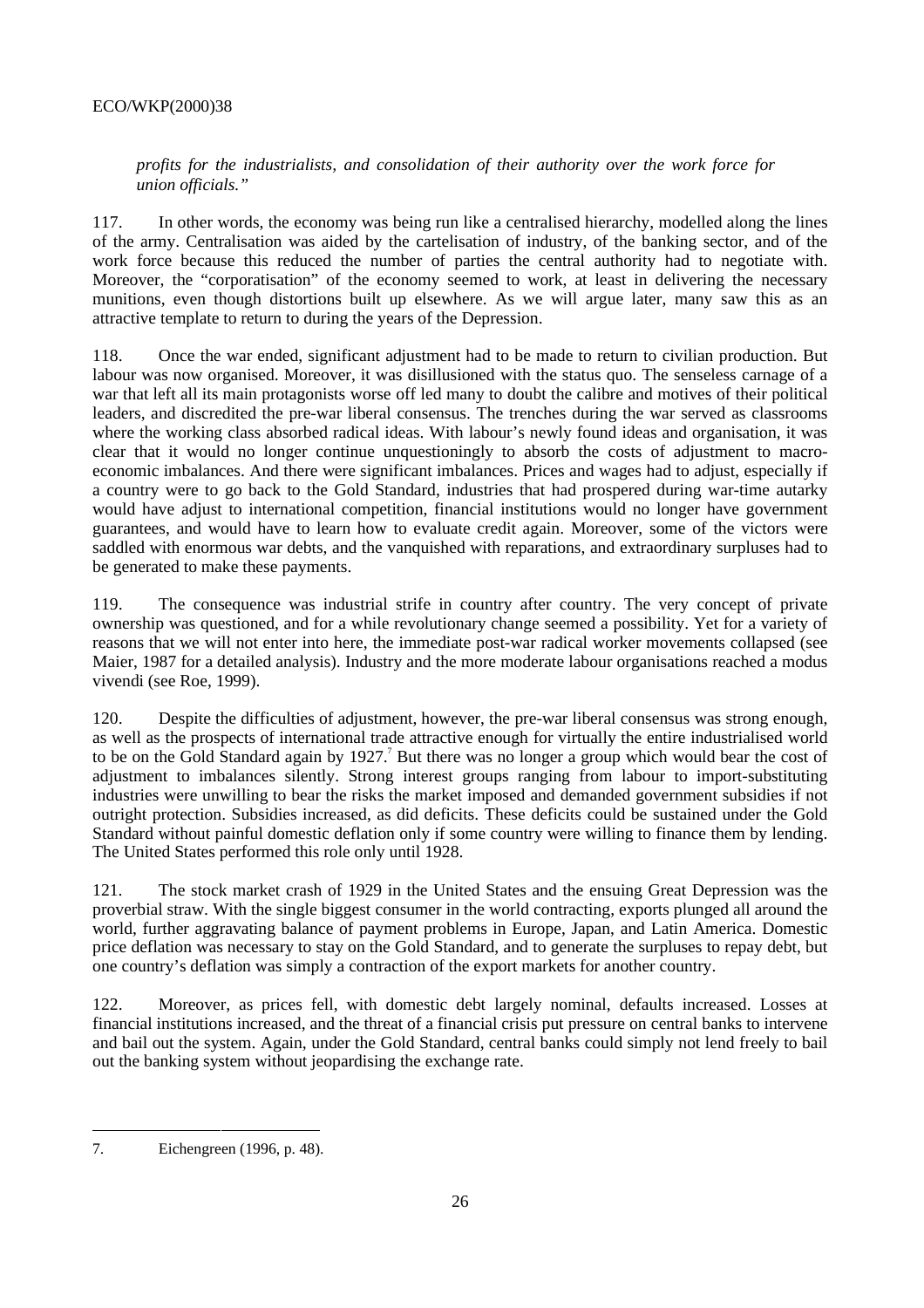*profits for the industrialists, and consolidation of their authority over the work force for union officials."*

117. In other words, the economy was being run like a centralised hierarchy, modelled along the lines of the army. Centralisation was aided by the cartelisation of industry, of the banking sector, and of the work force because this reduced the number of parties the central authority had to negotiate with. Moreover, the "corporatisation" of the economy seemed to work, at least in delivering the necessary munitions, even though distortions built up elsewhere. As we will argue later, many saw this as an attractive template to return to during the years of the Depression.

118. Once the war ended, significant adjustment had to be made to return to civilian production. But labour was now organised. Moreover, it was disillusioned with the status quo. The senseless carnage of a war that left all its main protagonists worse off led many to doubt the calibre and motives of their political leaders, and discredited the pre-war liberal consensus. The trenches during the war served as classrooms where the working class absorbed radical ideas. With labour's newly found ideas and organisation, it was clear that it would no longer continue unquestioningly to absorb the costs of adjustment to macro-economic imbalances. And there were significant imbalances. Prices and wages had to adjust, especially if a country were to go back to the Gold Standard, industries that had prospered during war-time autarky would have adjust to international competition, financial institutions would no longer have government guarantees, and would have to learn how to evaluate credit again. Moreover, some of the victors were saddled with enormous war debts, and the vanquished with reparations, and extraordinary surpluses had to be generated to make these payments.

119. The consequence was industrial strife in country after country. The very concept of private ownership was questioned, and for a while revolutionary change seemed a possibility. Yet for a variety of reasons that we will not enter into here, the immediate post-war radical worker movements collapsed (see Maier, 1987 for a detailed analysis). Industry and the more moderate labour organisations reached a modus vivendi (see Roe, 1999).

120. Despite the difficulties of adjustment, however, the pre-war liberal consensus was strong enough, as well as the prospects of international trade attractive enough for virtually the entire industrialised world to be on the Gold Standard again by 1927.[7] But there was no longer a group which would bear the cost of adjustment to imbalances silently. Strong interest groups ranging from labour to import-substituting industries were unwilling to bear the risks the market imposed and demanded government subsidies if not outright protection. Subsidies increased, as did deficits. These deficits could be sustained under the Gold Standard without painful domestic deflation only if some country were willing to finance them by lending. The United States performed this role only until 1928.

121. The stock market crash of 1929 in the United States and the ensuing Great Depression was the proverbial straw. With the single biggest consumer in the world contracting, exports plunged all around the world, further aggravating balance of payment problems in Europe, Japan, and Latin America. Domestic price deflation was necessary to stay on the Gold Standard, and to generate the surpluses to repay debt, but one country's deflation was simply a contraction of the export markets for another country.

122. Moreover, as prices fell, with domestic debt largely nominal, defaults increased. Losses at financial institutions increased, and the threat of a financial crisis put pressure on central banks to intervene and bail out the system. Again, under the Gold Standard, central banks could simply not lend freely to bail out the banking system without jeopardising the exchange rate.

---

7. Eichengreen (1996, p. 48).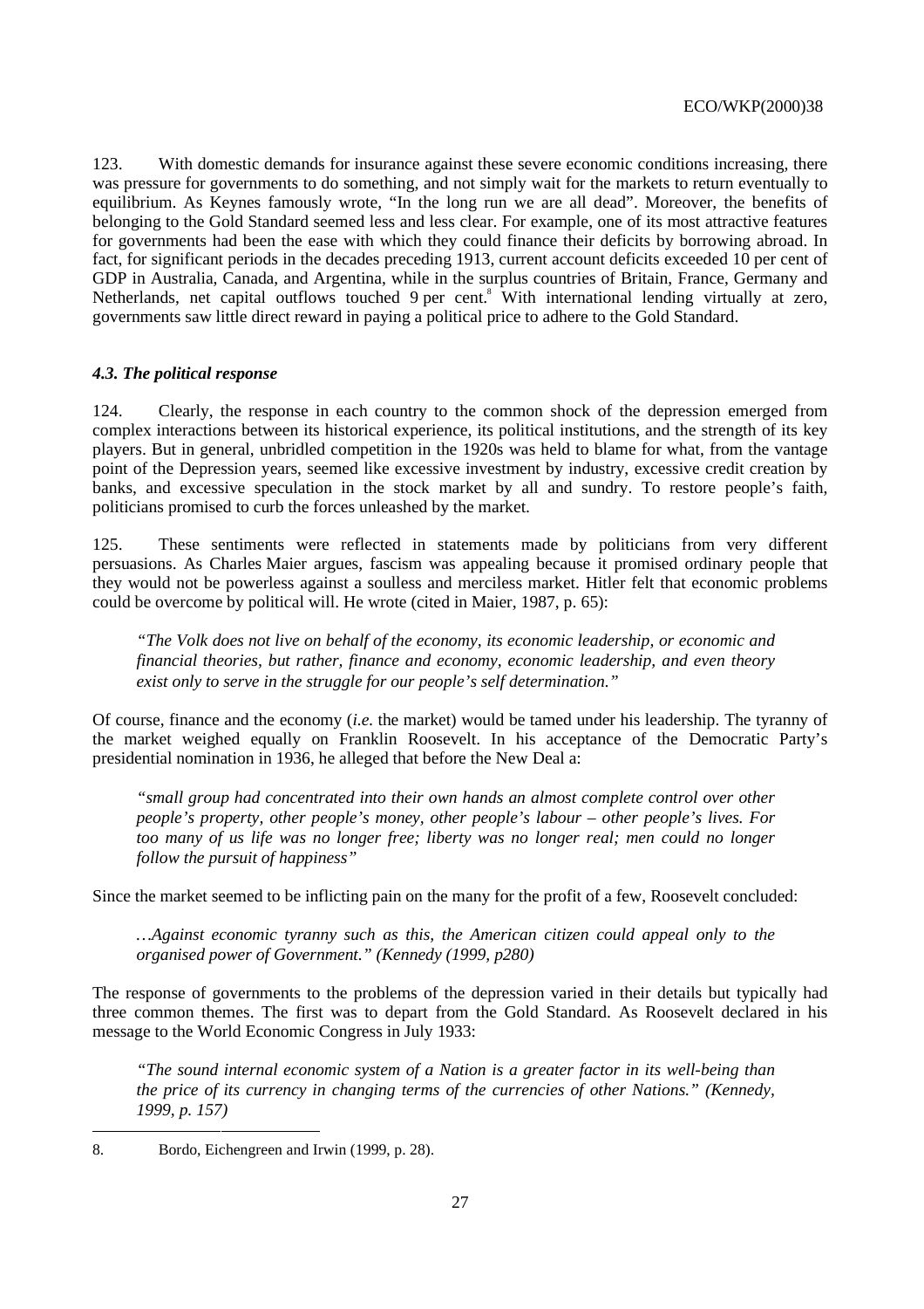123. With domestic demands for insurance against these severe economic conditions increasing, there was pressure for governments to do something, and not simply wait for the markets to return eventually to equilibrium. As Keynes famously wrote, "In the long run we are all dead". Moreover, the benefits of belonging to the Gold Standard seemed less and less clear. For example, one of its most attractive features for governments had been the ease with which they could finance their deficits by borrowing abroad. In fact, for significant periods in the decades preceding 1913, current account deficits exceeded 10 per cent of GDP in Australia, Canada, and Argentina, while in the surplus countries of Britain, France, Germany and Netherlands, net capital outflows touched 9 per cent.[8] With international lending virtually at zero, governments saw little direct reward in paying a political price to adhere to the Gold Standard.

### *4.3. The political response*

124. Clearly, the response in each country to the common shock of the depression emerged from complex interactions between its historical experience, its political institutions, and the strength of its key players. But in general, unbridled competition in the 1920s was held to blame for what, from the vantage point of the Depression years, seemed like excessive investment by industry, excessive credit creation by banks, and excessive speculation in the stock market by all and sundry. To restore people's faith, politicians promised to curb the forces unleashed by the market.

125. These sentiments were reflected in statements made by politicians from very different persuasions. As Charles Maier argues, fascism was appealing because it promised ordinary people that they would not be powerless against a soulless and merciless market. Hitler felt that economic problems could be overcome by political will. He wrote (cited in Maier, 1987, p. 65):

> *"The Volk does not live on behalf of the economy, its economic leadership, or economic and financial theories, but rather, finance and economy, economic leadership, and even theory exist only to serve in the struggle for our people's self determination."*

Of course, finance and the economy (*i.e.* the market) would be tamed under his leadership. The tyranny of the market weighed equally on Franklin Roosevelt. In his acceptance of the Democratic Party's presidential nomination in 1936, he alleged that before the New Deal a:

> *"small group had concentrated into their own hands an almost complete control over other people's property, other people's money, other people's labour – other people's lives. For too many of us life was no longer free; liberty was no longer real; men could no longer follow the pursuit of happiness"*

Since the market seemed to be inflicting pain on the many for the profit of a few, Roosevelt concluded:

> *…Against economic tyranny such as this, the American citizen could appeal only to the organised power of Government." (Kennedy (1999, p280)*

The response of governments to the problems of the depression varied in their details but typically had three common themes. The first was to depart from the Gold Standard. As Roosevelt declared in his message to the World Economic Congress in July 1933:

> *"The sound internal economic system of a Nation is a greater factor in its well-being than the price of its currency in changing terms of the currencies of other Nations." (Kennedy, 1999, p. 157)*

---

8. Bordo, Eichengreen and Irwin (1999, p. 28).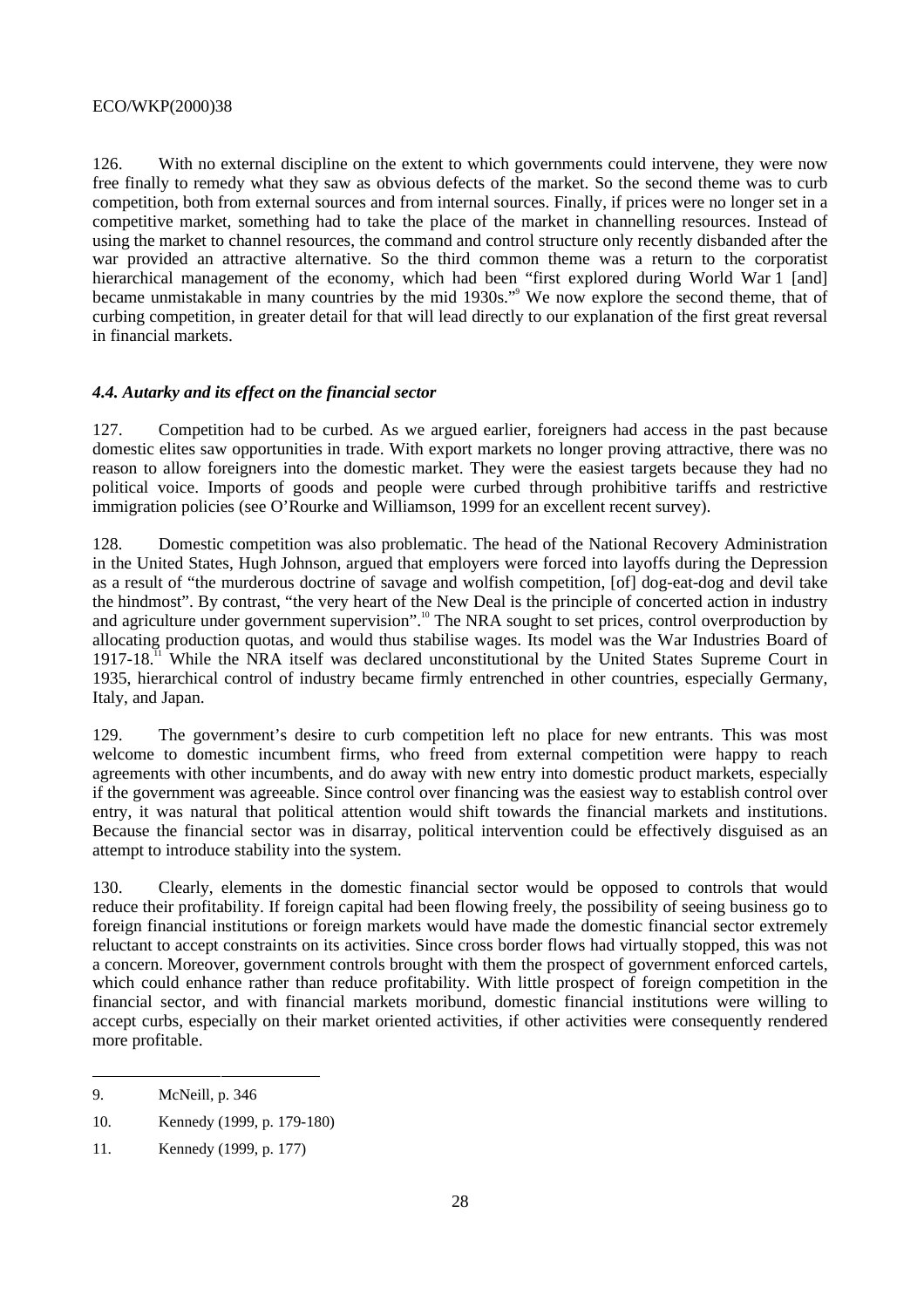126. With no external discipline on the extent to which governments could intervene, they were now free finally to remedy what they saw as obvious defects of the market. So the second theme was to curb competition, both from external sources and from internal sources. Finally, if prices were no longer set in a competitive market, something had to take the place of the market in channelling resources. Instead of using the market to channel resources, the command and control structure only recently disbanded after the war provided an attractive alternative. So the third common theme was a return to the corporatist hierarchical management of the economy, which had been "first explored during World War 1 [and] became unmistakable in many countries by the mid 1930s."[9] We now explore the second theme, that of curbing competition, in greater detail for that will lead directly to our explanation of the first great reversal in financial markets.

### *4.4. Autarky and its effect on the financial sector*

127. Competition had to be curbed. As we argued earlier, foreigners had access in the past because domestic elites saw opportunities in trade. With export markets no longer proving attractive, there was no reason to allow foreigners into the domestic market. They were the easiest targets because they had no political voice. Imports of goods and people were curbed through prohibitive tariffs and restrictive immigration policies (see O'Rourke and Williamson, 1999 for an excellent recent survey).

128. Domestic competition was also problematic. The head of the National Recovery Administration in the United States, Hugh Johnson, argued that employers were forced into layoffs during the Depression as a result of "the murderous doctrine of savage and wolfish competition, [of] dog-eat-dog and devil take the hindmost". By contrast, "the very heart of the New Deal is the principle of concerted action in industry and agriculture under government supervision".[10] The NRA sought to set prices, control overproduction by allocating production quotas, and would thus stabilise wages. Its model was the War Industries Board of 1917-18.[11] While the NRA itself was declared unconstitutional by the United States Supreme Court in 1935, hierarchical control of industry became firmly entrenched in other countries, especially Germany, Italy, and Japan.

129. The government's desire to curb competition left no place for new entrants. This was most welcome to domestic incumbent firms, who freed from external competition were happy to reach agreements with other incumbents, and do away with new entry into domestic product markets, especially if the government was agreeable. Since control over financing was the easiest way to establish control over entry, it was natural that political attention would shift towards the financial markets and institutions. Because the financial sector was in disarray, political intervention could be effectively disguised as an attempt to introduce stability into the system.

130. Clearly, elements in the domestic financial sector would be opposed to controls that would reduce their profitability. If foreign capital had been flowing freely, the possibility of seeing business go to foreign financial institutions or foreign markets would have made the domestic financial sector extremely reluctant to accept constraints on its activities. Since cross border flows had virtually stopped, this was not a concern. Moreover, government controls brought with them the prospect of government enforced cartels, which could enhance rather than reduce profitability. With little prospect of foreign competition in the financial sector, and with financial markets moribund, domestic financial institutions were willing to accept curbs, especially on their market oriented activities, if other activities were consequently rendered more profitable.

---

9. McNeill, p. 346

10. Kennedy (1999, p. 179-180)

11. Kennedy (1999, p. 177)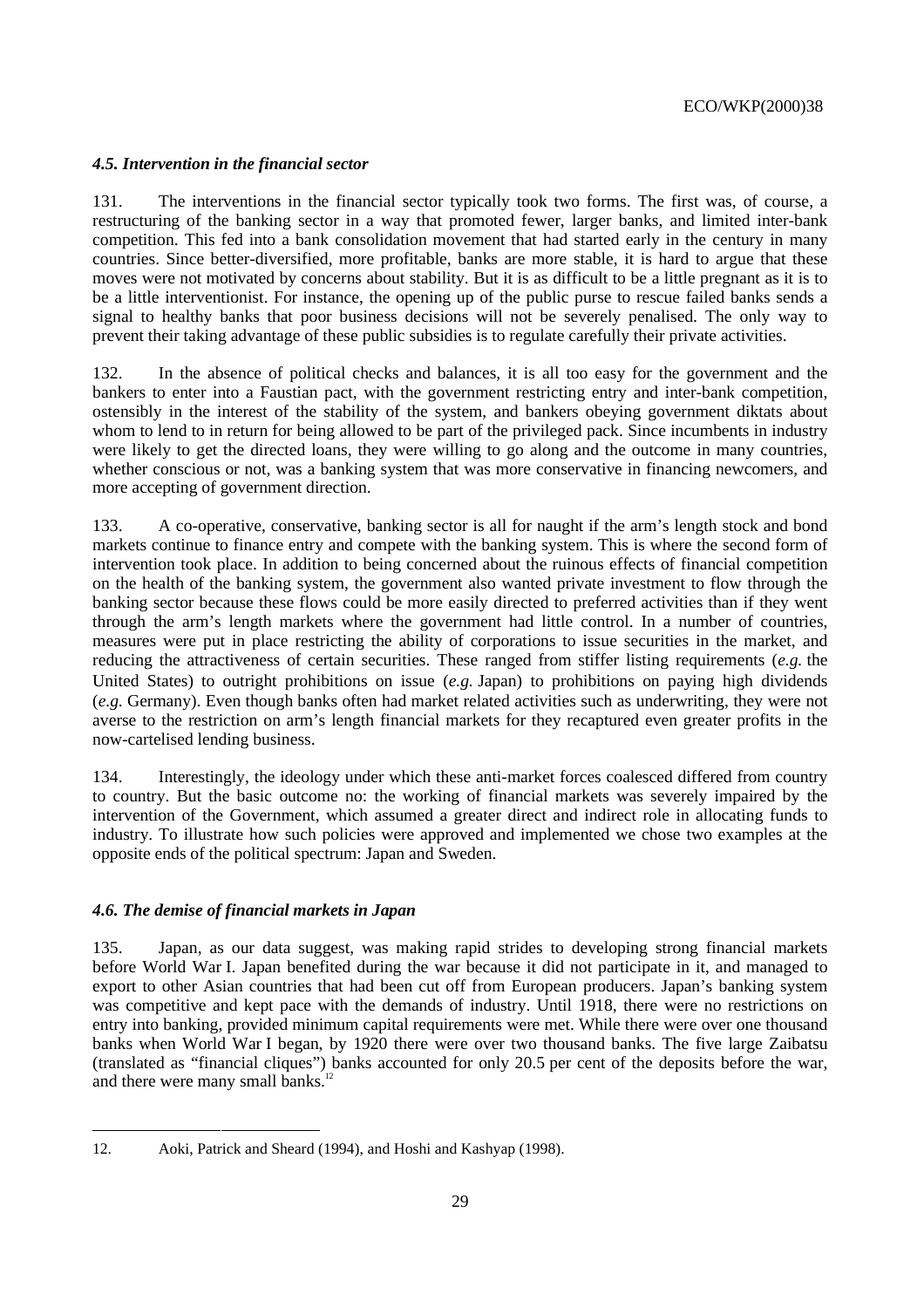### *4.5. Intervention in the financial sector*

131. The interventions in the financial sector typically took two forms. The first was, of course, a restructuring of the banking sector in a way that promoted fewer, larger banks, and limited inter-bank competition. This fed into a bank consolidation movement that had started early in the century in many countries. Since better-diversified, more profitable, banks are more stable, it is hard to argue that these moves were not motivated by concerns about stability. But it is as difficult to be a little pregnant as it is to be a little interventionist. For instance, the opening up of the public purse to rescue failed banks sends a signal to healthy banks that poor business decisions will not be severely penalised. The only way to prevent their taking advantage of these public subsidies is to regulate carefully their private activities.

132. In the absence of political checks and balances, it is all too easy for the government and the bankers to enter into a Faustian pact, with the government restricting entry and inter-bank competition, ostensibly in the interest of the stability of the system, and bankers obeying government diktats about whom to lend to in return for being allowed to be part of the privileged pack. Since incumbents in industry were likely to get the directed loans, they were willing to go along and the outcome in many countries, whether conscious or not, was a banking system that was more conservative in financing newcomers, and more accepting of government direction.

133. A co-operative, conservative, banking sector is all for naught if the arm's length stock and bond markets continue to finance entry and compete with the banking system. This is where the second form of intervention took place. In addition to being concerned about the ruinous effects of financial competition on the health of the banking system, the government also wanted private investment to flow through the banking sector because these flows could be more easily directed to preferred activities than if they went through the arm's length markets where the government had little control. In a number of countries, measures were put in place restricting the ability of corporations to issue securities in the market, and reducing the attractiveness of certain securities. These ranged from stiffer listing requirements (*e.g.* the United States) to outright prohibitions on issue (*e.g.* Japan) to prohibitions on paying high dividends (*e.g.* Germany). Even though banks often had market related activities such as underwriting, they were not averse to the restriction on arm's length financial markets for they recaptured even greater profits in the now-cartelised lending business.

134. Interestingly, the ideology under which these anti-market forces coalesced differed from country to country. But the basic outcome no: the working of financial markets was severely impaired by the intervention of the Government, which assumed a greater direct and indirect role in allocating funds to industry. To illustrate how such policies were approved and implemented we chose two examples at the opposite ends of the political spectrum: Japan and Sweden.

### *4.6. The demise of financial markets in Japan*

135. Japan, as our data suggest, was making rapid strides to developing strong financial markets before World War I. Japan benefited during the war because it did not participate in it, and managed to export to other Asian countries that had been cut off from European producers. Japan's banking system was competitive and kept pace with the demands of industry. Until 1918, there were no restrictions on entry into banking, provided minimum capital requirements were met. While there were over one thousand banks when World War I began, by 1920 there were over two thousand banks. The five large Zaibatsu (translated as "financial cliques") banks accounted for only 20.5 per cent of the deposits before the war, and there were many small banks.[12]

---

12. Aoki, Patrick and Sheard (1994), and Hoshi and Kashyap (1998).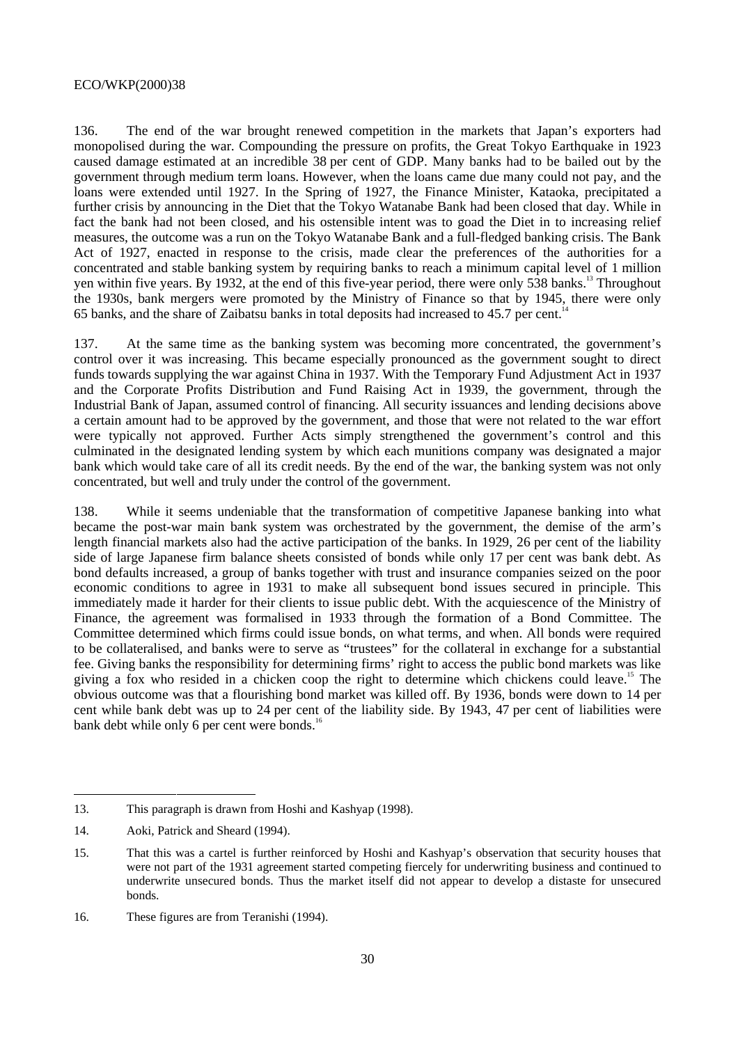136. The end of the war brought renewed competition in the markets that Japan's exporters had monopolised during the war. Compounding the pressure on profits, the Great Tokyo Earthquake in 1923 caused damage estimated at an incredible 38 per cent of GDP. Many banks had to be bailed out by the government through medium term loans. However, when the loans came due many could not pay, and the loans were extended until 1927. In the Spring of 1927, the Finance Minister, Kataoka, precipitated a further crisis by announcing in the Diet that the Tokyo Watanabe Bank had been closed that day. While in fact the bank had not been closed, and his ostensible intent was to goad the Diet in to increasing relief measures, the outcome was a run on the Tokyo Watanabe Bank and a full-fledged banking crisis. The Bank Act of 1927, enacted in response to the crisis, made clear the preferences of the authorities for a concentrated and stable banking system by requiring banks to reach a minimum capital level of 1 million yen within five years. By 1932, at the end of this five-year period, there were only 538 banks.[13] Throughout the 1930s, bank mergers were promoted by the Ministry of Finance so that by 1945, there were only 65 banks, and the share of Zaibatsu banks in total deposits had increased to 45.7 per cent.[14]

137. At the same time as the banking system was becoming more concentrated, the government's control over it was increasing. This became especially pronounced as the government sought to direct funds towards supplying the war against China in 1937. With the Temporary Fund Adjustment Act in 1937 and the Corporate Profits Distribution and Fund Raising Act in 1939, the government, through the Industrial Bank of Japan, assumed control of financing. All security issuances and lending decisions above a certain amount had to be approved by the government, and those that were not related to the war effort were typically not approved. Further Acts simply strengthened the government's control and this culminated in the designated lending system by which each munitions company was designated a major bank which would take care of all its credit needs. By the end of the war, the banking system was not only concentrated, but well and truly under the control of the government.

138. While it seems undeniable that the transformation of competitive Japanese banking into what became the post-war main bank system was orchestrated by the government, the demise of the arm's length financial markets also had the active participation of the banks. In 1929, 26 per cent of the liability side of large Japanese firm balance sheets consisted of bonds while only 17 per cent was bank debt. As bond defaults increased, a group of banks together with trust and insurance companies seized on the poor economic conditions to agree in 1931 to make all subsequent bond issues secured in principle. This immediately made it harder for their clients to issue public debt. With the acquiescence of the Ministry of Finance, the agreement was formalised in 1933 through the formation of a Bond Committee. The Committee determined which firms could issue bonds, on what terms, and when. All bonds were required to be collateralised, and banks were to serve as "trustees" for the collateral in exchange for a substantial fee. Giving banks the responsibility for determining firms' right to access the public bond markets was like giving a fox who resided in a chicken coop the right to determine which chickens could leave.[15] The obvious outcome was that a flourishing bond market was killed off. By 1936, bonds were down to 14 per cent while bank debt was up to 24 per cent of the liability side. By 1943, 47 per cent of liabilities were bank debt while only 6 per cent were bonds.[16]

---

13. This paragraph is drawn from Hoshi and Kashyap (1998).

14. Aoki, Patrick and Sheard (1994).

15. That this was a cartel is further reinforced by Hoshi and Kashyap's observation that security houses that were not part of the 1931 agreement started competing fiercely for underwriting business and continued to underwrite unsecured bonds. Thus the market itself did not appear to develop a distaste for unsecured bonds.

16. These figures are from Teranishi (1994).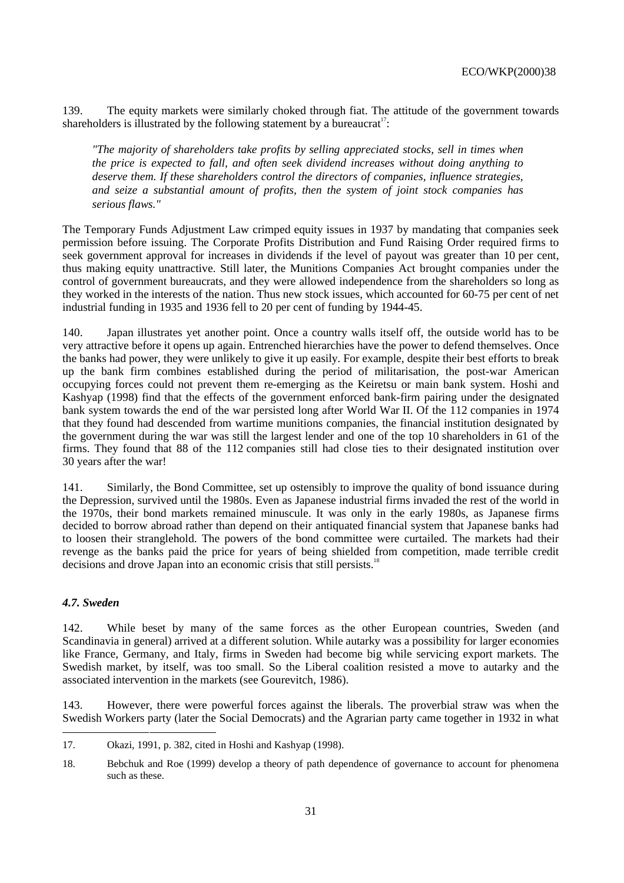139. The equity markets were similarly choked through fiat. The attitude of the government towards shareholders is illustrated by the following statement by a bureaucrat[17]:

> *"The majority of shareholders take profits by selling appreciated stocks, sell in times when the price is expected to fall, and often seek dividend increases without doing anything to deserve them. If these shareholders control the directors of companies, influence strategies, and seize a substantial amount of profits, then the system of joint stock companies has serious flaws."*

The Temporary Funds Adjustment Law crimped equity issues in 1937 by mandating that companies seek permission before issuing. The Corporate Profits Distribution and Fund Raising Order required firms to seek government approval for increases in dividends if the level of payout was greater than 10 per cent, thus making equity unattractive. Still later, the Munitions Companies Act brought companies under the control of government bureaucrats, and they were allowed independence from the shareholders so long as they worked in the interests of the nation. Thus new stock issues, which accounted for 60-75 per cent of net industrial funding in 1935 and 1936 fell to 20 per cent of funding by 1944-45.

140. Japan illustrates yet another point. Once a country walls itself off, the outside world has to be very attractive before it opens up again. Entrenched hierarchies have the power to defend themselves. Once the banks had power, they were unlikely to give it up easily. For example, despite their best efforts to break up the bank firm combines established during the period of militarisation, the post-war American occupying forces could not prevent them re-emerging as the Keiretsu or main bank system. Hoshi and Kashyap (1998) find that the effects of the government enforced bank-firm pairing under the designated bank system towards the end of the war persisted long after World War II. Of the 112 companies in 1974 that they found had descended from wartime munitions companies, the financial institution designated by the government during the war was still the largest lender and one of the top 10 shareholders in 61 of the firms. They found that 88 of the 112 companies still had close ties to their designated institution over 30 years after the war!

141. Similarly, the Bond Committee, set up ostensibly to improve the quality of bond issuance during the Depression, survived until the 1980s. Even as Japanese industrial firms invaded the rest of the world in the 1970s, their bond markets remained minuscule. It was only in the early 1980s, as Japanese firms decided to borrow abroad rather than depend on their antiquated financial system that Japanese banks had to loosen their stranglehold. The powers of the bond committee were curtailed. The markets had their revenge as the banks paid the price for years of being shielded from competition, made terrible credit decisions and drove Japan into an economic crisis that still persists.[18]

### *4.7. Sweden*

142. While beset by many of the same forces as the other European countries, Sweden (and Scandinavia in general) arrived at a different solution. While autarky was a possibility for larger economies like France, Germany, and Italy, firms in Sweden had become big while servicing export markets. The Swedish market, by itself, was too small. So the Liberal coalition resisted a move to autarky and the associated intervention in the markets (see Gourevitch, 1986).

143. However, there were powerful forces against the liberals. The proverbial straw was when the Swedish Workers party (later the Social Democrats) and the Agrarian party came together in 1932 in what

---

17. Okazi, 1991, p. 382, cited in Hoshi and Kashyap (1998).

18. Bebchuk and Roe (1999) develop a theory of path dependence of governance to account for phenomena such as these.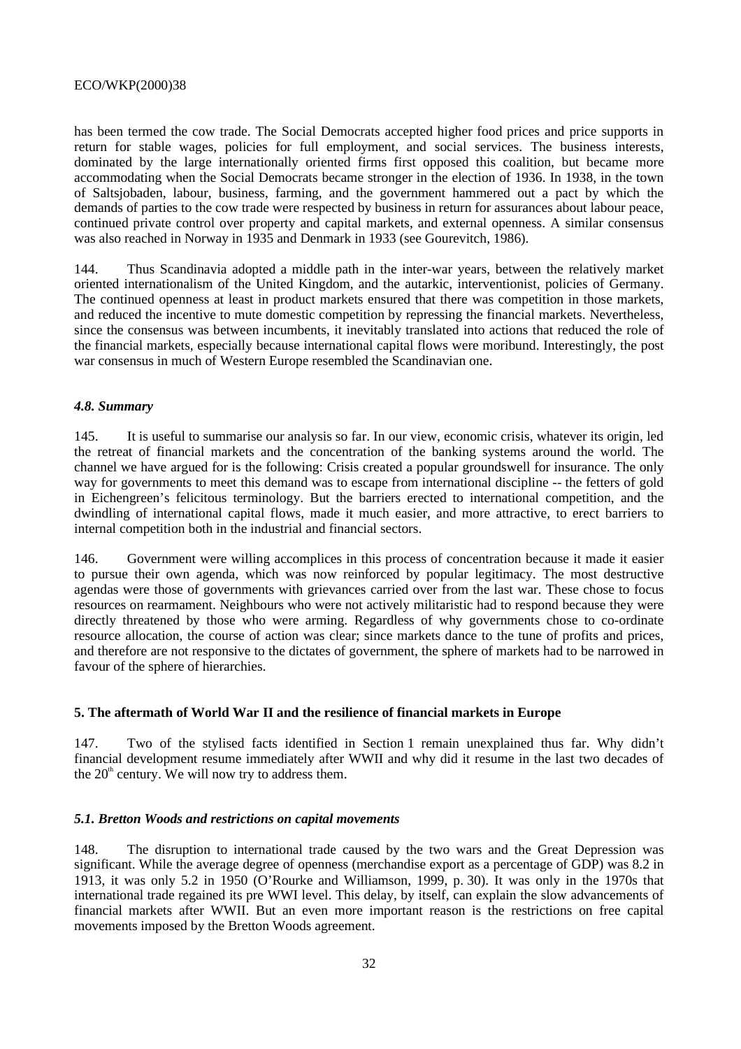has been termed the cow trade. The Social Democrats accepted higher food prices and price supports in return for stable wages, policies for full employment, and social services. The business interests, dominated by the large internationally oriented firms first opposed this coalition, but became more accommodating when the Social Democrats became stronger in the election of 1936. In 1938, in the town of Saltsjobaden, labour, business, farming, and the government hammered out a pact by which the demands of parties to the cow trade were respected by business in return for assurances about labour peace, continued private control over property and capital markets, and external openness. A similar consensus was also reached in Norway in 1935 and Denmark in 1933 (see Gourevitch, 1986).

144. Thus Scandinavia adopted a middle path in the inter-war years, between the relatively market oriented internationalism of the United Kingdom, and the autarkic, interventionist, policies of Germany. The continued openness at least in product markets ensured that there was competition in those markets, and reduced the incentive to mute domestic competition by repressing the financial markets. Nevertheless, since the consensus was between incumbents, it inevitably translated into actions that reduced the role of the financial markets, especially because international capital flows were moribund. Interestingly, the post war consensus in much of Western Europe resembled the Scandinavian one.

### *4.8. Summary*

145. It is useful to summarise our analysis so far. In our view, economic crisis, whatever its origin, led the retreat of financial markets and the concentration of the banking systems around the world. The channel we have argued for is the following: Crisis created a popular groundswell for insurance. The only way for governments to meet this demand was to escape from international discipline -- the fetters of gold in Eichengreen's felicitous terminology. But the barriers erected to international competition, and the dwindling of international capital flows, made it much easier, and more attractive, to erect barriers to internal competition both in the industrial and financial sectors.

146. Government were willing accomplices in this process of concentration because it made it easier to pursue their own agenda, which was now reinforced by popular legitimacy. The most destructive agendas were those of governments with grievances carried over from the last war. These chose to focus resources on rearmament. Neighbours who were not actively militaristic had to respond because they were directly threatened by those who were arming. Regardless of why governments chose to co-ordinate resource allocation, the course of action was clear; since markets dance to the tune of profits and prices, and therefore are not responsive to the dictates of government, the sphere of markets had to be narrowed in favour of the sphere of hierarchies.

## 5. The aftermath of World War II and the resilience of financial markets in Europe

147. Two of the stylised facts identified in Section 1 remain unexplained thus far. Why didn't financial development resume immediately after WWII and why did it resume in the last two decades of the 20th century. We will now try to address them.

### *5.1. Bretton Woods and restrictions on capital movements*

148. The disruption to international trade caused by the two wars and the Great Depression was significant. While the average degree of openness (merchandise export as a percentage of GDP) was 8.2 in 1913, it was only 5.2 in 1950 (O'Rourke and Williamson, 1999, p. 30). It was only in the 1970s that international trade regained its pre WWI level. This delay, by itself, can explain the slow advancements of financial markets after WWII. But an even more important reason is the restrictions on free capital movements imposed by the Bretton Woods agreement.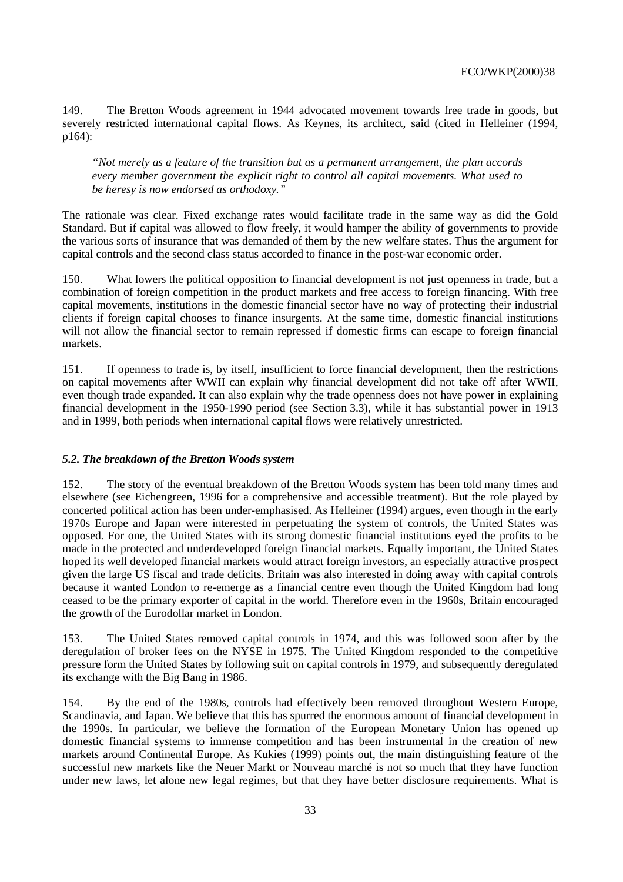149. The Bretton Woods agreement in 1944 advocated movement towards free trade in goods, but severely restricted international capital flows. As Keynes, its architect, said (cited in Helleiner (1994, p164):

> *"Not merely as a feature of the transition but as a permanent arrangement, the plan accords every member government the explicit right to control all capital movements. What used to be heresy is now endorsed as orthodoxy."*

The rationale was clear. Fixed exchange rates would facilitate trade in the same way as did the Gold Standard. But if capital was allowed to flow freely, it would hamper the ability of governments to provide the various sorts of insurance that was demanded of them by the new welfare states. Thus the argument for capital controls and the second class status accorded to finance in the post-war economic order.

150. What lowers the political opposition to financial development is not just openness in trade, but a combination of foreign competition in the product markets and free access to foreign financing. With free capital movements, institutions in the domestic financial sector have no way of protecting their industrial clients if foreign capital chooses to finance insurgents. At the same time, domestic financial institutions will not allow the financial sector to remain repressed if domestic firms can escape to foreign financial markets.

151. If openness to trade is, by itself, insufficient to force financial development, then the restrictions on capital movements after WWII can explain why financial development did not take off after WWII, even though trade expanded. It can also explain why the trade openness does not have power in explaining financial development in the 1950-1990 period (see Section 3.3), while it has substantial power in 1913 and in 1999, both periods when international capital flows were relatively unrestricted.

### *5.2. The breakdown of the Bretton Woods system*

152. The story of the eventual breakdown of the Bretton Woods system has been told many times and elsewhere (see Eichengreen, 1996 for a comprehensive and accessible treatment). But the role played by concerted political action has been under-emphasised. As Helleiner (1994) argues, even though in the early 1970s Europe and Japan were interested in perpetuating the system of controls, the United States was opposed. For one, the United States with its strong domestic financial institutions eyed the profits to be made in the protected and underdeveloped foreign financial markets. Equally important, the United States hoped its well developed financial markets would attract foreign investors, an especially attractive prospect given the large US fiscal and trade deficits. Britain was also interested in doing away with capital controls because it wanted London to re-emerge as a financial centre even though the United Kingdom had long ceased to be the primary exporter of capital in the world. Therefore even in the 1960s, Britain encouraged the growth of the Eurodollar market in London.

153. The United States removed capital controls in 1974, and this was followed soon after by the deregulation of broker fees on the NYSE in 1975. The United Kingdom responded to the competitive pressure form the United States by following suit on capital controls in 1979, and subsequently deregulated its exchange with the Big Bang in 1986.

154. By the end of the 1980s, controls had effectively been removed throughout Western Europe, Scandinavia, and Japan. We believe that this has spurred the enormous amount of financial development in the 1990s. In particular, we believe the formation of the European Monetary Union has opened up domestic financial systems to immense competition and has been instrumental in the creation of new markets around Continental Europe. As Kukies (1999) points out, the main distinguishing feature of the successful new markets like the Neuer Markt or Nouveau marché is not so much that they have function under new laws, let alone new legal regimes, but that they have better disclosure requirements. What is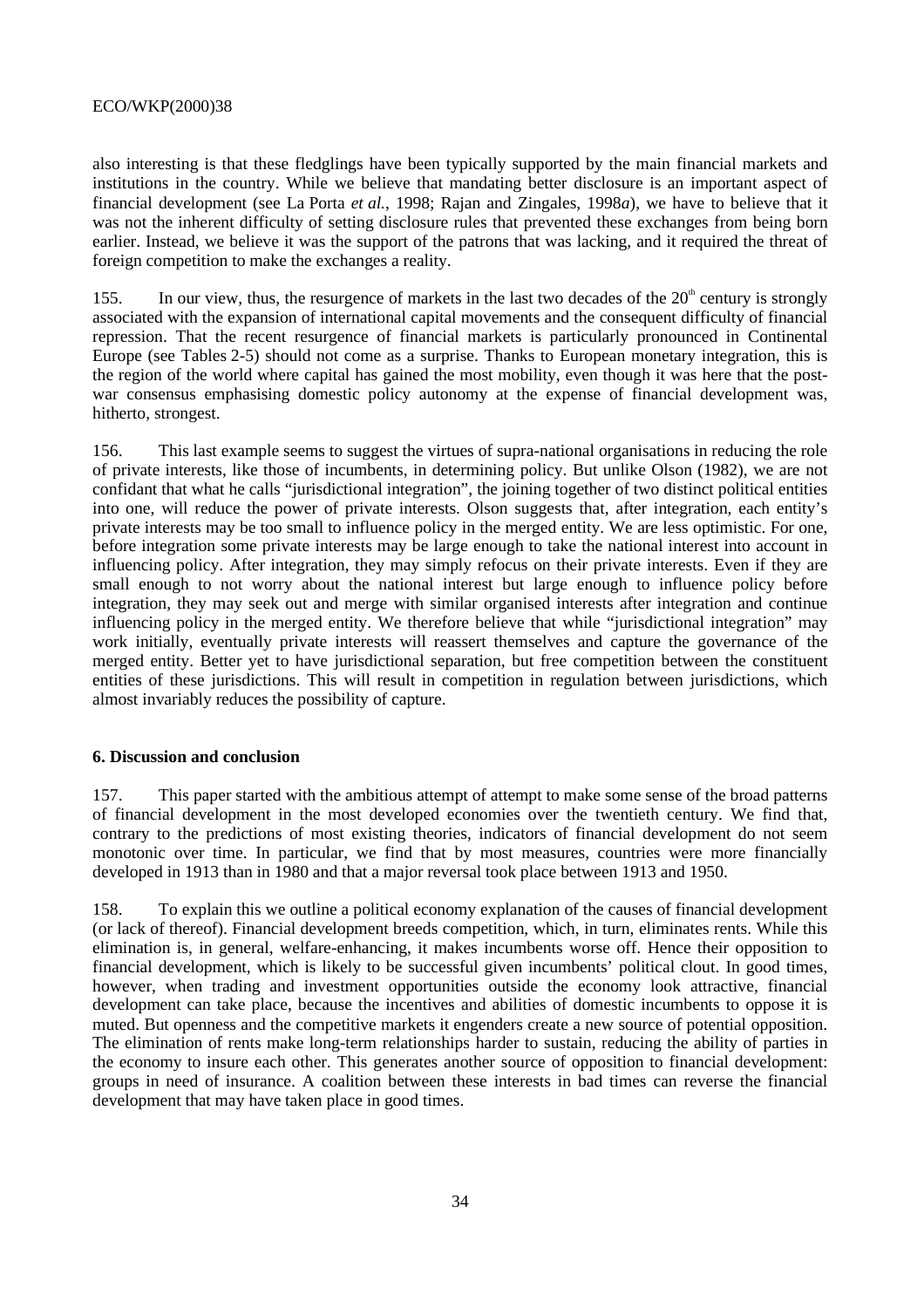also interesting is that these fledglings have been typically supported by the main financial markets and institutions in the country. While we believe that mandating better disclosure is an important aspect of financial development (see La Porta *et al.*, 1998; Rajan and Zingales, 1998*a*), we have to believe that it was not the inherent difficulty of setting disclosure rules that prevented these exchanges from being born earlier. Instead, we believe it was the support of the patrons that was lacking, and it required the threat of foreign competition to make the exchanges a reality.

155. In our view, thus, the resurgence of markets in the last two decades of the 20th century is strongly associated with the expansion of international capital movements and the consequent difficulty of financial repression. That the recent resurgence of financial markets is particularly pronounced in Continental Europe (see Tables 2-5) should not come as a surprise. Thanks to European monetary integration, this is the region of the world where capital has gained the most mobility, even though it was here that the post-war consensus emphasising domestic policy autonomy at the expense of financial development was, hitherto, strongest.

156. This last example seems to suggest the virtues of supra-national organisations in reducing the role of private interests, like those of incumbents, in determining policy. But unlike Olson (1982), we are not confidant that what he calls "jurisdictional integration", the joining together of two distinct political entities into one, will reduce the power of private interests. Olson suggests that, after integration, each entity's private interests may be too small to influence policy in the merged entity. We are less optimistic. For one, before integration some private interests may be large enough to take the national interest into account in influencing policy. After integration, they may simply refocus on their private interests. Even if they are small enough to not worry about the national interest but large enough to influence policy before integration, they may seek out and merge with similar organised interests after integration and continue influencing policy in the merged entity. We therefore believe that while "jurisdictional integration" may work initially, eventually private interests will reassert themselves and capture the governance of the merged entity. Better yet to have jurisdictional separation, but free competition between the constituent entities of these jurisdictions. This will result in competition in regulation between jurisdictions, which almost invariably reduces the possibility of capture.

## 6. Discussion and conclusion

157. This paper started with the ambitious attempt of attempt to make some sense of the broad patterns of financial development in the most developed economies over the twentieth century. We find that, contrary to the predictions of most existing theories, indicators of financial development do not seem monotonic over time. In particular, we find that by most measures, countries were more financially developed in 1913 than in 1980 and that a major reversal took place between 1913 and 1950.

158. To explain this we outline a political economy explanation of the causes of financial development (or lack of thereof). Financial development breeds competition, which, in turn, eliminates rents. While this elimination is, in general, welfare-enhancing, it makes incumbents worse off. Hence their opposition to financial development, which is likely to be successful given incumbents' political clout. In good times, however, when trading and investment opportunities outside the economy look attractive, financial development can take place, because the incentives and abilities of domestic incumbents to oppose it is muted. But openness and the competitive markets it engenders create a new source of potential opposition. The elimination of rents make long-term relationships harder to sustain, reducing the ability of parties in the economy to insure each other. This generates another source of opposition to financial development: groups in need of insurance. A coalition between these interests in bad times can reverse the financial development that may have taken place in good times.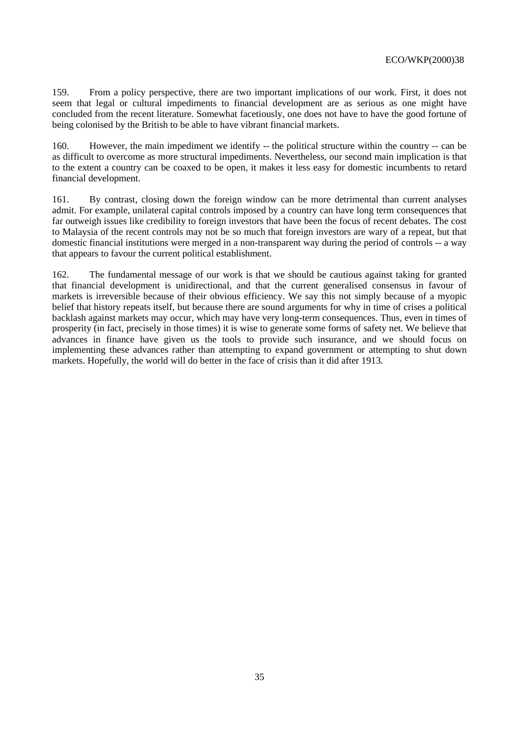159. From a policy perspective, there are two important implications of our work. First, it does not seem that legal or cultural impediments to financial development are as serious as one might have concluded from the recent literature. Somewhat facetiously, one does not have to have the good fortune of being colonised by the British to be able to have vibrant financial markets.

160. However, the main impediment we identify -- the political structure within the country -- can be as difficult to overcome as more structural impediments. Nevertheless, our second main implication is that to the extent a country can be coaxed to be open, it makes it less easy for domestic incumbents to retard financial development.

161. By contrast, closing down the foreign window can be more detrimental than current analyses admit. For example, unilateral capital controls imposed by a country can have long term consequences that far outweigh issues like credibility to foreign investors that have been the focus of recent debates. The cost to Malaysia of the recent controls may not be so much that foreign investors are wary of a repeat, but that domestic financial institutions were merged in a non-transparent way during the period of controls -- a way that appears to favour the current political establishment.

162. The fundamental message of our work is that we should be cautious against taking for granted that financial development is unidirectional, and that the current generalised consensus in favour of markets is irreversible because of their obvious efficiency. We say this not simply because of a myopic belief that history repeats itself, but because there are sound arguments for why in time of crises a political backlash against markets may occur, which may have very long-term consequences. Thus, even in times of prosperity (in fact, precisely in those times) it is wise to generate some forms of safety net. We believe that advances in finance have given us the tools to provide such insurance, and we should focus on implementing these advances rather than attempting to expand government or attempting to shut down markets. Hopefully, the world will do better in the face of crisis than it did after 1913.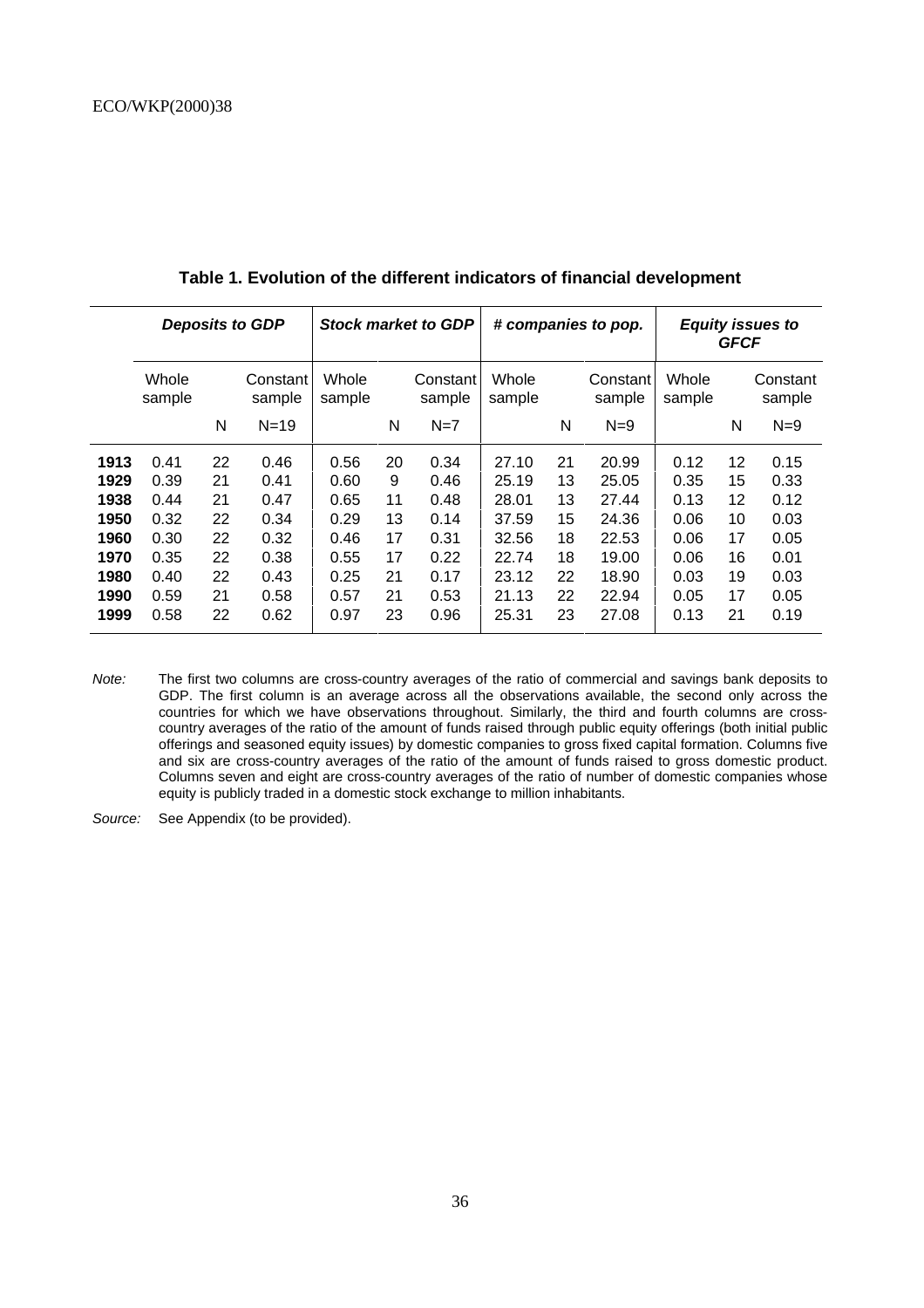**Table 1. Evolution of the different indicators of financial development**

| | *Deposits to GDP* | | | *Stock market to GDP* | | | *# companies to pop.* | | | *Equity issues to GFCF* | | |
|---|---|---|---|---|---|---|---|---|---|---|---|---|
| | Whole sample | | Constant sample | Whole sample | | Constant sample | Whole sample | | Constant sample | Whole sample | | Constant sample |
| | | N | N=19 | | N | N=7 | | N | N=9 | | N | N=9 |
| **1913** | 0.41 | 22 | 0.46 | 0.56 | 20 | 0.34 | 27.10 | 21 | 20.99 | 0.12 | 12 | 0.15 |
| **1929** | 0.39 | 21 | 0.41 | 0.60 | 9 | 0.46 | 25.19 | 13 | 25.05 | 0.35 | 15 | 0.33 |
| **1938** | 0.44 | 21 | 0.47 | 0.65 | 11 | 0.48 | 28.01 | 13 | 27.44 | 0.13 | 12 | 0.12 |
| **1950** | 0.32 | 22 | 0.34 | 0.29 | 13 | 0.14 | 37.59 | 15 | 24.36 | 0.06 | 10 | 0.03 |
| **1960** | 0.30 | 22 | 0.32 | 0.46 | 17 | 0.31 | 32.56 | 18 | 22.53 | 0.06 | 17 | 0.05 |
| **1970** | 0.35 | 22 | 0.38 | 0.55 | 17 | 0.22 | 22.74 | 18 | 19.00 | 0.06 | 16 | 0.01 |
| **1980** | 0.40 | 22 | 0.43 | 0.25 | 21 | 0.17 | 23.12 | 22 | 18.90 | 0.03 | 19 | 0.03 |
| **1990** | 0.59 | 21 | 0.58 | 0.57 | 21 | 0.53 | 21.13 | 22 | 22.94 | 0.05 | 17 | 0.05 |
| **1999** | 0.58 | 22 | 0.62 | 0.97 | 23 | 0.96 | 25.31 | 23 | 27.08 | 0.13 | 21 | 0.19 |

*Note:* The first two columns are cross-country averages of the ratio of commercial and savings bank deposits to GDP. The first column is an average across all the observations available, the second only across the countries for which we have observations throughout. Similarly, the third and fourth columns are cross-country averages of the ratio of the amount of funds raised through public equity offerings (both initial public offerings and seasoned equity issues) by domestic companies to gross fixed capital formation. Columns five and six are cross-country averages of the ratio of the amount of funds raised to gross domestic product. Columns seven and eight are cross-country averages of the ratio of number of domestic companies whose equity is publicly traded in a domestic stock exchange to million inhabitants.

*Source:* See Appendix (to be provided).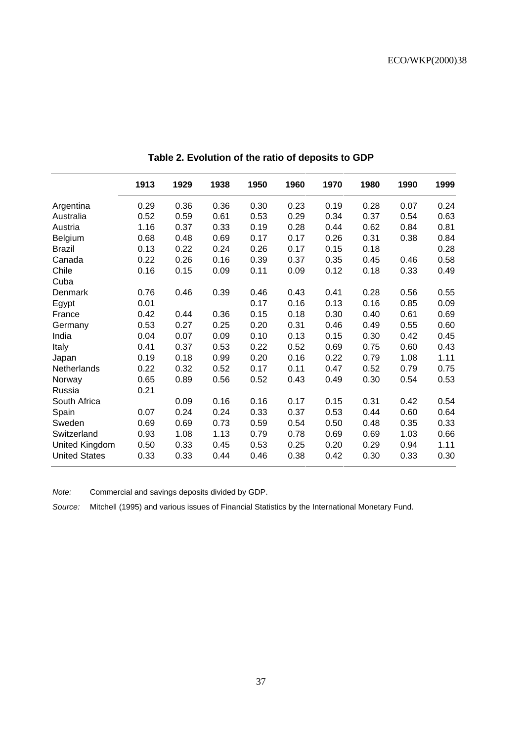**Table 2. Evolution of the ratio of deposits to GDP**

| | 1913 | 1929 | 1938 | 1950 | 1960 | 1970 | 1980 | 1990 | 1999 |
|---|---|---|---|---|---|---|---|---|---|
| Argentina | 0.29 | 0.36 | 0.36 | 0.30 | 0.23 | 0.19 | 0.28 | 0.07 | 0.24 |
| Australia | 0.52 | 0.59 | 0.61 | 0.53 | 0.29 | 0.34 | 0.37 | 0.54 | 0.63 |
| Austria | 1.16 | 0.37 | 0.33 | 0.19 | 0.28 | 0.44 | 0.62 | 0.84 | 0.81 |
| Belgium | 0.68 | 0.48 | 0.69 | 0.17 | 0.17 | 0.26 | 0.31 | 0.38 | 0.84 |
| Brazil | 0.13 | 0.22 | 0.24 | 0.26 | 0.17 | 0.15 | 0.18 | | 0.28 |
| Canada | 0.22 | 0.26 | 0.16 | 0.39 | 0.37 | 0.35 | 0.45 | 0.46 | 0.58 |
| Chile | 0.16 | 0.15 | 0.09 | 0.11 | 0.09 | 0.12 | 0.18 | 0.33 | 0.49 |
| Cuba | | | | | | | | | |
| Denmark | 0.76 | 0.46 | 0.39 | 0.46 | 0.43 | 0.41 | 0.28 | 0.56 | 0.55 |
| Egypt | 0.01 | | | 0.17 | 0.16 | 0.13 | 0.16 | 0.85 | 0.09 |
| France | 0.42 | 0.44 | 0.36 | 0.15 | 0.18 | 0.30 | 0.40 | 0.61 | 0.69 |
| Germany | 0.53 | 0.27 | 0.25 | 0.20 | 0.31 | 0.46 | 0.49 | 0.55 | 0.60 |
| India | 0.04 | 0.07 | 0.09 | 0.10 | 0.13 | 0.15 | 0.30 | 0.42 | 0.45 |
| Italy | 0.41 | 0.37 | 0.53 | 0.22 | 0.52 | 0.69 | 0.75 | 0.60 | 0.43 |
| Japan | 0.19 | 0.18 | 0.99 | 0.20 | 0.16 | 0.22 | 0.79 | 1.08 | 1.11 |
| Netherlands | 0.22 | 0.32 | 0.52 | 0.17 | 0.11 | 0.47 | 0.52 | 0.79 | 0.75 |
| Norway | 0.65 | 0.89 | 0.56 | 0.52 | 0.43 | 0.49 | 0.30 | 0.54 | 0.53 |
| Russia | 0.21 | | | | | | | | |
| South Africa | | 0.09 | 0.16 | 0.16 | 0.17 | 0.15 | 0.31 | 0.42 | 0.54 |
| Spain | 0.07 | 0.24 | 0.24 | 0.33 | 0.37 | 0.53 | 0.44 | 0.60 | 0.64 |
| Sweden | 0.69 | 0.69 | 0.73 | 0.59 | 0.54 | 0.50 | 0.48 | 0.35 | 0.33 |
| Switzerland | 0.93 | 1.08 | 1.13 | 0.79 | 0.78 | 0.69 | 0.69 | 1.03 | 0.66 |
| United Kingdom | 0.50 | 0.33 | 0.45 | 0.53 | 0.25 | 0.20 | 0.29 | 0.94 | 1.11 |
| United States | 0.33 | 0.33 | 0.44 | 0.46 | 0.38 | 0.42 | 0.30 | 0.33 | 0.30 |

*Note:* Commercial and savings deposits divided by GDP.

*Source:* Mitchell (1995) and various issues of Financial Statistics by the International Monetary Fund.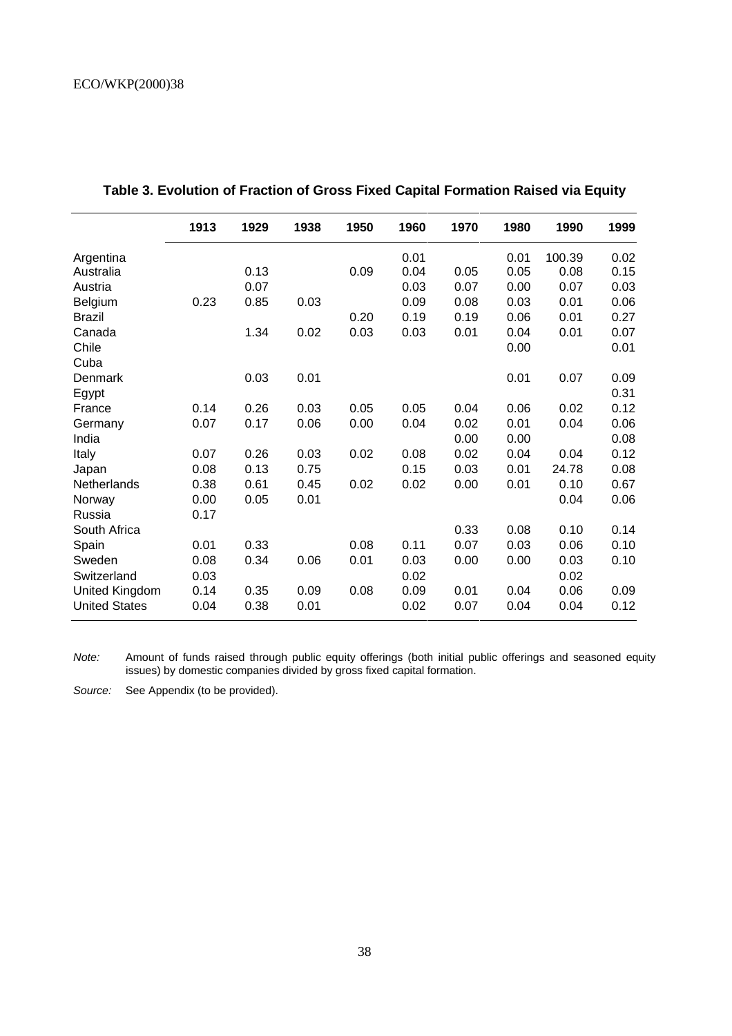**Table 3. Evolution of Fraction of Gross Fixed Capital Formation Raised via Equity**

| | 1913 | 1929 | 1938 | 1950 | 1960 | 1970 | 1980 | 1990 | 1999 |
|---|---|---|---|---|---|---|---|---|---|
| Argentina | | | | | 0.01 | | 0.01 | 100.39 | 0.02 |
| Australia | | 0.13 | | 0.09 | 0.04 | 0.05 | 0.05 | 0.08 | 0.15 |
| Austria | | 0.07 | | | 0.03 | 0.07 | 0.00 | 0.07 | 0.03 |
| Belgium | 0.23 | 0.85 | 0.03 | | 0.09 | 0.08 | 0.03 | 0.01 | 0.06 |
| Brazil | | | | 0.20 | 0.19 | 0.19 | 0.06 | 0.01 | 0.27 |
| Canada | | 1.34 | 0.02 | 0.03 | 0.03 | 0.01 | 0.04 | 0.01 | 0.07 |
| Chile | | | | | | | 0.00 | | 0.01 |
| Cuba | | | | | | | | | |
| Denmark | | 0.03 | 0.01 | | | | 0.01 | 0.07 | 0.09 |
| Egypt | | | | | | | | | 0.31 |
| France | 0.14 | 0.26 | 0.03 | 0.05 | 0.05 | 0.04 | 0.06 | 0.02 | 0.12 |
| Germany | 0.07 | 0.17 | 0.06 | 0.00 | 0.04 | 0.02 | 0.01 | 0.04 | 0.06 |
| India | | | | | | 0.00 | 0.00 | | 0.08 |
| Italy | 0.07 | 0.26 | 0.03 | 0.02 | 0.08 | 0.02 | 0.04 | 0.04 | 0.12 |
| Japan | 0.08 | 0.13 | 0.75 | | 0.15 | 0.03 | 0.01 | 24.78 | 0.08 |
| Netherlands | 0.38 | 0.61 | 0.45 | 0.02 | 0.02 | 0.00 | 0.01 | 0.10 | 0.67 |
| Norway | 0.00 | 0.05 | 0.01 | | | | | 0.04 | 0.06 |
| Russia | 0.17 | | | | | | | | |
| South Africa | | | | | | 0.33 | 0.08 | 0.10 | 0.14 |
| Spain | 0.01 | 0.33 | | 0.08 | 0.11 | 0.07 | 0.03 | 0.06 | 0.10 |
| Sweden | 0.08 | 0.34 | 0.06 | 0.01 | 0.03 | 0.00 | 0.00 | 0.03 | 0.10 |
| Switzerland | 0.03 | | | | 0.02 | | | 0.02 | |
| United Kingdom | 0.14 | 0.35 | 0.09 | 0.08 | 0.09 | 0.01 | 0.04 | 0.06 | 0.09 |
| United States | 0.04 | 0.38 | 0.01 | | 0.02 | 0.07 | 0.04 | 0.04 | 0.12 |

*Note:* Amount of funds raised through public equity offerings (both initial public offerings and seasoned equity issues) by domestic companies divided by gross fixed capital formation.

*Source:* See Appendix (to be provided).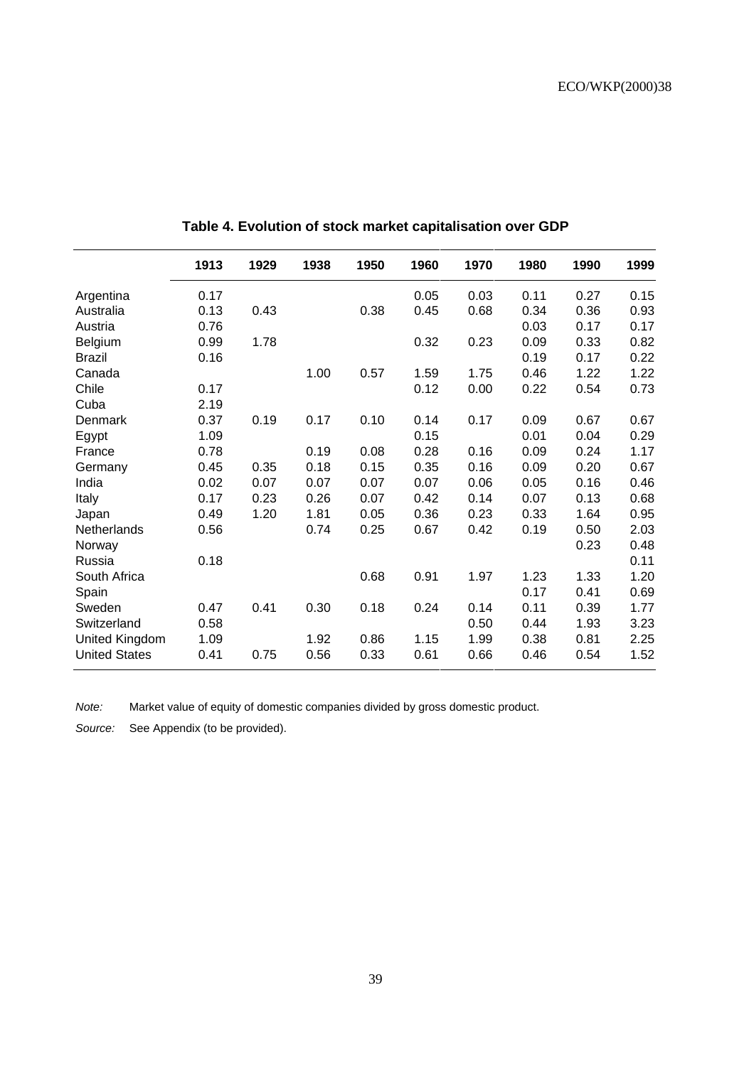**Table 4. Evolution of stock market capitalisation over GDP**

| | 1913 | 1929 | 1938 | 1950 | 1960 | 1970 | 1980 | 1990 | 1999 |
|---|---|---|---|---|---|---|---|---|---|
| Argentina | 0.17 | | | | 0.05 | 0.03 | 0.11 | 0.27 | 0.15 |
| Australia | 0.13 | 0.43 | | 0.38 | 0.45 | 0.68 | 0.34 | 0.36 | 0.93 |
| Austria | 0.76 | | | | | | 0.03 | 0.17 | 0.17 |
| Belgium | 0.99 | 1.78 | | | 0.32 | 0.23 | 0.09 | 0.33 | 0.82 |
| Brazil | 0.16 | | | | | | 0.19 | 0.17 | 0.22 |
| Canada | | | 1.00 | 0.57 | 1.59 | 1.75 | 0.46 | 1.22 | 1.22 |
| Chile | 0.17 | | | | 0.12 | 0.00 | 0.22 | 0.54 | 0.73 |
| Cuba | 2.19 | | | | | | | | |
| Denmark | 0.37 | 0.19 | 0.17 | 0.10 | 0.14 | 0.17 | 0.09 | 0.67 | 0.67 |
| Egypt | 1.09 | | | | 0.15 | | 0.01 | 0.04 | 0.29 |
| France | 0.78 | | 0.19 | 0.08 | 0.28 | 0.16 | 0.09 | 0.24 | 1.17 |
| Germany | 0.45 | 0.35 | 0.18 | 0.15 | 0.35 | 0.16 | 0.09 | 0.20 | 0.67 |
| India | 0.02 | 0.07 | 0.07 | 0.07 | 0.07 | 0.06 | 0.05 | 0.16 | 0.46 |
| Italy | 0.17 | 0.23 | 0.26 | 0.07 | 0.42 | 0.14 | 0.07 | 0.13 | 0.68 |
| Japan | 0.49 | 1.20 | 1.81 | 0.05 | 0.36 | 0.23 | 0.33 | 1.64 | 0.95 |
| Netherlands | 0.56 | | 0.74 | 0.25 | 0.67 | 0.42 | 0.19 | 0.50 | 2.03 |
| Norway | | | | | | | | 0.23 | 0.48 |
| Russia | 0.18 | | | | | | | | 0.11 |
| South Africa | | | | 0.68 | 0.91 | 1.97 | 1.23 | 1.33 | 1.20 |
| Spain | | | | | | | 0.17 | 0.41 | 0.69 |
| Sweden | 0.47 | 0.41 | 0.30 | 0.18 | 0.24 | 0.14 | 0.11 | 0.39 | 1.77 |
| Switzerland | 0.58 | | | | | 0.50 | 0.44 | 1.93 | 3.23 |
| United Kingdom | 1.09 | | 1.92 | 0.86 | 1.15 | 1.99 | 0.38 | 0.81 | 2.25 |
| United States | 0.41 | 0.75 | 0.56 | 0.33 | 0.61 | 0.66 | 0.46 | 0.54 | 1.52 |

*Note:* Market value of equity of domestic companies divided by gross domestic product.

*Source:* See Appendix (to be provided).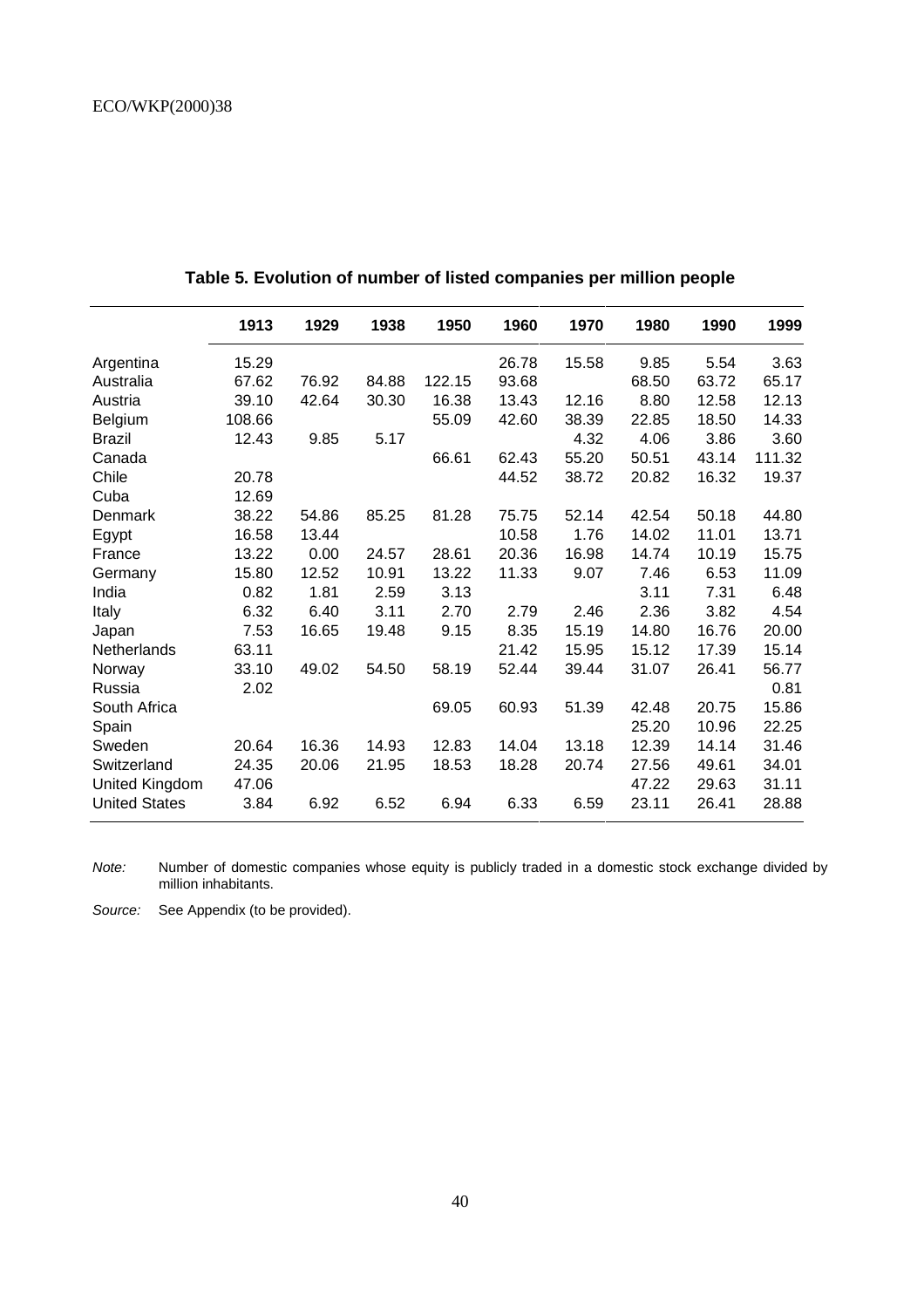**Table 5. Evolution of number of listed companies per million people**

| | 1913 | 1929 | 1938 | 1950 | 1960 | 1970 | 1980 | 1990 | 1999 |
|---|---|---|---|---|---|---|---|---|---|
| Argentina | 15.29 | | | | 26.78 | 15.58 | 9.85 | 5.54 | 3.63 |
| Australia | 67.62 | 76.92 | 84.88 | 122.15 | 93.68 | | 68.50 | 63.72 | 65.17 |
| Austria | 39.10 | 42.64 | 30.30 | 16.38 | 13.43 | 12.16 | 8.80 | 12.58 | 12.13 |
| Belgium | 108.66 | | | 55.09 | 42.60 | 38.39 | 22.85 | 18.50 | 14.33 |
| Brazil | 12.43 | 9.85 | 5.17 | | | 4.32 | 4.06 | 3.86 | 3.60 |
| Canada | | | | 66.61 | 62.43 | 55.20 | 50.51 | 43.14 | 111.32 |
| Chile | 20.78 | | | | 44.52 | 38.72 | 20.82 | 16.32 | 19.37 |
| Cuba | 12.69 | | | | | | | | |
| Denmark | 38.22 | 54.86 | 85.25 | 81.28 | 75.75 | 52.14 | 42.54 | 50.18 | 44.80 |
| Egypt | 16.58 | 13.44 | | | 10.58 | 1.76 | 14.02 | 11.01 | 13.71 |
| France | 13.22 | 0.00 | 24.57 | 28.61 | 20.36 | 16.98 | 14.74 | 10.19 | 15.75 |
| Germany | 15.80 | 12.52 | 10.91 | 13.22 | 11.33 | 9.07 | 7.46 | 6.53 | 11.09 |
| India | 0.82 | 1.81 | 2.59 | 3.13 | | | 3.11 | 7.31 | 6.48 |
| Italy | 6.32 | 6.40 | 3.11 | 2.70 | 2.79 | 2.46 | 2.36 | 3.82 | 4.54 |
| Japan | 7.53 | 16.65 | 19.48 | 9.15 | 8.35 | 15.19 | 14.80 | 16.76 | 20.00 |
| Netherlands | 63.11 | | | | 21.42 | 15.95 | 15.12 | 17.39 | 15.14 |
| Norway | 33.10 | 49.02 | 54.50 | 58.19 | 52.44 | 39.44 | 31.07 | 26.41 | 56.77 |
| Russia | 2.02 | | | | | | | | 0.81 |
| South Africa | | | | 69.05 | 60.93 | 51.39 | 42.48 | 20.75 | 15.86 |
| Spain | | | | | | | 25.20 | 10.96 | 22.25 |
| Sweden | 20.64 | 16.36 | 14.93 | 12.83 | 14.04 | 13.18 | 12.39 | 14.14 | 31.46 |
| Switzerland | 24.35 | 20.06 | 21.95 | 18.53 | 18.28 | 20.74 | 27.56 | 49.61 | 34.01 |
| United Kingdom | 47.06 | | | | | | 47.22 | 29.63 | 31.11 |
| United States | 3.84 | 6.92 | 6.52 | 6.94 | 6.33 | 6.59 | 23.11 | 26.41 | 28.88 |

*Note:* Number of domestic companies whose equity is publicly traded in a domestic stock exchange divided by million inhabitants.

*Source:* See Appendix (to be provided).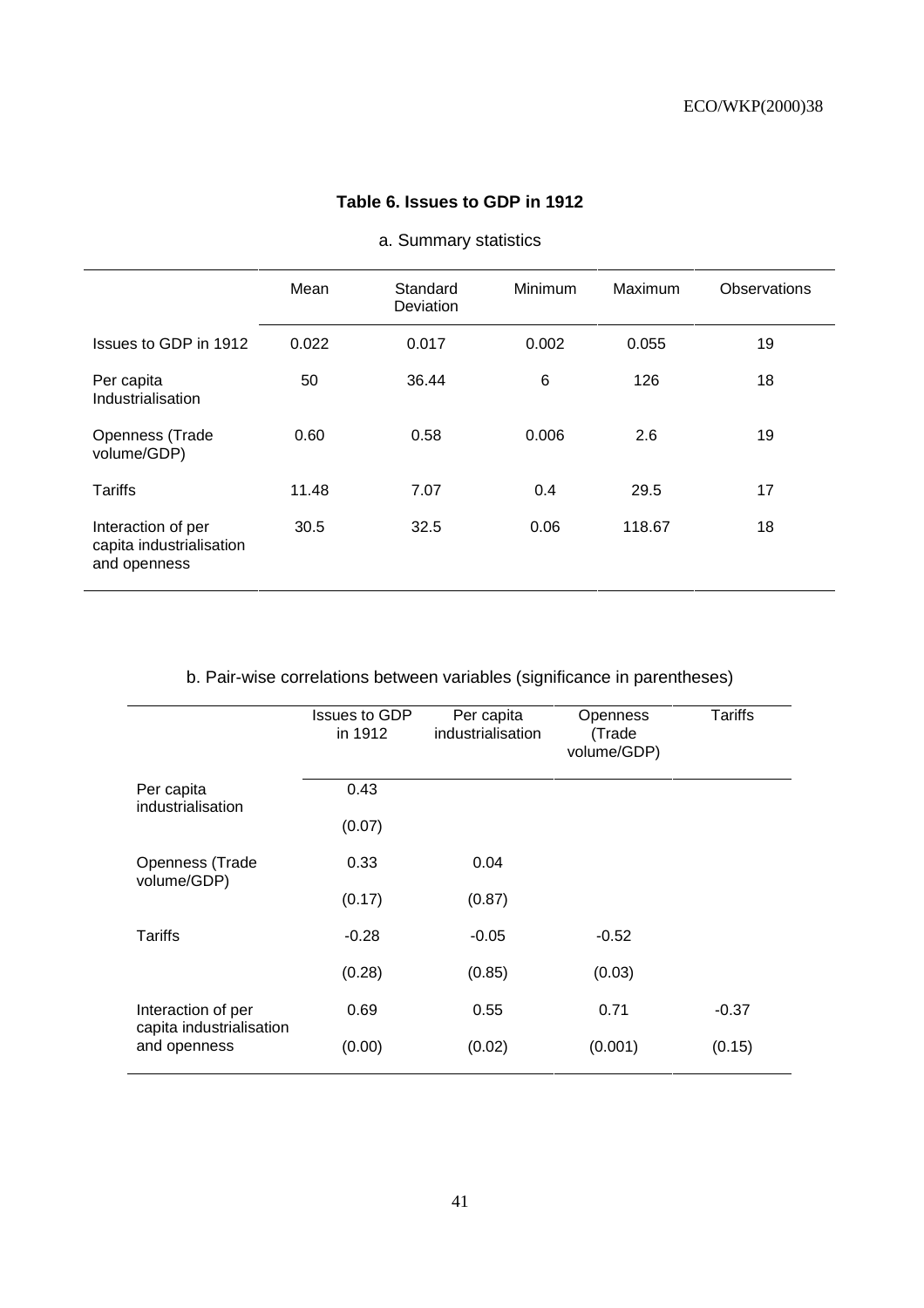### Table 6. Issues to GDP in 1912

a. Summary statistics

| | Mean | Standard Deviation | Minimum | Maximum | Observations |
|---|---|---|---|---|---|
| Issues to GDP in 1912 | 0.022 | 0.017 | 0.002 | 0.055 | 19 |
| Per capita Industrialisation | 50 | 36.44 | 6 | 126 | 18 |
| Openness (Trade volume/GDP) | 0.60 | 0.58 | 0.006 | 2.6 | 19 |
| Tariffs | 11.48 | 7.07 | 0.4 | 29.5 | 17 |
| Interaction of per capita industrialisation and openness | 30.5 | 32.5 | 0.06 | 118.67 | 18 |

b. Pair-wise correlations between variables (significance in parentheses)

| | Issues to GDP in 1912 | Per capita industrialisation | Openness (Trade volume/GDP) | Tariffs |
|---|---|---|---|---|
| Per capita industrialisation | 0.43 | | | |
| | (0.07) | | | |
| Openness (Trade volume/GDP) | 0.33 | 0.04 | | |
| | (0.17) | (0.87) | | |
| Tariffs | -0.28 | -0.05 | -0.52 | |
| | (0.28) | (0.85) | (0.03) | |
| Interaction of per capita industrialisation and openness | 0.69 | 0.55 | 0.71 | -0.37 |
| | (0.00) | (0.02) | (0.001) | (0.15) |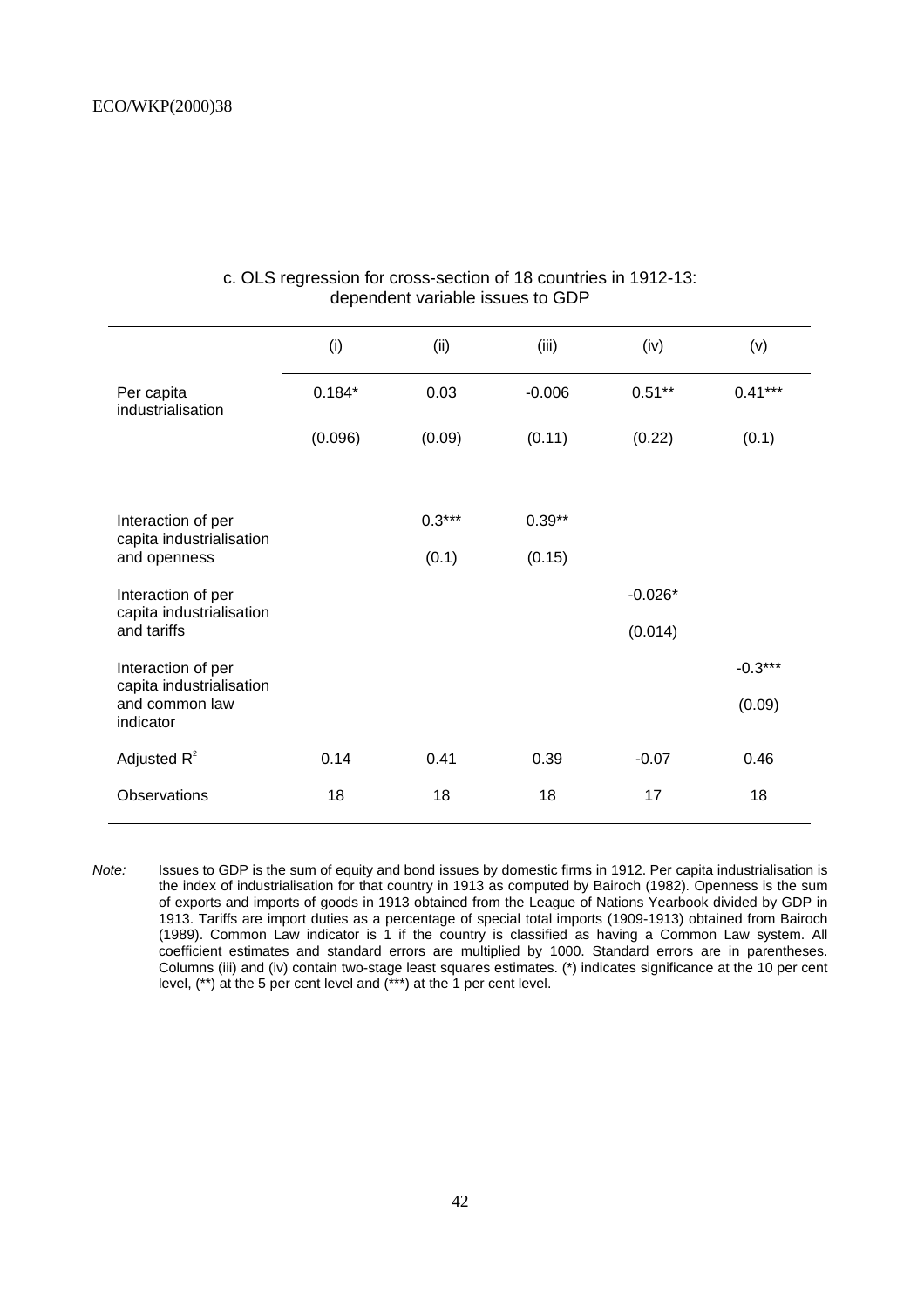c. OLS regression for cross-section of 18 countries in 1912-13: dependent variable issues to GDP

| | (i) | (ii) | (iii) | (iv) | (v) |
|---|---|---|---|---|---|
| Per capita industrialisation | 0.184* | 0.03 | -0.006 | 0.51** | 0.41*** |
| | (0.096) | (0.09) | (0.11) | (0.22) | (0.1) |
| Interaction of per capita industrialisation and openness | | 0.3*** | 0.39** | | |
| | | (0.1) | (0.15) | | |
| Interaction of per capita industrialisation and tariffs | | | | -0.026* | |
| | | | | (0.014) | |
| Interaction of per capita industrialisation and common law indicator | | | | | -0.3*** |
| | | | | | (0.09) |
| Adjusted $R^2$ | 0.14 | 0.41 | 0.39 | -0.07 | 0.46 |
| Observations | 18 | 18 | 18 | 17 | 18 |

*Note:* Issues to GDP is the sum of equity and bond issues by domestic firms in 1912. Per capita industrialisation is the index of industrialisation for that country in 1913 as computed by Bairoch (1982). Openness is the sum of exports and imports of goods in 1913 obtained from the League of Nations Yearbook divided by GDP in 1913. Tariffs are import duties as a percentage of special total imports (1909-1913) obtained from Bairoch (1989). Common Law indicator is 1 if the country is classified as having a Common Law system. All coefficient estimates and standard errors are multiplied by 1000. Standard errors are in parentheses. Columns (iii) and (iv) contain two-stage least squares estimates. (*) indicates significance at the 10 per cent level, (**) at the 5 per cent level and (***) at the 1 per cent level.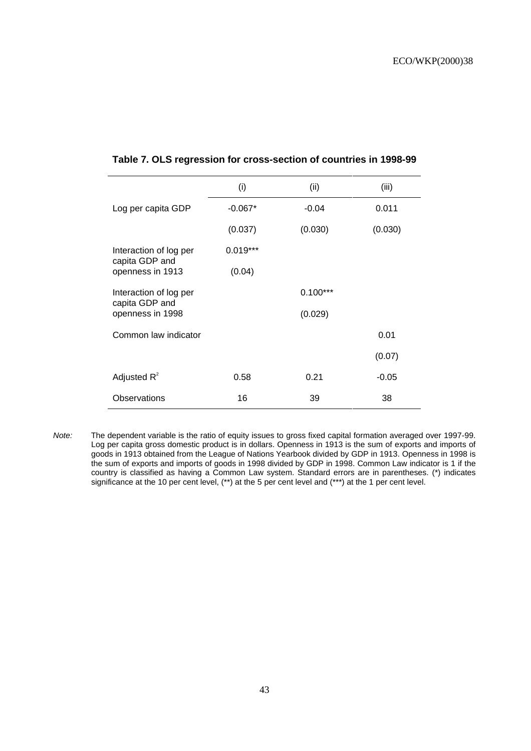**Table 7. OLS regression for cross-section of countries in 1998-99**

| | (i) | (ii) | (iii) |
|---|---|---|---|
| Log per capita GDP | -0.067* | -0.04 | 0.011 |
| | (0.037) | (0.030) | (0.030) |
| Interaction of log per capita GDP and openness in 1913 | 0.019*** | | |
| | (0.04) | | |
| Interaction of log per capita GDP and openness in 1998 | | 0.100*** | |
| | | (0.029) | |
| Common law indicator | | | 0.01 |
| | | | (0.07) |
| Adjusted $R^2$ | 0.58 | 0.21 | -0.05 |
| Observations | 16 | 39 | 38 |

*Note:* The dependent variable is the ratio of equity issues to gross fixed capital formation averaged over 1997-99. Log per capita gross domestic product is in dollars. Openness in 1913 is the sum of exports and imports of goods in 1913 obtained from the League of Nations Yearbook divided by GDP in 1913. Openness in 1998 is the sum of exports and imports of goods in 1998 divided by GDP in 1998. Common Law indicator is 1 if the country is classified as having a Common Law system. Standard errors are in parentheses. (*) indicates significance at the 10 per cent level, (**) at the 5 per cent level and (***) at the 1 per cent level.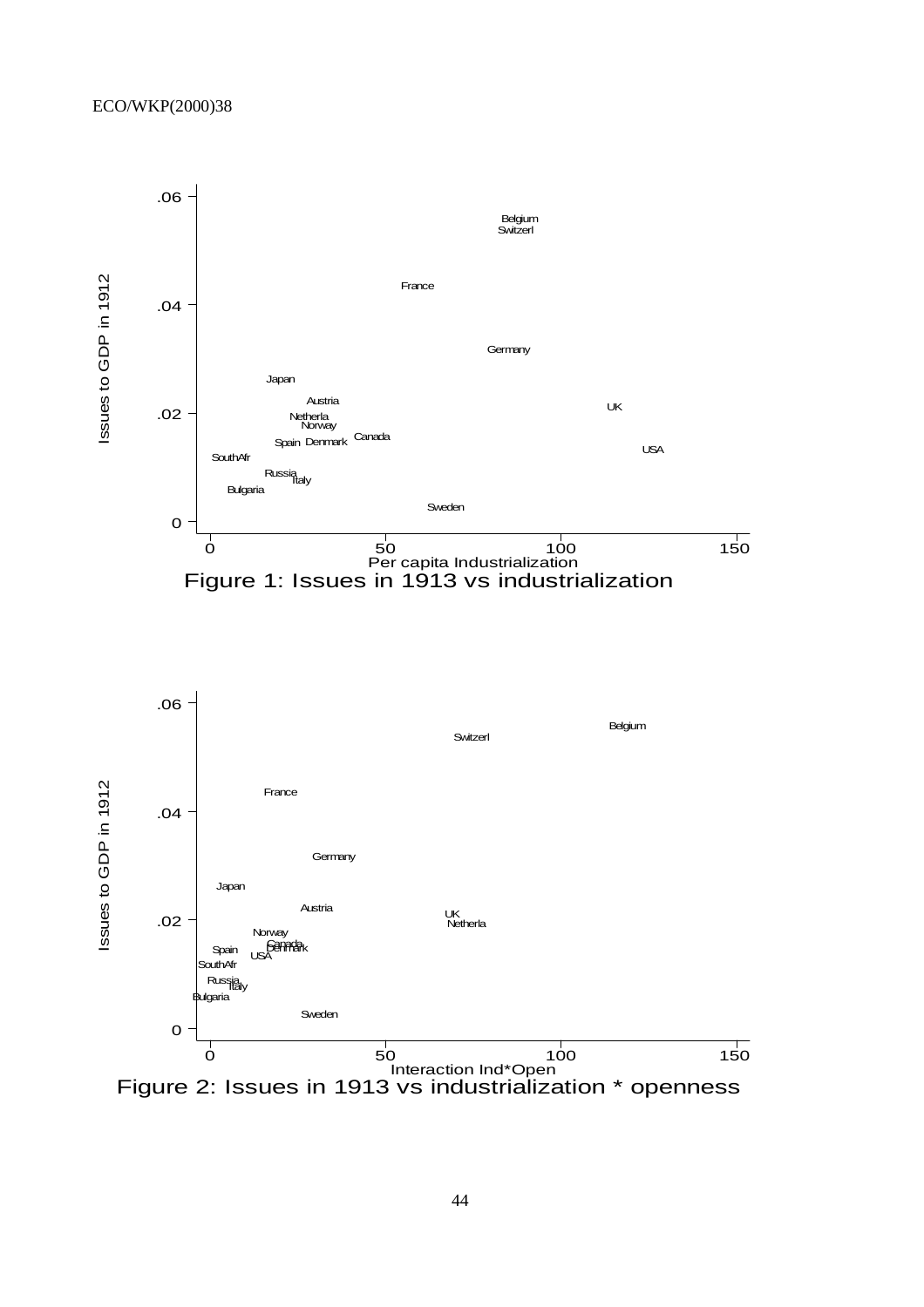.06
.04
.02
0
Issues to GDP in 1912
Belgium
Switzerl
France
Germany
Japan
Austria
UK
Netherla
Norway
Canada
Spain
Denmark
USA
SouthAfr
Russia
Italy
Bulgaria
Sweden
0
50
100
150
Per capita Industrialization

Figure 1: Issues in 1913 vs industrialization

.06
.04
.02
0
Issues to GDP in 1912
Belgium
Switzerl
France
Germany
Japan
Austria
UK
Netherla
Norway
Canada
Denmark
Spain
USA
SouthAfr
Russia
Italy
Bulgaria
Sweden
0
50
100
150
Interaction Ind*Open

Figure 2: Issues in 1913 vs industrialization * openness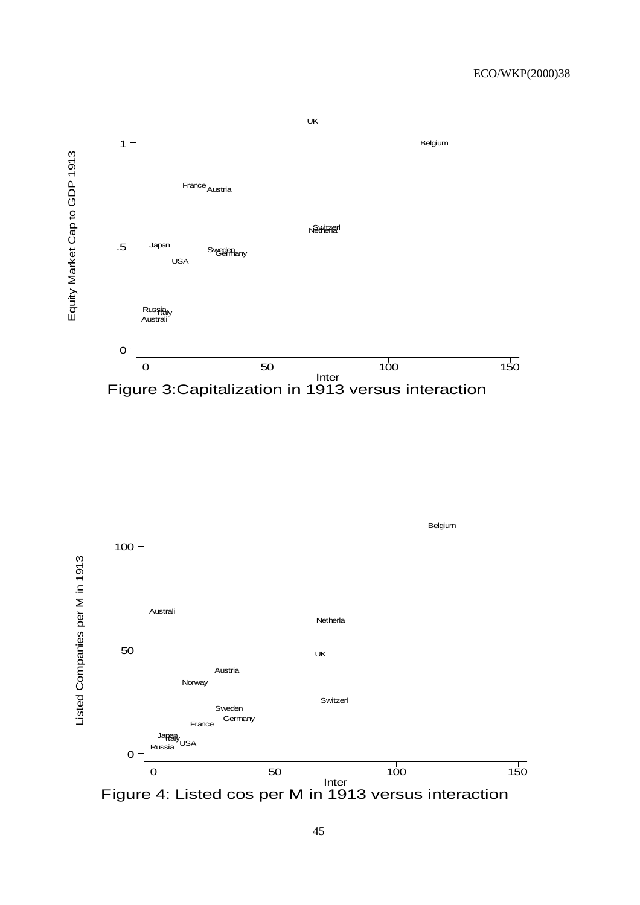Equity Market Cap to GDP 1913

1

.5

0

0

50

100

150

Inter

UK

Belgium

France

Austria

Switzerl

Netherla

Japan

Sweden

Germany

USA

Russia

Italy

Australi

Figure 3:Capitalization in 1913 versus interaction

Listed Companies per M in 1913

100

50

0

0

50

100

150

Inter

Belgium

Australi

Netherla

UK

Austria

Norway

Switzerl

Sweden

Germany

France

Japan

Italy

USA

Russia

Figure 4: Listed cos per M in 1913 versus interaction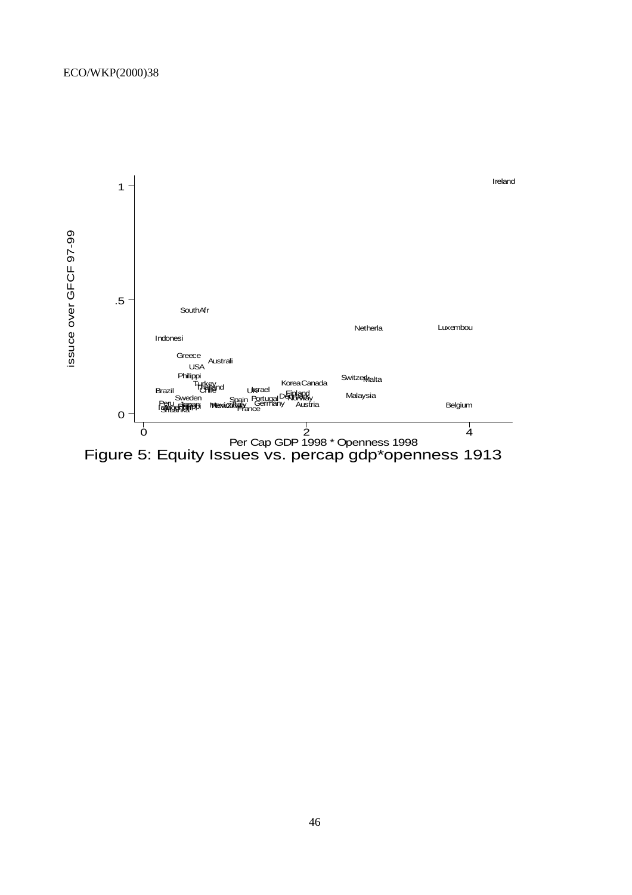Ireland

1

issuce over GFCF 97-99

.5

SouthAfr

Netherla

Luxembou

Indonesi

Greece

Australi

USA

Philippi

Switzerl

Malta

Korea

Canada

Turkey

Thailand

Chile

Brazil

UK

Israel

Finland

Sweden

Denmark

Norway

Malaysia

Spain

Portugal

Peru

Japan

Mexico

Italy

Germany

Austria

Belgium

New Zeal

France

Sri Lanka

0

0

2

4

Per Cap GDP 1998 * Openness 1998

Figure 5: Equity Issues vs. percap gdp*openness 1913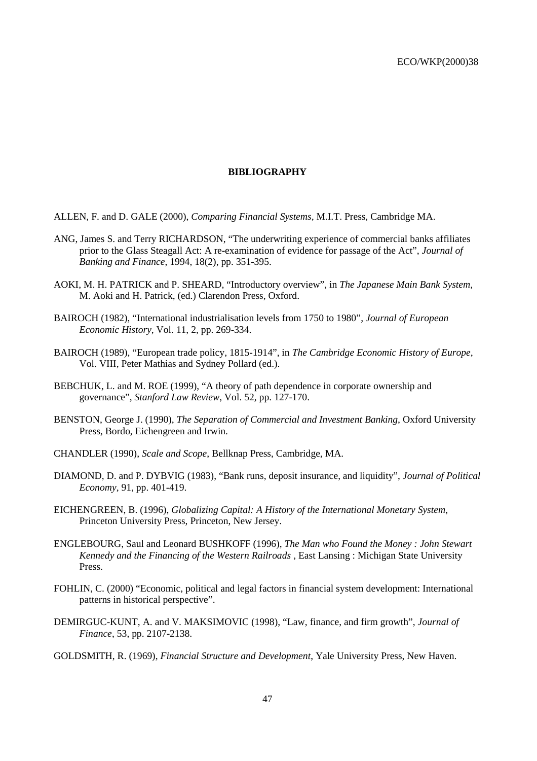# BIBLIOGRAPHY

ALLEN, F. and D. GALE (2000), *Comparing Financial Systems*, M.I.T. Press, Cambridge MA.

ANG, James S. and Terry RICHARDSON, "The underwriting experience of commercial banks affiliates prior to the Glass Steagall Act: A re-examination of evidence for passage of the Act", *Journal of Banking and Finance*, 1994, 18(2), pp. 351-395.

AOKI, M. H. PATRICK and P. SHEARD, "Introductory overview", in *The Japanese Main Bank System*, M. Aoki and H. Patrick, (ed.) Clarendon Press, Oxford.

BAIROCH (1982), "International industrialisation levels from 1750 to 1980", *Journal of European Economic History*, Vol. 11, 2, pp. 269-334.

BAIROCH (1989), "European trade policy, 1815-1914", in *The Cambridge Economic History of Europe*, Vol. VIII, Peter Mathias and Sydney Pollard (ed.).

BEBCHUK, L. and M. ROE (1999), "A theory of path dependence in corporate ownership and governance", *Stanford Law Review*, Vol. 52, pp. 127-170.

BENSTON, George J. (1990), *The Separation of Commercial and Investment Banking*, Oxford University Press, Bordo, Eichengreen and Irwin.

CHANDLER (1990), *Scale and Scope*, Bellknap Press, Cambridge, MA.

DIAMOND, D. and P. DYBVIG (1983), "Bank runs, deposit insurance, and liquidity", *Journal of Political Economy*, 91, pp. 401-419.

EICHENGREEN, B. (1996), *Globalizing Capital: A History of the International Monetary System*, Princeton University Press, Princeton, New Jersey.

ENGLEBOURG, Saul and Leonard BUSHKOFF (1996), *The Man who Found the Money : John Stewart Kennedy and the Financing of the Western Railroads* , East Lansing : Michigan State University Press.

FOHLIN, C. (2000) "Economic, political and legal factors in financial system development: International patterns in historical perspective".

DEMIRGUC-KUNT, A. and V. MAKSIMOVIC (1998), "Law, finance, and firm growth", *Journal of Finance*, 53, pp. 2107-2138.

GOLDSMITH, R. (1969), *Financial Structure and Development*, Yale University Press, New Haven.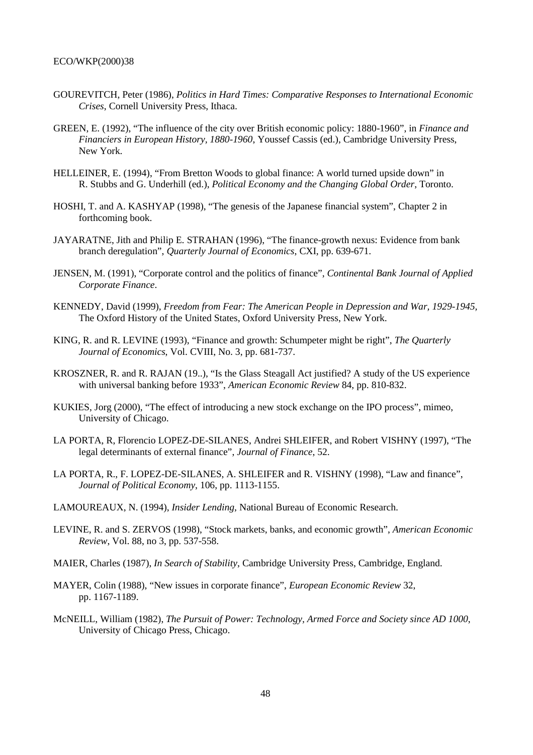GOUREVITCH, Peter (1986), *Politics in Hard Times: Comparative Responses to International Economic Crises*, Cornell University Press, Ithaca.

GREEN, E. (1992), "The influence of the city over British economic policy: 1880-1960", in *Finance and Financiers in European History, 1880-1960*, Youssef Cassis (ed.), Cambridge University Press, New York.

HELLEINER, E. (1994), "From Bretton Woods to global finance: A world turned upside down" in R. Stubbs and G. Underhill (ed.), *Political Economy and the Changing Global Order*, Toronto.

HOSHI, T. and A. KASHYAP (1998), "The genesis of the Japanese financial system", Chapter 2 in forthcoming book.

JAYARATNE, Jith and Philip E. STRAHAN (1996), "The finance-growth nexus: Evidence from bank branch deregulation", *Quarterly Journal of Economics*, CXI, pp. 639-671.

JENSEN, M. (1991), "Corporate control and the politics of finance", *Continental Bank Journal of Applied Corporate Finance*.

KENNEDY, David (1999), *Freedom from Fear: The American People in Depression and War, 1929-1945*, The Oxford History of the United States, Oxford University Press, New York.

KING, R. and R. LEVINE (1993), "Finance and growth: Schumpeter might be right", *The Quarterly Journal of Economics*, Vol. CVIII, No. 3, pp. 681-737.

KROSZNER, R. and R. RAJAN (19..), "Is the Glass Steagall Act justified? A study of the US experience with universal banking before 1933", *American Economic Review* 84, pp. 810-832.

KUKIES, Jorg (2000), "The effect of introducing a new stock exchange on the IPO process", mimeo, University of Chicago.

LA PORTA, R, Florencio LOPEZ-DE-SILANES, Andrei SHLEIFER, and Robert VISHNY (1997), "The legal determinants of external finance", *Journal of Finance*, 52.

LA PORTA, R., F. LOPEZ-DE-SILANES, A. SHLEIFER and R. VISHNY (1998), "Law and finance", *Journal of Political Economy*, 106, pp. 1113-1155.

LAMOUREAUX, N. (1994), *Insider Lending*, National Bureau of Economic Research.

LEVINE, R. and S. ZERVOS (1998), "Stock markets, banks, and economic growth", *American Economic Review*, Vol. 88, no 3, pp. 537-558.

MAIER, Charles (1987), *In Search of Stability*, Cambridge University Press, Cambridge, England.

MAYER, Colin (1988), "New issues in corporate finance", *European Economic Review* 32, pp. 1167-1189.

McNEILL, William (1982), *The Pursuit of Power: Technology, Armed Force and Society since AD 1000*, University of Chicago Press, Chicago.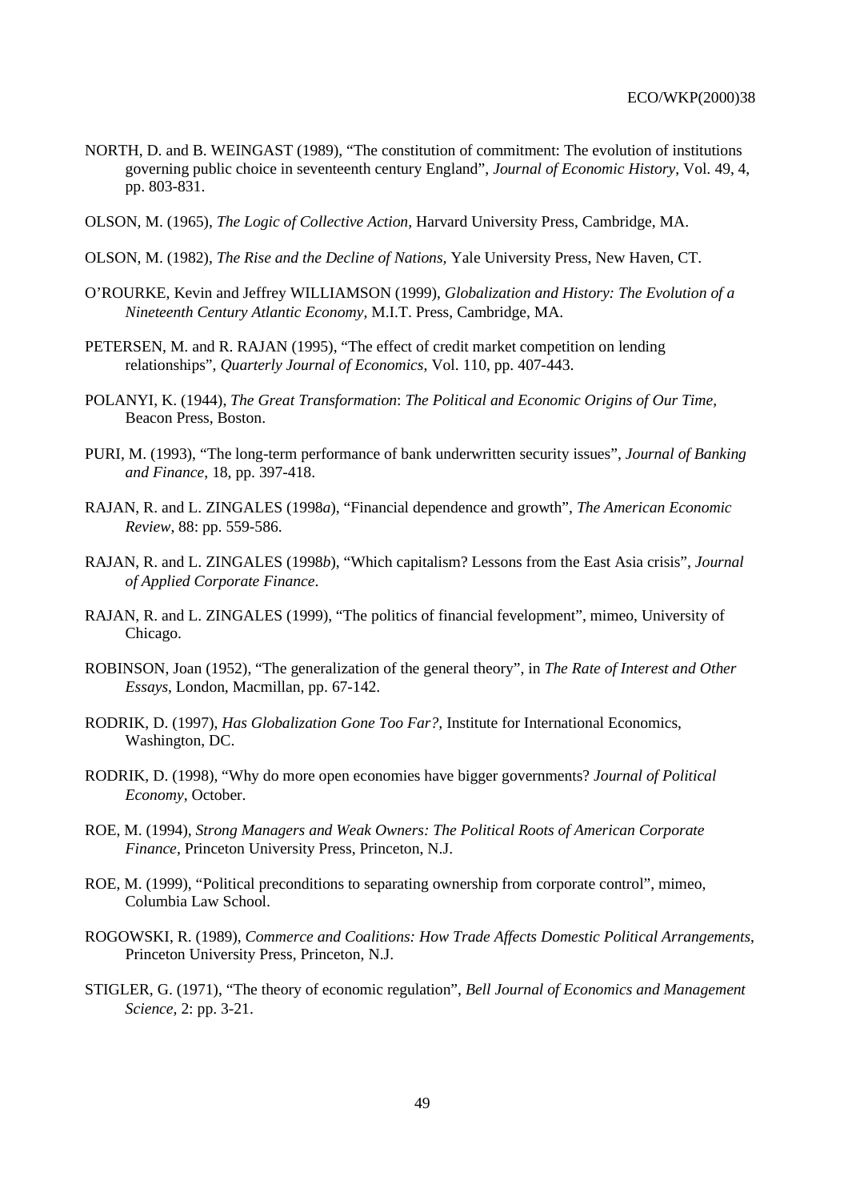NORTH, D. and B. WEINGAST (1989), "The constitution of commitment: The evolution of institutions governing public choice in seventeenth century England", *Journal of Economic History*, Vol. 49, 4, pp. 803-831.

OLSON, M. (1965), *The Logic of Collective Action,* Harvard University Press, Cambridge, MA.

OLSON, M. (1982), *The Rise and the Decline of Nations,* Yale University Press, New Haven, CT.

O'ROURKE, Kevin and Jeffrey WILLIAMSON (1999), *Globalization and History: The Evolution of a Nineteenth Century Atlantic Economy*, M.I.T. Press, Cambridge, MA.

PETERSEN, M. and R. RAJAN (1995), "The effect of credit market competition on lending relationships", *Quarterly Journal of Economics*, Vol. 110, pp. 407-443.

POLANYI, K. (1944), *The Great Transformation*: *The Political and Economic Origins of Our Time,* Beacon Press, Boston.

PURI, M. (1993), "The long-term performance of bank underwritten security issues", *Journal of Banking and Finance*, 18, pp. 397-418.

RAJAN, R. and L. ZINGALES (1998*a*), "Financial dependence and growth", *The American Economic Review*, 88: pp. 559-586.

RAJAN, R. and L. ZINGALES (1998*b*), "Which capitalism? Lessons from the East Asia crisis", *Journal of Applied Corporate Finance*.

RAJAN, R. and L. ZINGALES (1999), "The politics of financial fevelopment", mimeo, University of Chicago.

ROBINSON, Joan (1952), "The generalization of the general theory", in *The Rate of Interest and Other Essays*, London, Macmillan, pp. 67-142.

RODRIK, D. (1997), *Has Globalization Gone Too Far?,* Institute for International Economics, Washington, DC.

RODRIK, D. (1998), "Why do more open economies have bigger governments? *Journal of Political Economy*, October.

ROE, M. (1994), *Strong Managers and Weak Owners: The Political Roots of American Corporate Finance*, Princeton University Press, Princeton, N.J.

ROE, M. (1999), "Political preconditions to separating ownership from corporate control", mimeo, Columbia Law School.

ROGOWSKI, R. (1989), *Commerce and Coalitions: How Trade Affects Domestic Political Arrangements*, Princeton University Press, Princeton, N.J.

STIGLER, G. (1971), "The theory of economic regulation", *Bell Journal of Economics and Management Science,* 2: pp. 3-21.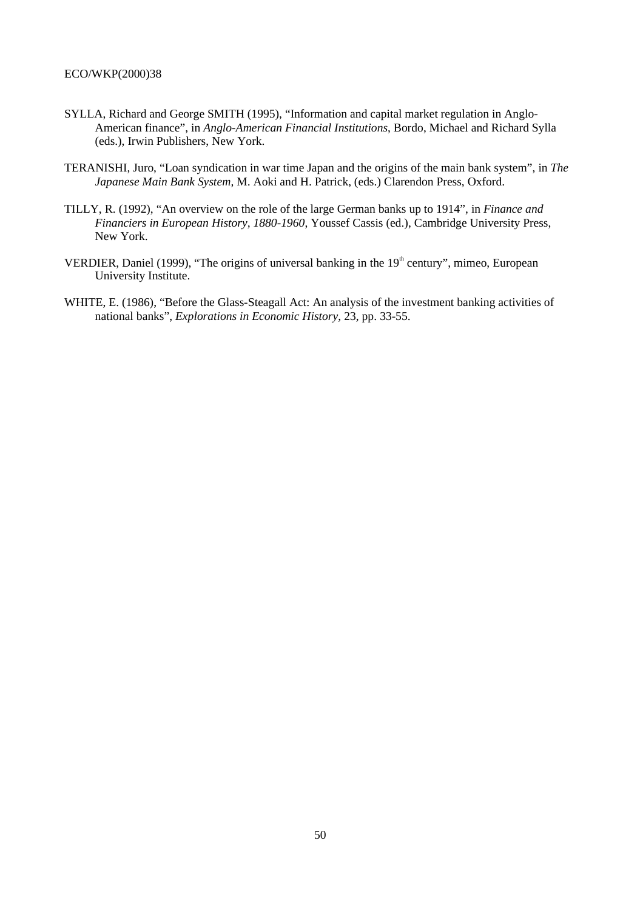SYLLA, Richard and George SMITH (1995), "Information and capital market regulation in Anglo-American finance", in *Anglo-American Financial Institutions*, Bordo, Michael and Richard Sylla (eds.), Irwin Publishers, New York.

TERANISHI, Juro, "Loan syndication in war time Japan and the origins of the main bank system", in *The Japanese Main Bank System*, M. Aoki and H. Patrick, (eds.) Clarendon Press, Oxford.

TILLY, R. (1992), "An overview on the role of the large German banks up to 1914", in *Finance and Financiers in European History, 1880-1960*, Youssef Cassis (ed.), Cambridge University Press, New York.

VERDIER, Daniel (1999), "The origins of universal banking in the 19th century", mimeo, European University Institute.

WHITE, E. (1986), "Before the Glass-Steagall Act: An analysis of the investment banking activities of national banks", *Explorations in Economic History*, 23, pp. 33-55.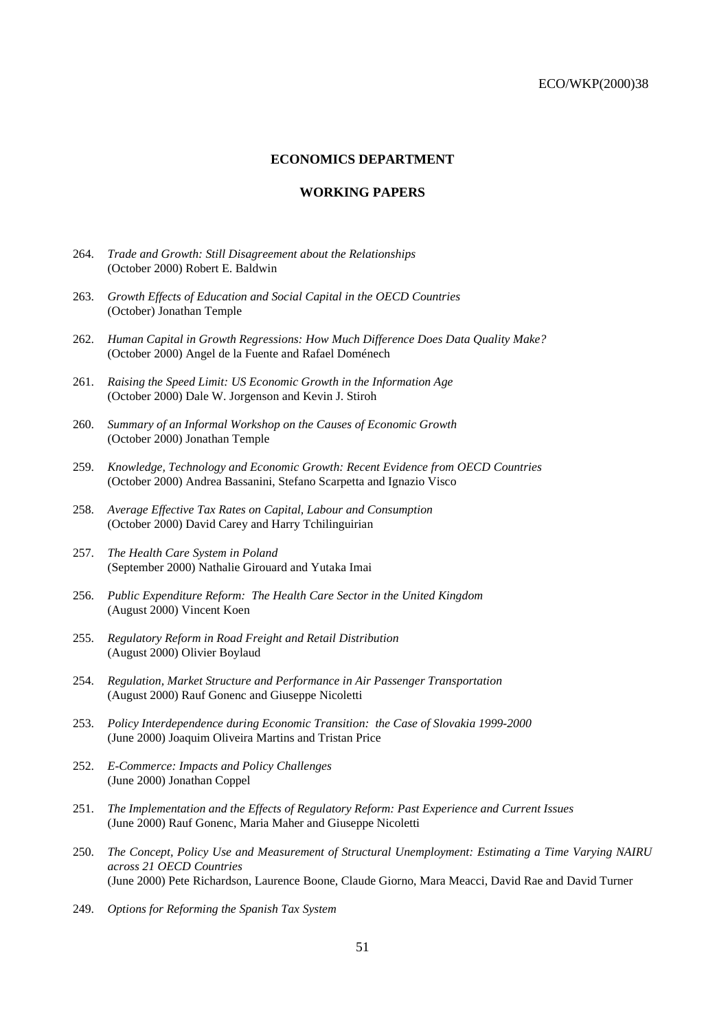## ECONOMICS DEPARTMENT

## WORKING PAPERS

264. *Trade and Growth: Still Disagreement about the Relationships*
(October 2000) Robert E. Baldwin

263. *Growth Effects of Education and Social Capital in the OECD Countries*
(October) Jonathan Temple

262. *Human Capital in Growth Regressions: How Much Difference Does Data Quality Make?*
(October 2000) Angel de la Fuente and Rafael Doménech

261. *Raising the Speed Limit: US Economic Growth in the Information Age*
(October 2000) Dale W. Jorgenson and Kevin J. Stiroh

260. *Summary of an Informal Workshop on the Causes of Economic Growth*
(October 2000) Jonathan Temple

259. *Knowledge, Technology and Economic Growth: Recent Evidence from OECD Countries*
(October 2000) Andrea Bassanini, Stefano Scarpetta and Ignazio Visco

258. *Average Effective Tax Rates on Capital, Labour and Consumption*
(October 2000) David Carey and Harry Tchilinguirian

257. *The Health Care System in Poland*
(September 2000) Nathalie Girouard and Yutaka Imai

256. *Public Expenditure Reform: The Health Care Sector in the United Kingdom*
(August 2000) Vincent Koen

255. *Regulatory Reform in Road Freight and Retail Distribution*
(August 2000) Olivier Boylaud

254. *Regulation, Market Structure and Performance in Air Passenger Transportation*
(August 2000) Rauf Gonenc and Giuseppe Nicoletti

253. *Policy Interdependence during Economic Transition: the Case of Slovakia 1999-2000*
(June 2000) Joaquim Oliveira Martins and Tristan Price

252. *E-Commerce: Impacts and Policy Challenges*
(June 2000) Jonathan Coppel

251. *The Implementation and the Effects of Regulatory Reform: Past Experience and Current Issues*
(June 2000) Rauf Gonenc, Maria Maher and Giuseppe Nicoletti

250. *The Concept, Policy Use and Measurement of Structural Unemployment: Estimating a Time Varying NAIRU across 21 OECD Countries*
(June 2000) Pete Richardson, Laurence Boone, Claude Giorno, Mara Meacci, David Rae and David Turner

249. *Options for Reforming the Spanish Tax System*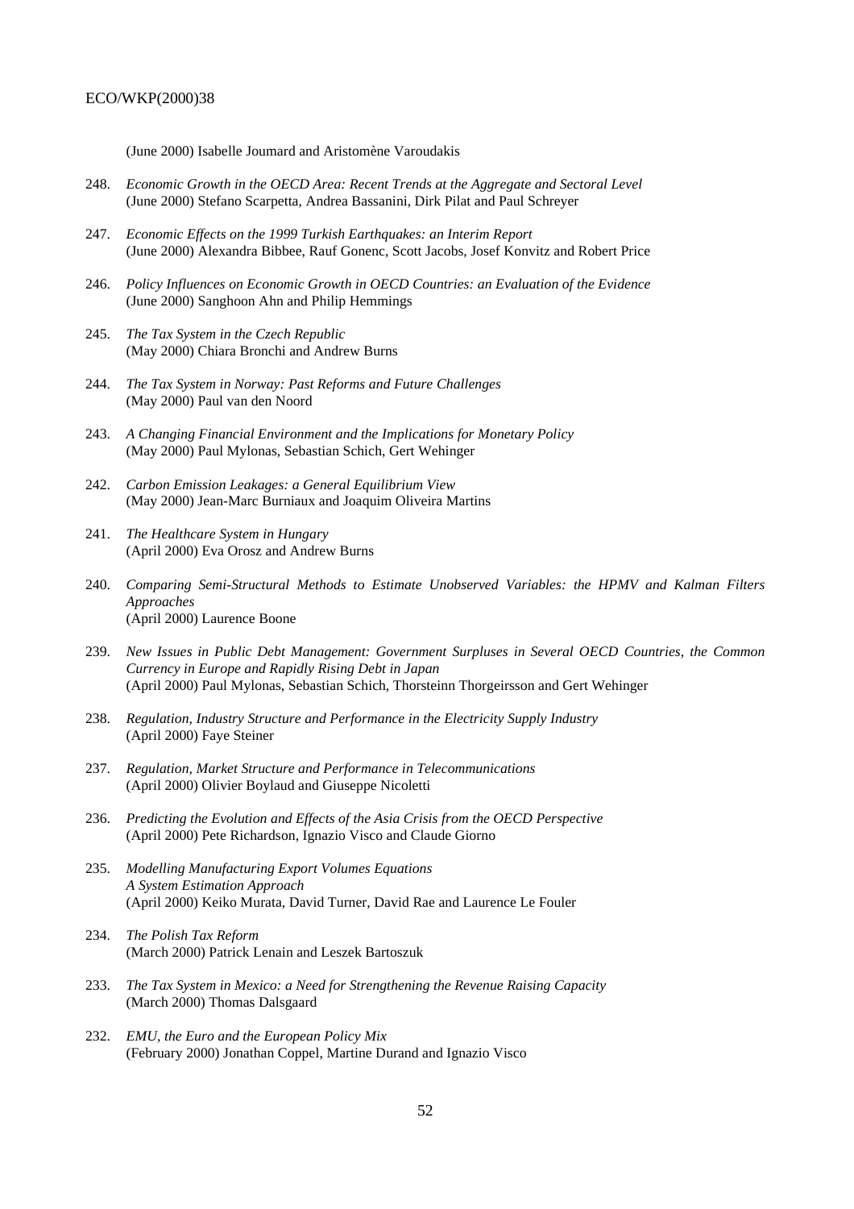(June 2000) Isabelle Joumard and Aristomène Varoudakis

248. *Economic Growth in the OECD Area: Recent Trends at the Aggregate and Sectoral Level*
(June 2000) Stefano Scarpetta, Andrea Bassanini, Dirk Pilat and Paul Schreyer

247. *Economic Effects on the 1999 Turkish Earthquakes: an Interim Report*
(June 2000) Alexandra Bibbee, Rauf Gonenc, Scott Jacobs, Josef Konvitz and Robert Price

246. *Policy Influences on Economic Growth in OECD Countries: an Evaluation of the Evidence*
(June 2000) Sanghoon Ahn and Philip Hemmings

245. *The Tax System in the Czech Republic*
(May 2000) Chiara Bronchi and Andrew Burns

244. *The Tax System in Norway: Past Reforms and Future Challenges*
(May 2000) Paul van den Noord

243. *A Changing Financial Environment and the Implications for Monetary Policy*
(May 2000) Paul Mylonas, Sebastian Schich, Gert Wehinger

242. *Carbon Emission Leakages: a General Equilibrium View*
(May 2000) Jean-Marc Burniaux and Joaquim Oliveira Martins

241. *The Healthcare System in Hungary*
(April 2000) Eva Orosz and Andrew Burns

240. *Comparing Semi-Structural Methods to Estimate Unobserved Variables: the HPMV and Kalman Filters Approaches*
(April 2000) Laurence Boone

239. *New Issues in Public Debt Management: Government Surpluses in Several OECD Countries, the Common Currency in Europe and Rapidly Rising Debt in Japan*
(April 2000) Paul Mylonas, Sebastian Schich, Thorsteinn Thorgeirsson and Gert Wehinger

238. *Regulation, Industry Structure and Performance in the Electricity Supply Industry*
(April 2000) Faye Steiner

237. *Regulation, Market Structure and Performance in Telecommunications*
(April 2000) Olivier Boylaud and Giuseppe Nicoletti

236. *Predicting the Evolution and Effects of the Asia Crisis from the OECD Perspective*
(April 2000) Pete Richardson, Ignazio Visco and Claude Giorno

235. *Modelling Manufacturing Export Volumes Equations*
*A System Estimation Approach*
(April 2000) Keiko Murata, David Turner, David Rae and Laurence Le Fouler

234. *The Polish Tax Reform*
(March 2000) Patrick Lenain and Leszek Bartoszuk

233. *The Tax System in Mexico: a Need for Strengthening the Revenue Raising Capacity*
(March 2000) Thomas Dalsgaard

232. *EMU, the Euro and the European Policy Mix*
(February 2000) Jonathan Coppel, Martine Durand and Ignazio Visco